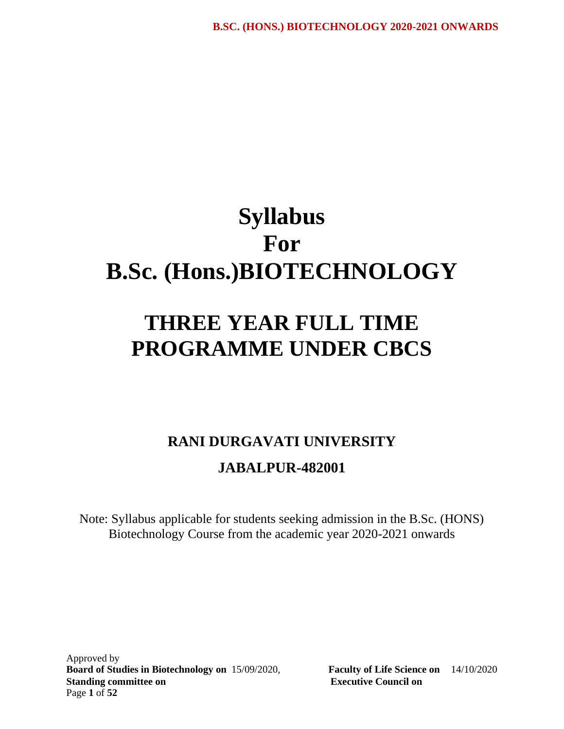# Syllabus
# For
# B.Sc. (Hons.)BIOTECHNOLOGY

# THREE YEAR FULL TIME PROGRAMME UNDER CBCS

## RANI DURGAVATI UNIVERSITY

## JABALPUR-482001

Note: Syllabus applicable for students seeking admission in the B.Sc. (HONS) Biotechnology Course from the academic year 2020-2021 onwards

Approved by
**Board of Studies in Biotechnology on** 15/09/2020, **Faculty of Life Science on** 14/10/2020
**Standing committee on** **Executive Council on**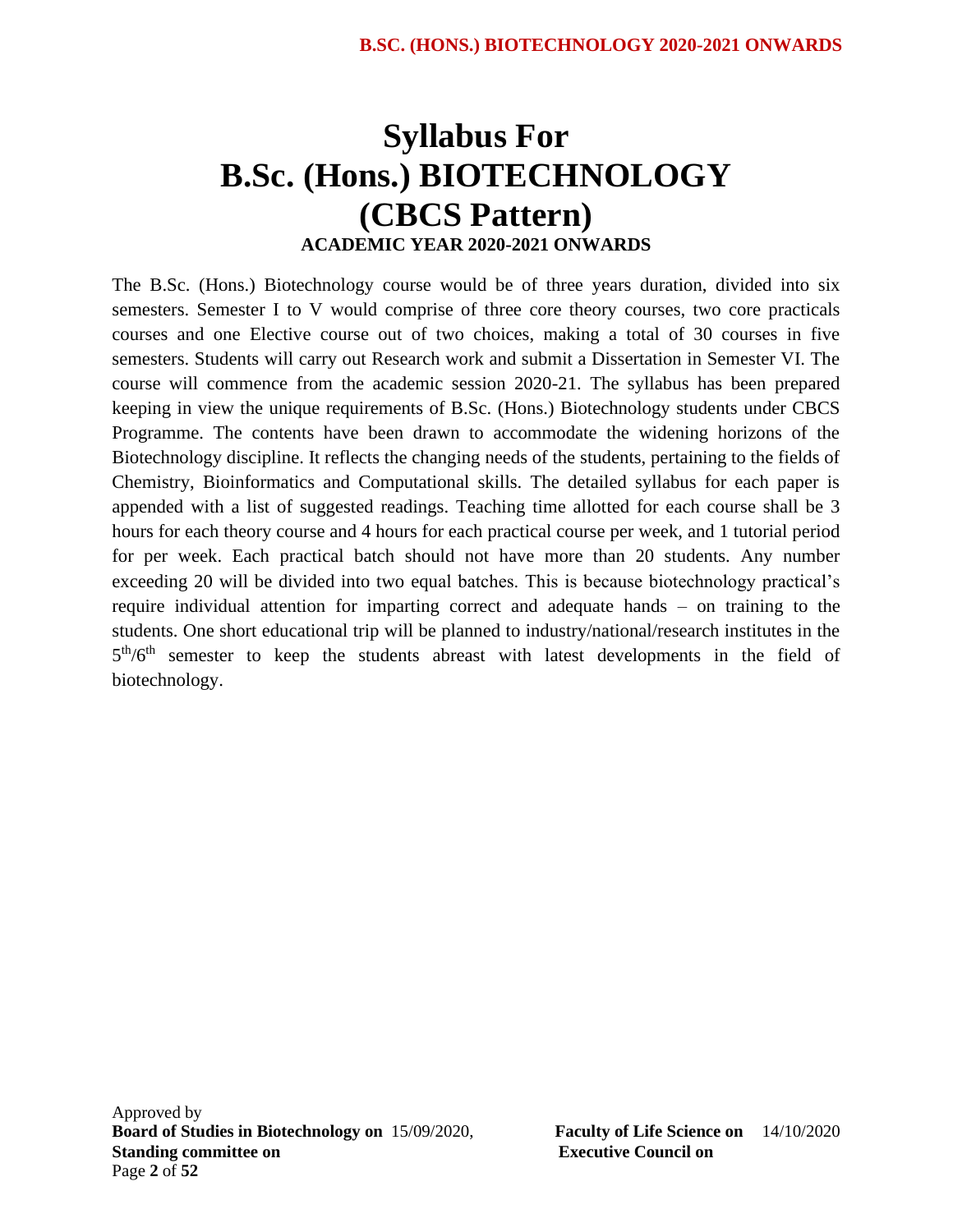# Syllabus For
# B.Sc. (Hons.) BIOTECHNOLOGY
# (CBCS Pattern)

**ACADEMIC YEAR 2020-2021 ONWARDS**

The B.Sc. (Hons.) Biotechnology course would be of three years duration, divided into six semesters. Semester I to V would comprise of three core theory courses, two core practicals courses and one Elective course out of two choices, making a total of 30 courses in five semesters. Students will carry out Research work and submit a Dissertation in Semester VI. The course will commence from the academic session 2020-21. The syllabus has been prepared keeping in view the unique requirements of B.Sc. (Hons.) Biotechnology students under CBCS Programme. The contents have been drawn to accommodate the widening horizons of the Biotechnology discipline. It reflects the changing needs of the students, pertaining to the fields of Chemistry, Bioinformatics and Computational skills. The detailed syllabus for each paper is appended with a list of suggested readings. Teaching time allotted for each course shall be 3 hours for each theory course and 4 hours for each practical course per week, and 1 tutorial period for per week. Each practical batch should not have more than 20 students. Any number exceeding 20 will be divided into two equal batches. This is because biotechnology practical's require individual attention for imparting correct and adequate hands – on training to the students. One short educational trip will be planned to industry/national/research institutes in the 5th/6th semester to keep the students abreast with latest developments in the field of biotechnology.

Approved by
**Board of Studies in Biotechnology on** 15/09/2020, **Faculty of Life Science on** 14/10/2020
**Standing committee on** **Executive Council on**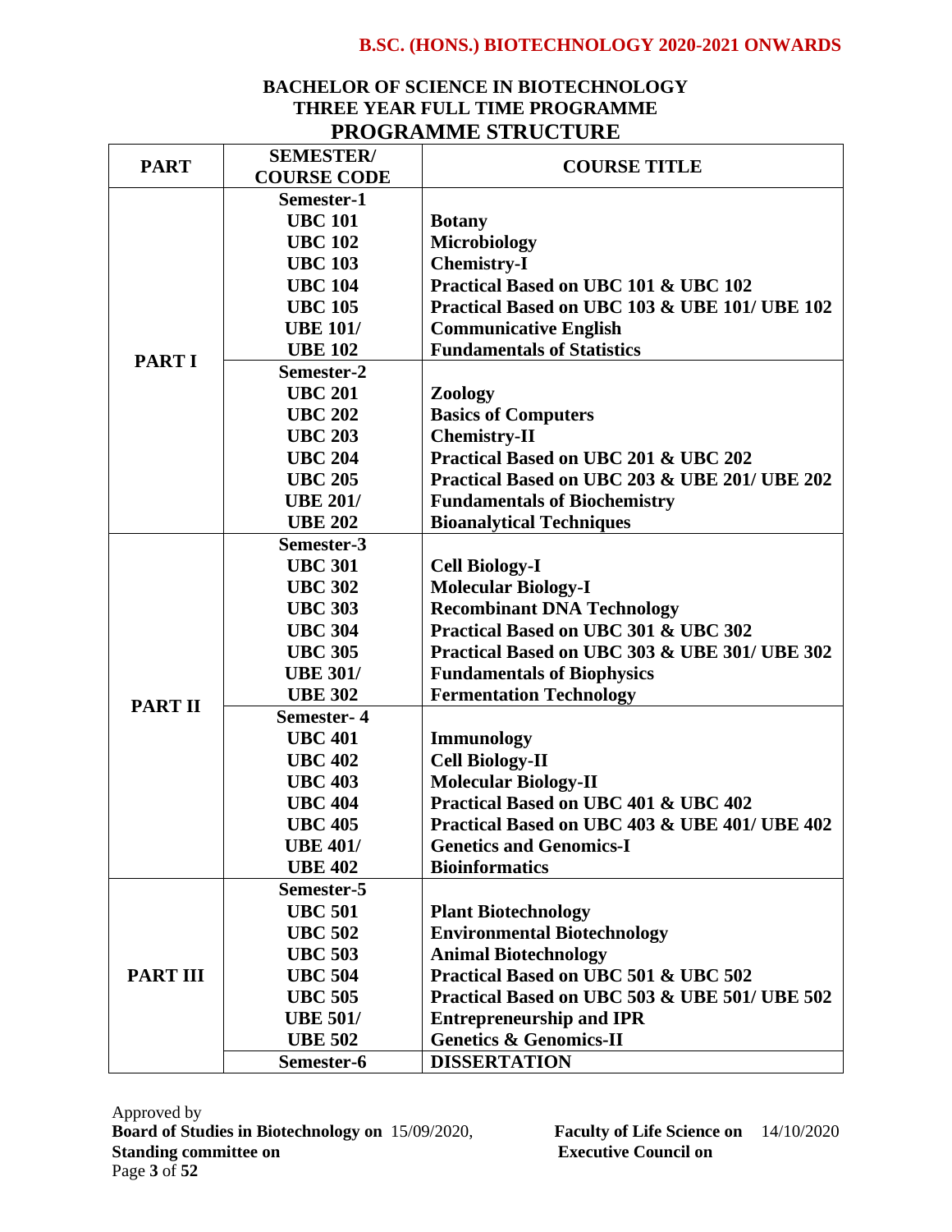# BACHELOR OF SCIENCE IN BIOTECHNOLOGY
## THREE YEAR FULL TIME PROGRAMME
## PROGRAMME STRUCTURE

| PART | SEMESTER/ COURSE CODE | COURSE TITLE |
|---|---|---|
| PART I | **Semester-1** | |
| | UBC 101 | Botany |
| | UBC 102 | Microbiology |
| | UBC 103 | Chemistry-I |
| | UBC 104 | Practical Based on UBC 101 & UBC 102 |
| | UBC 105 | Practical Based on UBC 103 & UBE 101/ UBE 102 |
| | UBE 101/ | Communicative English |
| | UBE 102 | Fundamentals of Statistics |
| | **Semester-2** | |
| | UBC 201 | Zoology |
| | UBC 202 | Basics of Computers |
| | UBC 203 | Chemistry-II |
| | UBC 204 | Practical Based on UBC 201 & UBC 202 |
| | UBC 205 | Practical Based on UBC 203 & UBE 201/ UBE 202 |
| | UBE 201/ | Fundamentals of Biochemistry |
| | UBE 202 | Bioanalytical Techniques |
| PART II | **Semester-3** | |
| | UBC 301 | Cell Biology-I |
| | UBC 302 | Molecular Biology-I |
| | UBC 303 | Recombinant DNA Technology |
| | UBC 304 | Practical Based on UBC 301 & UBC 302 |
| | UBC 305 | Practical Based on UBC 303 & UBE 301/ UBE 302 |
| | UBE 301/ | Fundamentals of Biophysics |
| | UBE 302 | Fermentation Technology |
| | **Semester- 4** | |
| | UBC 401 | Immunology |
| | UBC 402 | Cell Biology-II |
| | UBC 403 | Molecular Biology-II |
| | UBC 404 | Practical Based on UBC 401 & UBC 402 |
| | UBC 405 | Practical Based on UBC 403 & UBE 401/ UBE 402 |
| | UBE 401/ | Genetics and Genomics-I |
| | UBE 402 | Bioinformatics |
| PART III | **Semester-5** | |
| | UBC 501 | Plant Biotechnology |
| | UBC 502 | Environmental Biotechnology |
| | UBC 503 | Animal Biotechnology |
| | UBC 504 | Practical Based on UBC 501 & UBC 502 |
| | UBC 505 | Practical Based on UBC 503 & UBE 501/ UBE 502 |
| | UBE 501/ | Entrepreneurship and IPR |
| | UBE 502 | Genetics & Genomics-II |
| | **Semester-6** | DISSERTATION |

Approved by
**Board of Studies in Biotechnology on** 15/09/2020, **Faculty of Life Science on** 14/10/2020
**Standing committee on** **Executive Council on**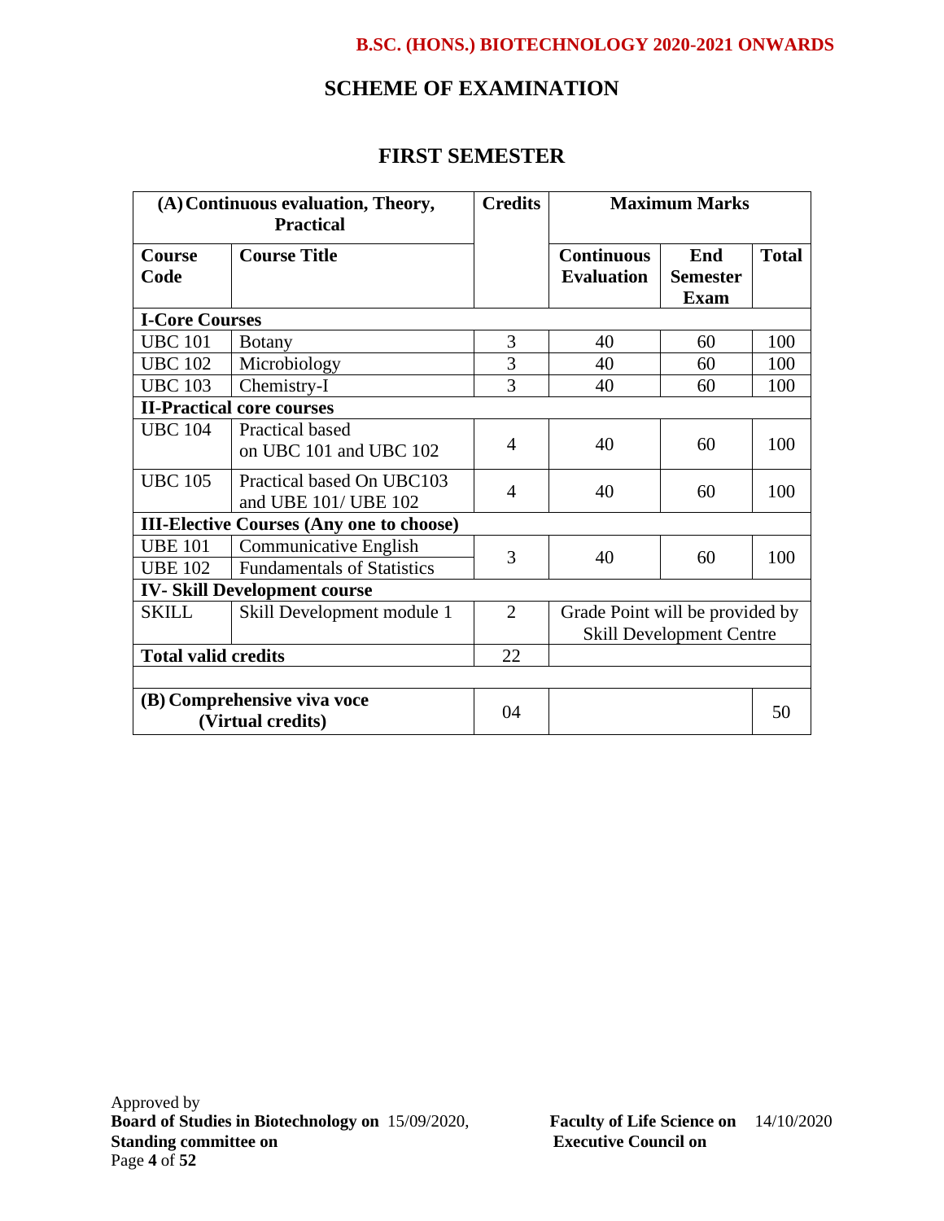## SCHEME OF EXAMINATION

### FIRST SEMESTER

| (A) Continuous evaluation, Theory, Practical | | Credits | Maximum Marks | | |
|---|---|---|---|---|---|
| **Course Code** | **Course Title** | | **Continuous Evaluation** | **End Semester Exam** | **Total** |
| **I-Core Courses** | | | | | |
| UBC 101 | Botany | 3 | 40 | 60 | 100 |
| UBC 102 | Microbiology | 3 | 40 | 60 | 100 |
| UBC 103 | Chemistry-I | 3 | 40 | 60 | 100 |
| **II-Practical core courses** | | | | | |
| UBC 104 | Practical based on UBC 101 and UBC 102 | 4 | 40 | 60 | 100 |
| UBC 105 | Practical based On UBC103 and UBE 101/ UBE 102 | 4 | 40 | 60 | 100 |
| **III-Elective Courses (Any one to choose)** | | | | | |
| UBE 101 | Communicative English | 3 | 40 | 60 | 100 |
| UBE 102 | Fundamentals of Statistics | | | | |
| **IV- Skill Development course** | | | | | |
| SKILL | Skill Development module 1 | 2 | Grade Point will be provided by Skill Development Centre | | |
| **Total valid credits** | | 22 | | | |
| | | | | | |
| **(B) Comprehensive viva voce (Virtual credits)** | | 04 | | | 50 |

Approved by
**Board of Studies in Biotechnology on** 15/09/2020, **Faculty of Life Science on** 14/10/2020
**Standing committee on** **Executive Council on**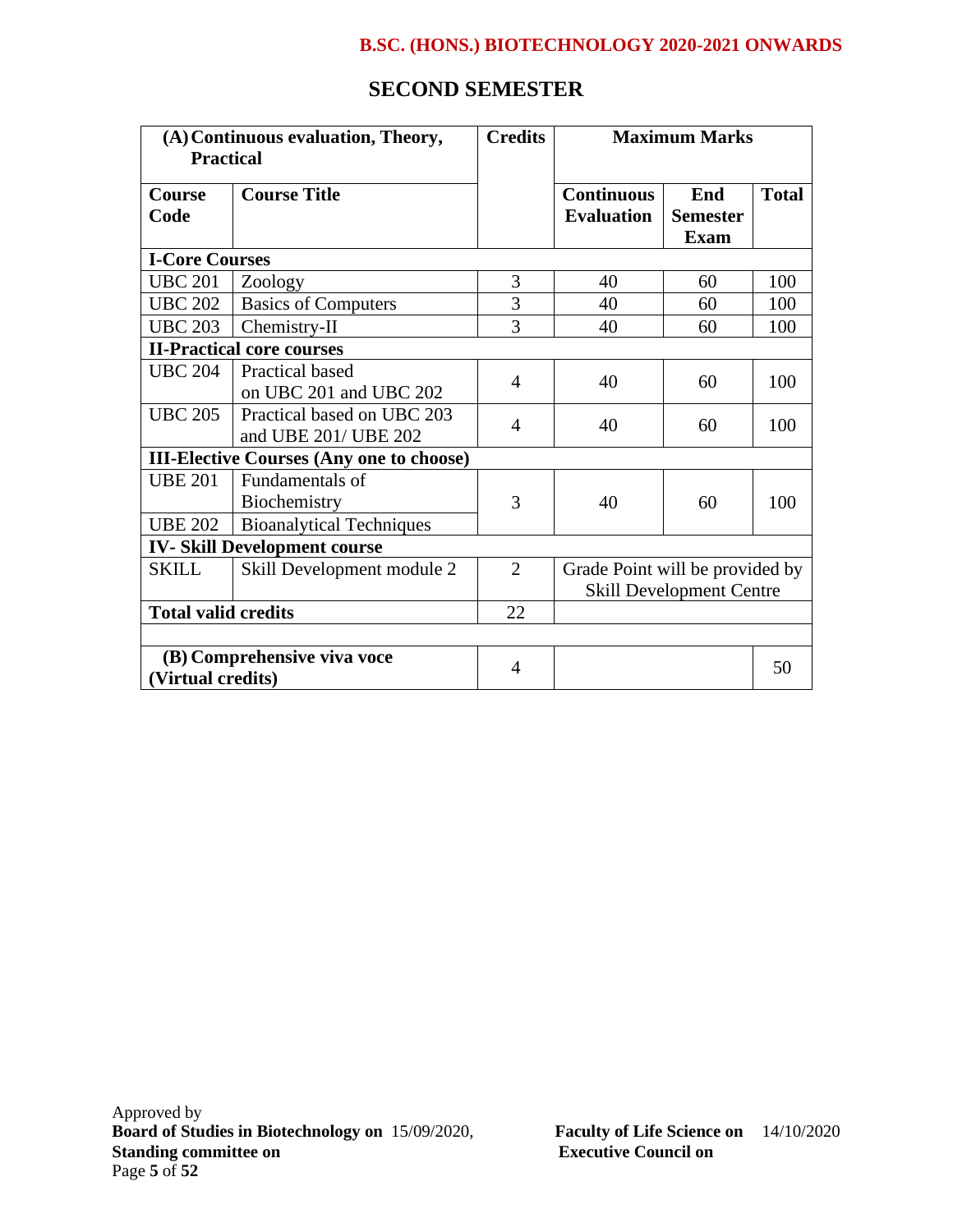## SECOND SEMESTER

| (A) Continuous evaluation, Theory, Practical | | Credits | Maximum Marks | | |
|---|---|---|---|---|---|
| **Course Code** | **Course Title** | | **Continuous Evaluation** | **End Semester Exam** | **Total** |
| **I-Core Courses** | | | | | |
| UBC 201 | Zoology | 3 | 40 | 60 | 100 |
| UBC 202 | Basics of Computers | 3 | 40 | 60 | 100 |
| UBC 203 | Chemistry-II | 3 | 40 | 60 | 100 |
| **II-Practical core courses** | | | | | |
| UBC 204 | Practical based on UBC 201 and UBC 202 | 4 | 40 | 60 | 100 |
| UBC 205 | Practical based on UBC 203 and UBE 201/ UBE 202 | 4 | 40 | 60 | 100 |
| **III-Elective Courses (Any one to choose)** | | | | | |
| UBE 201 | Fundamentals of Biochemistry | 3 | 40 | 60 | 100 |
| UBE 202 | Bioanalytical Techniques | | | | |
| **IV- Skill Development course** | | | | | |
| SKILL | Skill Development module 2 | 2 | Grade Point will be provided by Skill Development Centre | | |
| **Total valid credits** | | 22 | | | |
| | | | | | |
| **(B) Comprehensive viva voce (Virtual credits)** | | 4 | | | 50 |

Approved by
**Board of Studies in Biotechnology on** 15/09/2020, **Faculty of Life Science on** 14/10/2020
**Standing committee on** **Executive Council on**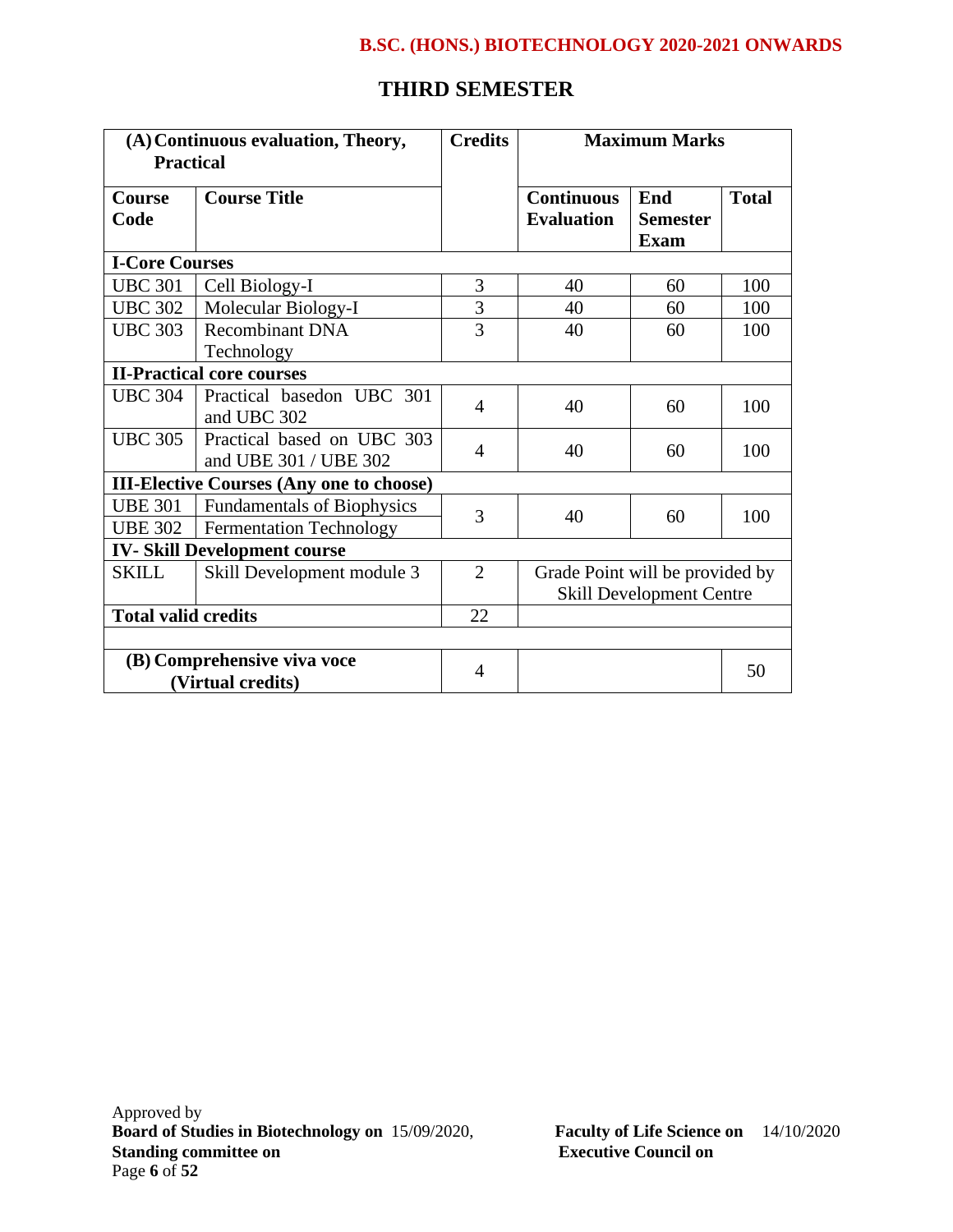# THIRD SEMESTER

| (A) Continuous evaluation, Theory, Practical | | Credits | Maximum Marks | | |
|---|---|---|---|---|---|
| Course Code | Course Title | | Continuous Evaluation | End Semester Exam | Total |
| **I-Core Courses** | | | | | |
| UBC 301 | Cell Biology-I | 3 | 40 | 60 | 100 |
| UBC 302 | Molecular Biology-I | 3 | 40 | 60 | 100 |
| UBC 303 | Recombinant DNA Technology | 3 | 40 | 60 | 100 |
| **II-Practical core courses** | | | | | |
| UBC 304 | Practical basedon UBC 301 and UBC 302 | 4 | 40 | 60 | 100 |
| UBC 305 | Practical based on UBC 303 and UBE 301 / UBE 302 | 4 | 40 | 60 | 100 |
| **III-Elective Courses (Any one to choose)** | | | | | |
| UBE 301 | Fundamentals of Biophysics | 3 | 40 | 60 | 100 |
| UBE 302 | Fermentation Technology | | | | |
| **IV- Skill Development course** | | | | | |
| SKILL | Skill Development module 3 | 2 | Grade Point will be provided by Skill Development Centre | | |
| **Total valid credits** | | 22 | | | |
| | | | | | |
| **(B) Comprehensive viva voce (Virtual credits)** | | 4 | | | 50 |

Approved by
**Board of Studies in Biotechnology on** 15/09/2020, **Faculty of Life Science on** 14/10/2020
**Standing committee on** **Executive Council on**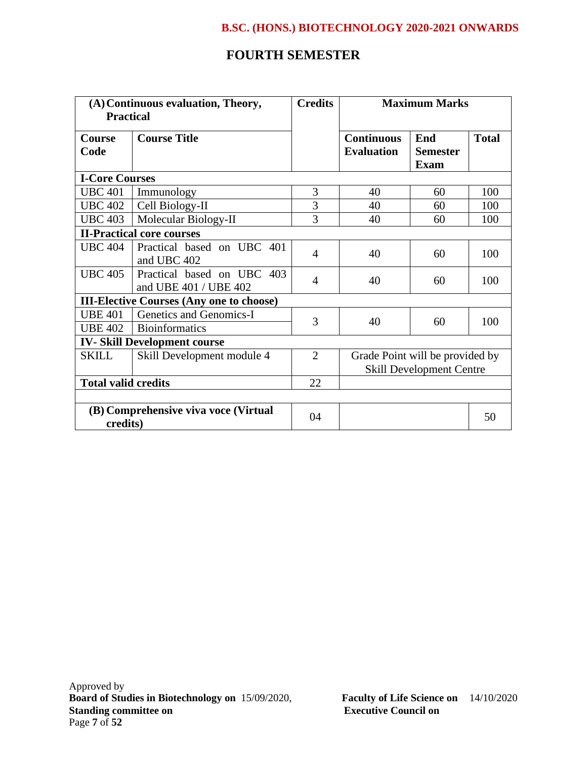## FOURTH SEMESTER

| (A) Continuous evaluation, Theory, Practical | | Credits | Maximum Marks | | |
|---|---|---|---|---|---|
| **Course Code** | **Course Title** | | **Continuous Evaluation** | **End Semester Exam** | **Total** |
| **I-Core Courses** | | | | | |
| UBC 401 | Immunology | 3 | 40 | 60 | 100 |
| UBC 402 | Cell Biology-II | 3 | 40 | 60 | 100 |
| UBC 403 | Molecular Biology-II | 3 | 40 | 60 | 100 |
| **II-Practical core courses** | | | | | |
| UBC 404 | Practical based on UBC 401 and UBC 402 | 4 | 40 | 60 | 100 |
| UBC 405 | Practical based on UBC 403 and UBE 401 / UBE 402 | 4 | 40 | 60 | 100 |
| **III-Elective Courses (Any one to choose)** | | | | | |
| UBE 401 | Genetics and Genomics-I | 3 | 40 | 60 | 100 |
| UBE 402 | Bioinformatics | | | | |
| **IV- Skill Development course** | | | | | |
| SKILL | Skill Development module 4 | 2 | Grade Point will be provided by Skill Development Centre | | |
| **Total valid credits** | | 22 | | | |
| | | | | | |
| **(B) Comprehensive viva voce (Virtual credits)** | | 04 | | | 50 |

Approved by
**Board of Studies in Biotechnology on** 15/09/2020, **Faculty of Life Science on** 14/10/2020
**Standing committee on** **Executive Council on**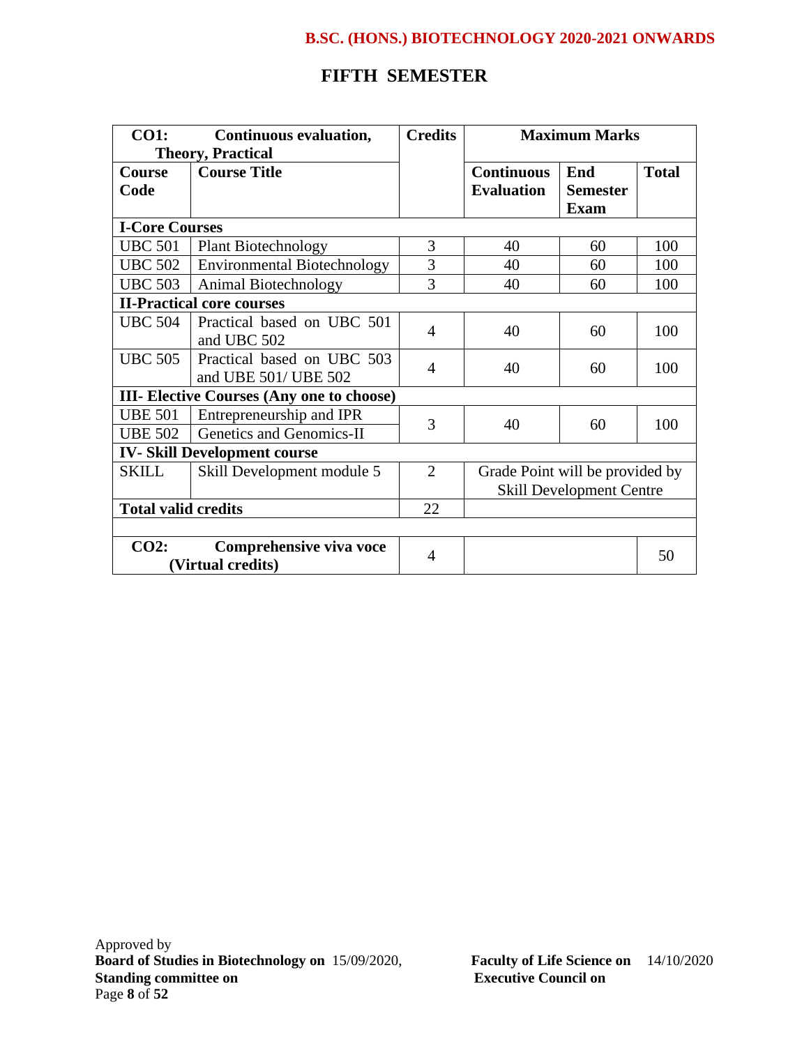## FIFTH SEMESTER

| CO1: Continuous evaluation, Theory, Practical | | Credits | Maximum Marks | | |
|---|---|---|---|---|---|
| **Course Code** | **Course Title** | | **Continuous Evaluation** | **End Semester Exam** | **Total** |
| **I-Core Courses** | | | | | |
| UBC 501 | Plant Biotechnology | 3 | 40 | 60 | 100 |
| UBC 502 | Environmental Biotechnology | 3 | 40 | 60 | 100 |
| UBC 503 | Animal Biotechnology | 3 | 40 | 60 | 100 |
| **II-Practical core courses** | | | | | |
| UBC 504 | Practical based on UBC 501 and UBC 502 | 4 | 40 | 60 | 100 |
| UBC 505 | Practical based on UBC 503 and UBE 501/ UBE 502 | 4 | 40 | 60 | 100 |
| **III- Elective Courses (Any one to choose)** | | | | | |
| UBE 501 | Entrepreneurship and IPR | 3 | 40 | 60 | 100 |
| UBE 502 | Genetics and Genomics-II | | | | |
| **IV- Skill Development course** | | | | | |
| SKILL | Skill Development module 5 | 2 | Grade Point will be provided by Skill Development Centre | | |
| **Total valid credits** | | 22 | | | |
| | | | | | |
| **CO2: Comprehensive viva voce (Virtual credits)** | | 4 | | | 50 |

Approved by
**Board of Studies in Biotechnology on** 15/09/2020, **Faculty of Life Science on** 14/10/2020
**Standing committee on** **Executive Council on**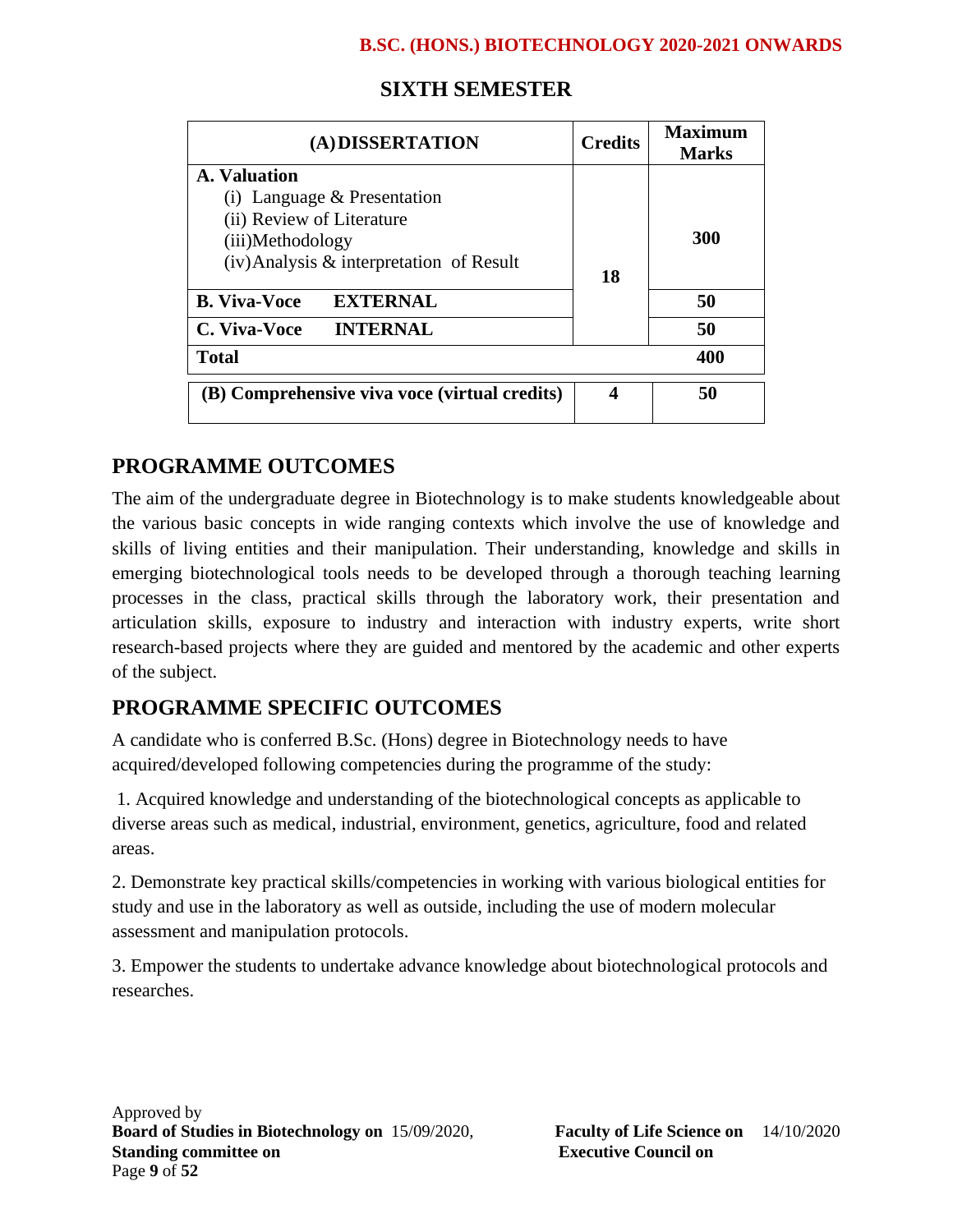## SIXTH SEMESTER

| (A) DISSERTATION | Credits | Maximum Marks |
|---|---|---|
| **A. Valuation**<br>(i) Language & Presentation<br>(ii) Review of Literature<br>(iii)Methodology<br>(iv)Analysis & interpretation of Result | 18 | 300 |
| **B. Viva-Voce EXTERNAL** | | 50 |
| **C. Viva-Voce INTERNAL** | | 50 |
| **Total** | | 400 |

| (B) Comprehensive viva voce (virtual credits) | 4 | 50 |
|---|---|---|

## PROGRAMME OUTCOMES

The aim of the undergraduate degree in Biotechnology is to make students knowledgeable about the various basic concepts in wide ranging contexts which involve the use of knowledge and skills of living entities and their manipulation. Their understanding, knowledge and skills in emerging biotechnological tools needs to be developed through a thorough teaching learning processes in the class, practical skills through the laboratory work, their presentation and articulation skills, exposure to industry and interaction with industry experts, write short research-based projects where they are guided and mentored by the academic and other experts of the subject.

## PROGRAMME SPECIFIC OUTCOMES

A candidate who is conferred B.Sc. (Hons) degree in Biotechnology needs to have acquired/developed following competencies during the programme of the study:

1. Acquired knowledge and understanding of the biotechnological concepts as applicable to diverse areas such as medical, industrial, environment, genetics, agriculture, food and related areas.

2. Demonstrate key practical skills/competencies in working with various biological entities for study and use in the laboratory as well as outside, including the use of modern molecular assessment and manipulation protocols.

3. Empower the students to undertake advance knowledge about biotechnological protocols and researches.

Approved by
**Board of Studies in Biotechnology on** 15/09/2020, **Faculty of Life Science on** 14/10/2020
**Standing committee on** **Executive Council on**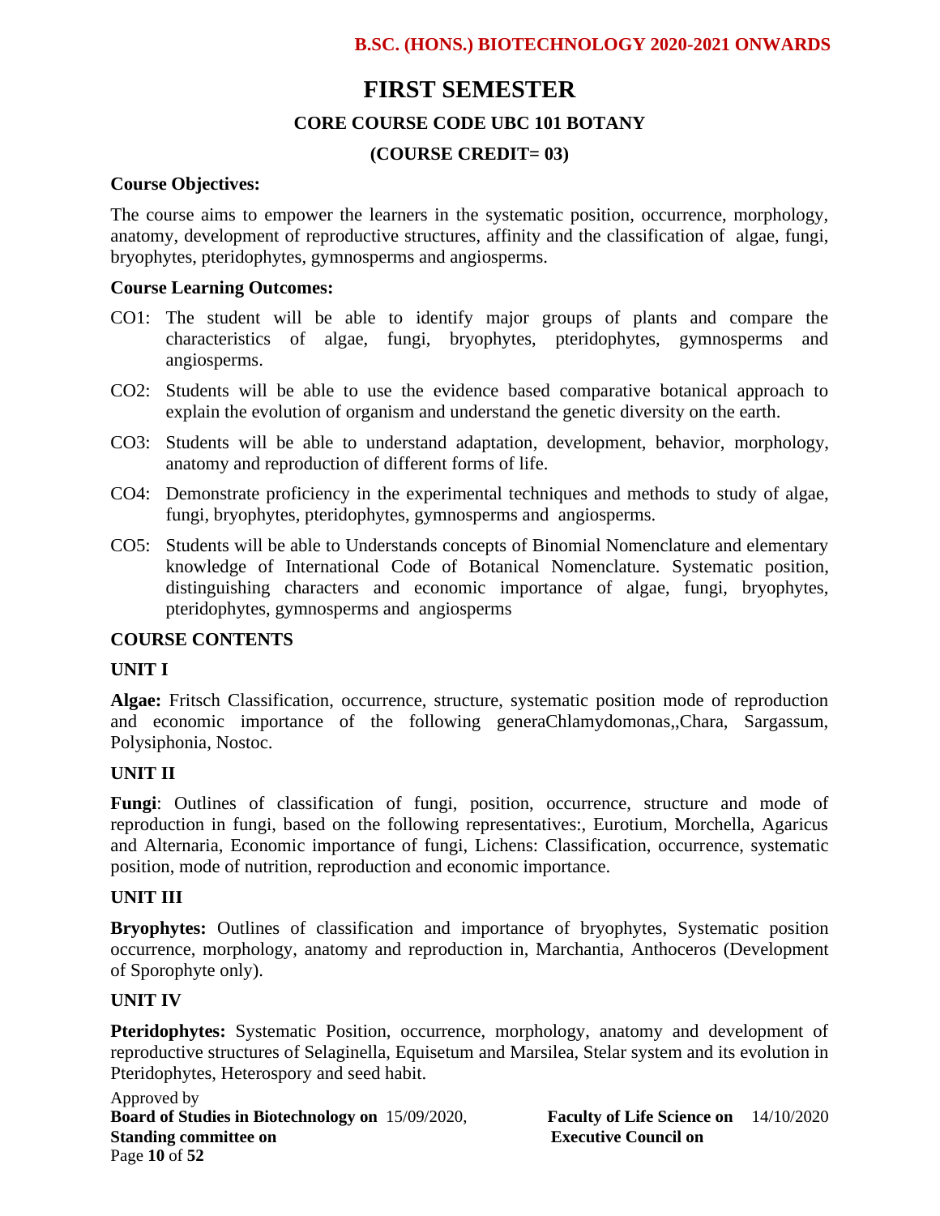# FIRST SEMESTER

## CORE COURSE CODE UBC 101 BOTANY

## (COURSE CREDIT= 03)

**Course Objectives:**

The course aims to empower the learners in the systematic position, occurrence, morphology, anatomy, development of reproductive structures, affinity and the classification of algae, fungi, bryophytes, pteridophytes, gymnosperms and angiosperms.

**Course Learning Outcomes:**

CO1: The student will be able to identify major groups of plants and compare the characteristics of algae, fungi, bryophytes, pteridophytes, gymnosperms and angiosperms.

CO2: Students will be able to use the evidence based comparative botanical approach to explain the evolution of organism and understand the genetic diversity on the earth.

CO3: Students will be able to understand adaptation, development, behavior, morphology, anatomy and reproduction of different forms of life.

CO4: Demonstrate proficiency in the experimental techniques and methods to study of algae, fungi, bryophytes, pteridophytes, gymnosperms and angiosperms.

CO5: Students will be able to Understands concepts of Binomial Nomenclature and elementary knowledge of International Code of Botanical Nomenclature. Systematic position, distinguishing characters and economic importance of algae, fungi, bryophytes, pteridophytes, gymnosperms and angiosperms

**COURSE CONTENTS**

**UNIT I**

**Algae:** Fritsch Classification, occurrence, structure, systematic position mode of reproduction and economic importance of the following generaChlamydomonas,,Chara, Sargassum, Polysiphonia, Nostoc.

**UNIT II**

**Fungi**: Outlines of classification of fungi, position, occurrence, structure and mode of reproduction in fungi, based on the following representatives:, Eurotium, Morchella, Agaricus and Alternaria, Economic importance of fungi, Lichens: Classification, occurrence, systematic position, mode of nutrition, reproduction and economic importance.

**UNIT III**

**Bryophytes:** Outlines of classification and importance of bryophytes, Systematic position occurrence, morphology, anatomy and reproduction in, Marchantia, Anthoceros (Development of Sporophyte only).

**UNIT IV**

**Pteridophytes:** Systematic Position, occurrence, morphology, anatomy and development of reproductive structures of Selaginella, Equisetum and Marsilea, Stelar system and its evolution in Pteridophytes, Heterospory and seed habit.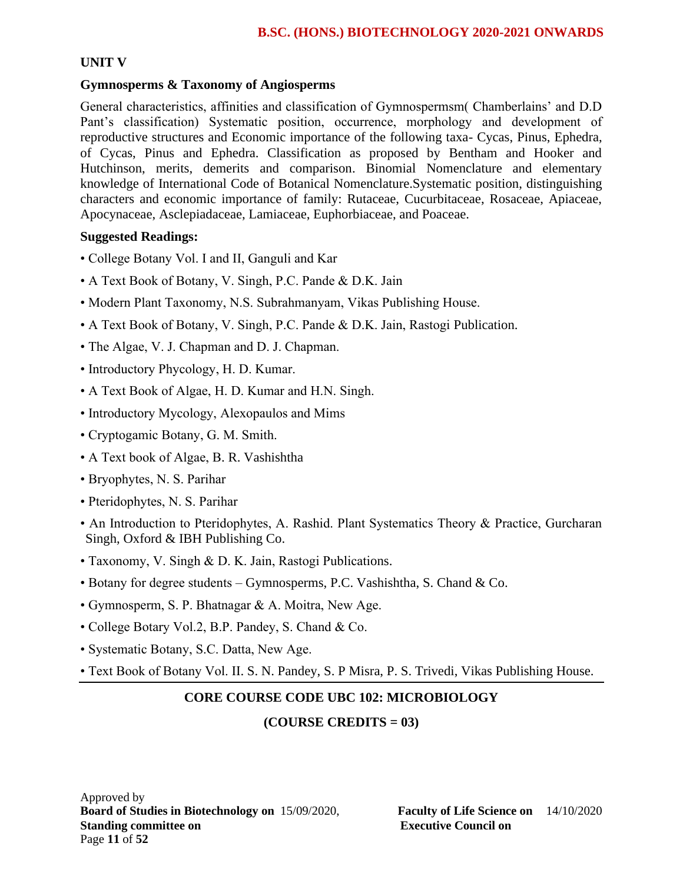## UNIT V

### Gymnosperms & Taxonomy of Angiosperms

General characteristics, affinities and classification of Gymnospermsm( Chamberlains' and D.D Pant's classification) Systematic position, occurrence, morphology and development of reproductive structures and Economic importance of the following taxa- Cycas, Pinus, Ephedra, of Cycas, Pinus and Ephedra. Classification as proposed by Bentham and Hooker and Hutchinson, merits, demerits and comparison. Binomial Nomenclature and elementary knowledge of International Code of Botanical Nomenclature.Systematic position, distinguishing characters and economic importance of family: Rutaceae, Cucurbitaceae, Rosaceae, Apiaceae, Apocynaceae, Asclepiadaceae, Lamiaceae, Euphorbiaceae, and Poaceae.

**Suggested Readings:**

- College Botany Vol. I and II, Ganguli and Kar
- A Text Book of Botany, V. Singh, P.C. Pande & D.K. Jain
- Modern Plant Taxonomy, N.S. Subrahmanyam, Vikas Publishing House.
- A Text Book of Botany, V. Singh, P.C. Pande & D.K. Jain, Rastogi Publication.
- The Algae, V. J. Chapman and D. J. Chapman.
- Introductory Phycology, H. D. Kumar.
- A Text Book of Algae, H. D. Kumar and H.N. Singh.
- Introductory Mycology, Alexopaulos and Mims
- Cryptogamic Botany, G. M. Smith.
- A Text book of Algae, B. R. Vashishtha
- Bryophytes, N. S. Parihar
- Pteridophytes, N. S. Parihar
- An Introduction to Pteridophytes, A. Rashid. Plant Systematics Theory & Practice, Gurcharan Singh, Oxford & IBH Publishing Co.
- Taxonomy, V. Singh & D. K. Jain, Rastogi Publications.
- Botany for degree students – Gymnosperms, P.C. Vashishtha, S. Chand & Co.
- Gymnosperm, S. P. Bhatnagar & A. Moitra, New Age.
- College Botary Vol.2, B.P. Pandey, S. Chand & Co.
- Systematic Botany, S.C. Datta, New Age.
- Text Book of Botany Vol. II. S. N. Pandey, S. P Misra, P. S. Trivedi, Vikas Publishing House.

---

## CORE COURSE CODE UBC 102: MICROBIOLOGY

**(COURSE CREDITS = 03)**

Approved by
**Board of Studies in Biotechnology on** 15/09/2020, **Faculty of Life Science on** 14/10/2020
**Standing committee on** **Executive Council on**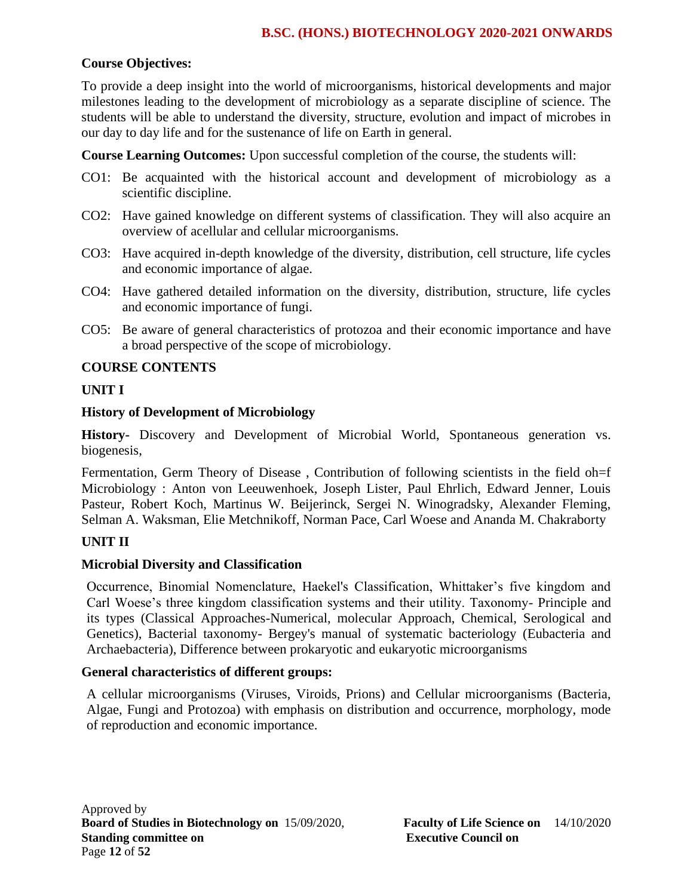**Course Objectives:**

To provide a deep insight into the world of microorganisms, historical developments and major milestones leading to the development of microbiology as a separate discipline of science. The students will be able to understand the diversity, structure, evolution and impact of microbes in our day to day life and for the sustenance of life on Earth in general.

**Course Learning Outcomes:** Upon successful completion of the course, the students will:

CO1: Be acquainted with the historical account and development of microbiology as a scientific discipline.

CO2: Have gained knowledge on different systems of classification. They will also acquire an overview of acellular and cellular microorganisms.

CO3: Have acquired in-depth knowledge of the diversity, distribution, cell structure, life cycles and economic importance of algae.

CO4: Have gathered detailed information on the diversity, distribution, structure, life cycles and economic importance of fungi.

CO5: Be aware of general characteristics of protozoa and their economic importance and have a broad perspective of the scope of microbiology.

**COURSE CONTENTS**

**UNIT I**

**History of Development of Microbiology**

**History-** Discovery and Development of Microbial World, Spontaneous generation vs. biogenesis,

Fermentation, Germ Theory of Disease , Contribution of following scientists in the field oh=f Microbiology : Anton von Leeuwenhoek, Joseph Lister, Paul Ehrlich, Edward Jenner, Louis Pasteur, Robert Koch, Martinus W. Beijerinck, Sergei N. Winogradsky, Alexander Fleming, Selman A. Waksman, Elie Metchnikoff, Norman Pace, Carl Woese and Ananda M. Chakraborty

**UNIT II**

**Microbial Diversity and Classification**

Occurrence, Binomial Nomenclature, Haekel's Classification, Whittaker's five kingdom and Carl Woese's three kingdom classification systems and their utility. Taxonomy- Principle and its types (Classical Approaches-Numerical, molecular Approach, Chemical, Serological and Genetics), Bacterial taxonomy- Bergey's manual of systematic bacteriology (Eubacteria and Archaebacteria), Difference between prokaryotic and eukaryotic microorganisms

**General characteristics of different groups:**

A cellular microorganisms (Viruses, Viroids, Prions) and Cellular microorganisms (Bacteria, Algae, Fungi and Protozoa) with emphasis on distribution and occurrence, morphology, mode of reproduction and economic importance.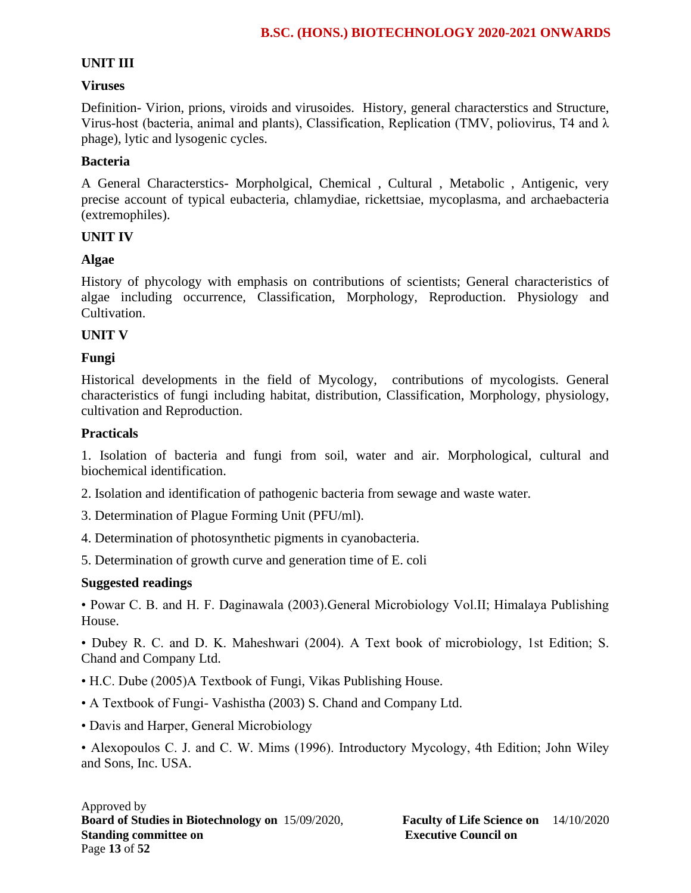**UNIT III**

**Viruses**

Definition- Virion, prions, viroids and virusoides. History, general characterstics and Structure, Virus-host (bacteria, animal and plants), Classification, Replication (TMV, poliovirus, T4 and λ phage), lytic and lysogenic cycles.

**Bacteria**

A General Characterstics- Morpholgical, Chemical , Cultural , Metabolic , Antigenic, very precise account of typical eubacteria, chlamydiae, rickettsiae, mycoplasma, and archaebacteria (extremophiles).

**UNIT IV**

**Algae**

History of phycology with emphasis on contributions of scientists; General characteristics of algae including occurrence, Classification, Morphology, Reproduction. Physiology and Cultivation.

**UNIT V**

**Fungi**

Historical developments in the field of Mycology, contributions of mycologists. General characteristics of fungi including habitat, distribution, Classification, Morphology, physiology, cultivation and Reproduction.

**Practicals**

1. Isolation of bacteria and fungi from soil, water and air. Morphological, cultural and biochemical identification.

2. Isolation and identification of pathogenic bacteria from sewage and waste water.

3. Determination of Plague Forming Unit (PFU/ml).

4. Determination of photosynthetic pigments in cyanobacteria.

5. Determination of growth curve and generation time of E. coli

**Suggested readings**

- Powar C. B. and H. F. Daginawala (2003).General Microbiology Vol.II; Himalaya Publishing House.
- Dubey R. C. and D. K. Maheshwari (2004). A Text book of microbiology, 1st Edition; S. Chand and Company Ltd.
- H.C. Dube (2005)A Textbook of Fungi, Vikas Publishing House.
- A Textbook of Fungi- Vashistha (2003) S. Chand and Company Ltd.
- Davis and Harper, General Microbiology
- Alexopoulos C. J. and C. W. Mims (1996). Introductory Mycology, 4th Edition; John Wiley and Sons, Inc. USA.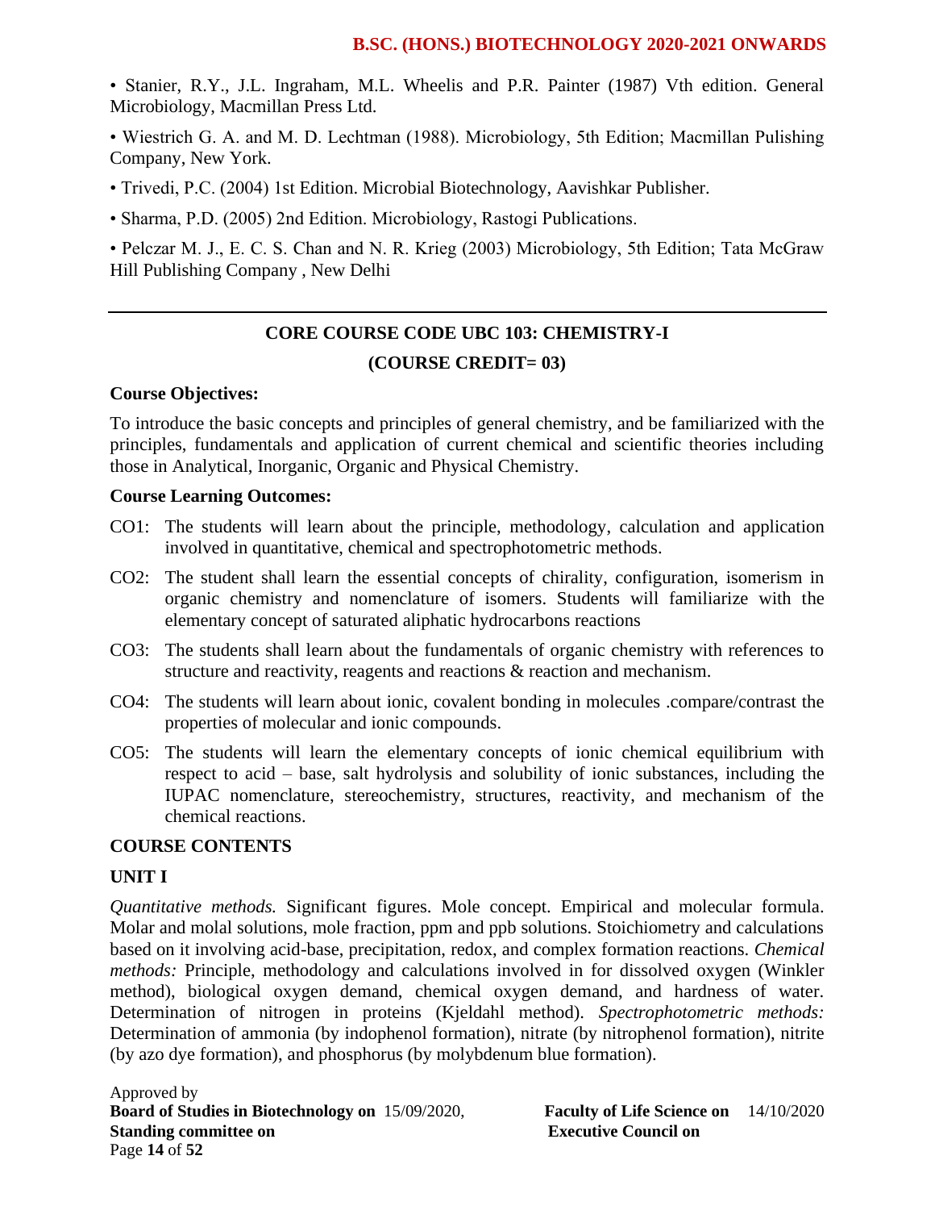• Stanier, R.Y., J.L. Ingraham, M.L. Wheelis and P.R. Painter (1987) Vth edition. General Microbiology, Macmillan Press Ltd.

• Wiestrich G. A. and M. D. Lechtman (1988). Microbiology, 5th Edition; Macmillan Pulishing Company, New York.

• Trivedi, P.C. (2004) 1st Edition. Microbial Biotechnology, Aavishkar Publisher.

• Sharma, P.D. (2005) 2nd Edition. Microbiology, Rastogi Publications.

• Pelczar M. J., E. C. S. Chan and N. R. Krieg (2003) Microbiology, 5th Edition; Tata McGraw Hill Publishing Company , New Delhi

---

## CORE COURSE CODE UBC 103: CHEMISTRY-I

### (COURSE CREDIT= 03)

**Course Objectives:**

To introduce the basic concepts and principles of general chemistry, and be familiarized with the principles, fundamentals and application of current chemical and scientific theories including those in Analytical, Inorganic, Organic and Physical Chemistry.

**Course Learning Outcomes:**

CO1: The students will learn about the principle, methodology, calculation and application involved in quantitative, chemical and spectrophotometric methods.

CO2: The student shall learn the essential concepts of chirality, configuration, isomerism in organic chemistry and nomenclature of isomers. Students will familiarize with the elementary concept of saturated aliphatic hydrocarbons reactions

CO3: The students shall learn about the fundamentals of organic chemistry with references to structure and reactivity, reagents and reactions & reaction and mechanism.

CO4: The students will learn about ionic, covalent bonding in molecules .compare/contrast the properties of molecular and ionic compounds.

CO5: The students will learn the elementary concepts of ionic chemical equilibrium with respect to acid – base, salt hydrolysis and solubility of ionic substances, including the IUPAC nomenclature, stereochemistry, structures, reactivity, and mechanism of the chemical reactions.

**COURSE CONTENTS**

**UNIT I**

*Quantitative methods.* Significant figures. Mole concept. Empirical and molecular formula. Molar and molal solutions, mole fraction, ppm and ppb solutions. Stoichiometry and calculations based on it involving acid-base, precipitation, redox, and complex formation reactions. *Chemical methods:* Principle, methodology and calculations involved in for dissolved oxygen (Winkler method), biological oxygen demand, chemical oxygen demand, and hardness of water. Determination of nitrogen in proteins (Kjeldahl method). *Spectrophotometric methods:* Determination of ammonia (by indophenol formation), nitrate (by nitrophenol formation), nitrite (by azo dye formation), and phosphorus (by molybdenum blue formation).

Approved by
**Board of Studies in Biotechnology on** 15/09/2020, **Faculty of Life Science on** 14/10/2020
**Standing committee on** **Executive Council on**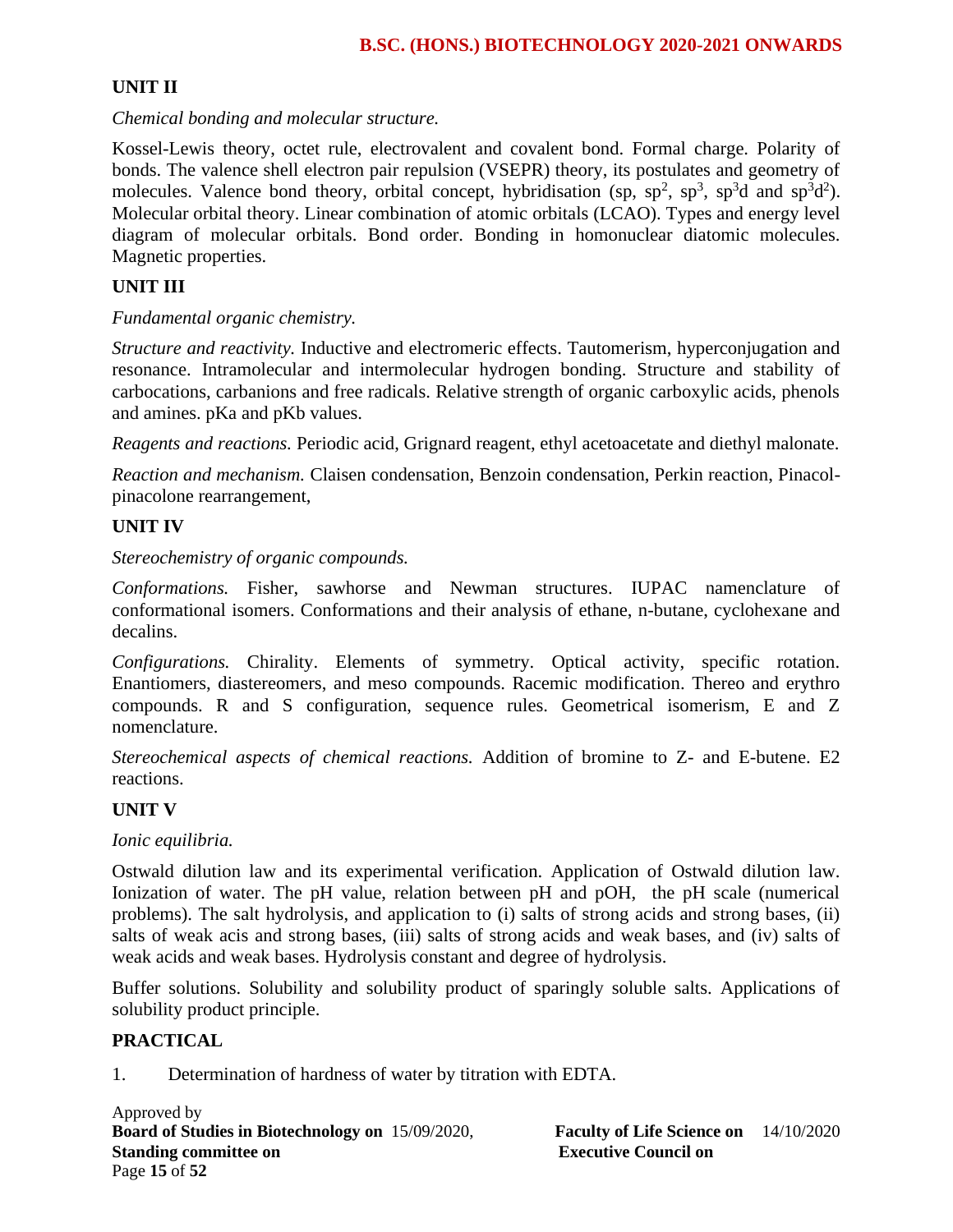## UNIT II

*Chemical bonding and molecular structure.*

Kossel-Lewis theory, octet rule, electrovalent and covalent bond. Formal charge. Polarity of bonds. The valence shell electron pair repulsion (VSEPR) theory, its postulates and geometry of molecules. Valence bond theory, orbital concept, hybridisation (sp, $sp^2$, $sp^3$, $sp^3d$ and $sp^3d^2$). Molecular orbital theory. Linear combination of atomic orbitals (LCAO). Types and energy level diagram of molecular orbitals. Bond order. Bonding in homonuclear diatomic molecules. Magnetic properties.

## UNIT III

*Fundamental organic chemistry.*

*Structure and reactivity.* Inductive and electromeric effects. Tautomerism, hyperconjugation and resonance. Intramolecular and intermolecular hydrogen bonding. Structure and stability of carbocations, carbanions and free radicals. Relative strength of organic carboxylic acids, phenols and amines. pKa and pKb values.

*Reagents and reactions.* Periodic acid, Grignard reagent, ethyl acetoacetate and diethyl malonate.

*Reaction and mechanism.* Claisen condensation, Benzoin condensation, Perkin reaction, Pinacol-pinacolone rearrangement,

## UNIT IV

*Stereochemistry of organic compounds.*

*Conformations.* Fisher, sawhorse and Newman structures. IUPAC namenclature of conformational isomers. Conformations and their analysis of ethane, n-butane, cyclohexane and decalins.

*Configurations.* Chirality. Elements of symmetry. Optical activity, specific rotation. Enantiomers, diastereomers, and meso compounds. Racemic modification. Thereo and erythro compounds. R and S configuration, sequence rules. Geometrical isomerism, E and Z nomenclature.

*Stereochemical aspects of chemical reactions.* Addition of bromine to Z- and E-butene. E2 reactions.

## UNIT V

*Ionic equilibria.*

Ostwald dilution law and its experimental verification. Application of Ostwald dilution law. Ionization of water. The pH value, relation between pH and pOH, the pH scale (numerical problems). The salt hydrolysis, and application to (i) salts of strong acids and strong bases, (ii) salts of weak acis and strong bases, (iii) salts of strong acids and weak bases, and (iv) salts of weak acids and weak bases. Hydrolysis constant and degree of hydrolysis.

Buffer solutions. Solubility and solubility product of sparingly soluble salts. Applications of solubility product principle.

## PRACTICAL

1. Determination of hardness of water by titration with EDTA.

Approved by
**Board of Studies in Biotechnology on** 15/09/2020, **Faculty of Life Science on** 14/10/2020
**Standing committee on** **Executive Council on**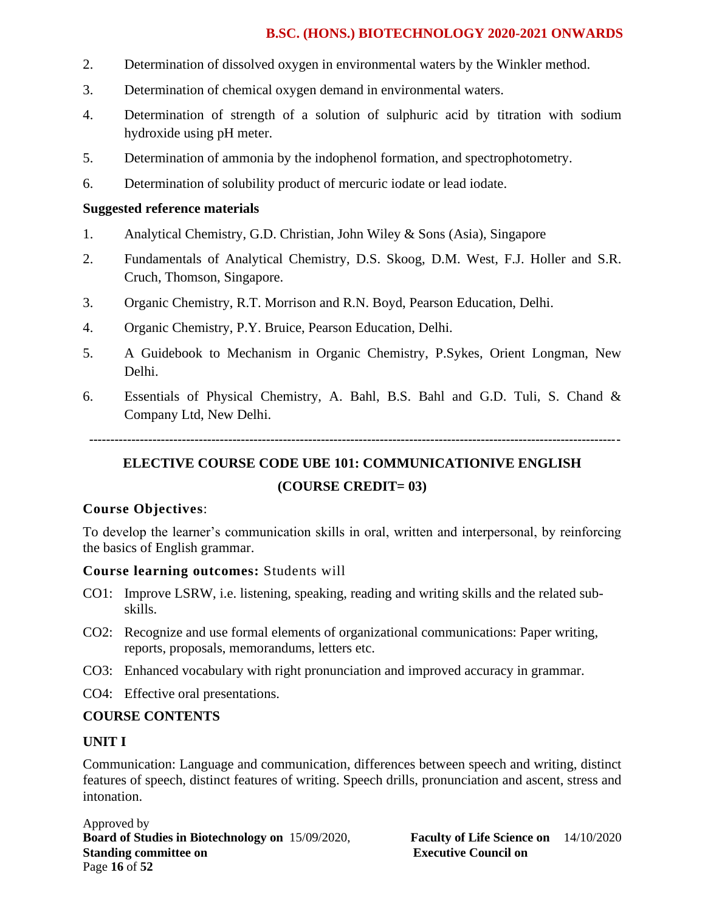2. Determination of dissolved oxygen in environmental waters by the Winkler method.
3. Determination of chemical oxygen demand in environmental waters.
4. Determination of strength of a solution of sulphuric acid by titration with sodium hydroxide using pH meter.
5. Determination of ammonia by the indophenol formation, and spectrophotometry.
6. Determination of solubility product of mercuric iodate or lead iodate.

**Suggested reference materials**

1. Analytical Chemistry, G.D. Christian, John Wiley & Sons (Asia), Singapore
2. Fundamentals of Analytical Chemistry, D.S. Skoog, D.M. West, F.J. Holler and S.R. Cruch, Thomson, Singapore.
3. Organic Chemistry, R.T. Morrison and R.N. Boyd, Pearson Education, Delhi.
4. Organic Chemistry, P.Y. Bruice, Pearson Education, Delhi.
5. A Guidebook to Mechanism in Organic Chemistry, P.Sykes, Orient Longman, New Delhi.
6. Essentials of Physical Chemistry, A. Bahl, B.S. Bahl and G.D. Tuli, S. Chand & Company Ltd, New Delhi.

---

## ELECTIVE COURSE CODE UBE 101: COMMUNICATIONIVE ENGLISH

## (COURSE CREDIT= 03)

**Course Objectives**:

To develop the learner's communication skills in oral, written and interpersonal, by reinforcing the basics of English grammar.

**Course learning outcomes:** Students will

CO1: Improve LSRW, i.e. listening, speaking, reading and writing skills and the related sub-skills.

CO2: Recognize and use formal elements of organizational communications: Paper writing, reports, proposals, memorandums, letters etc.

CO3: Enhanced vocabulary with right pronunciation and improved accuracy in grammar.

CO4: Effective oral presentations.

**COURSE CONTENTS**

**UNIT I**

Communication: Language and communication, differences between speech and writing, distinct features of speech, distinct features of writing. Speech drills, pronunciation and ascent, stress and intonation.

Approved by
**Board of Studies in Biotechnology on** 15/09/2020, **Faculty of Life Science on** 14/10/2020
**Standing committee on** **Executive Council on**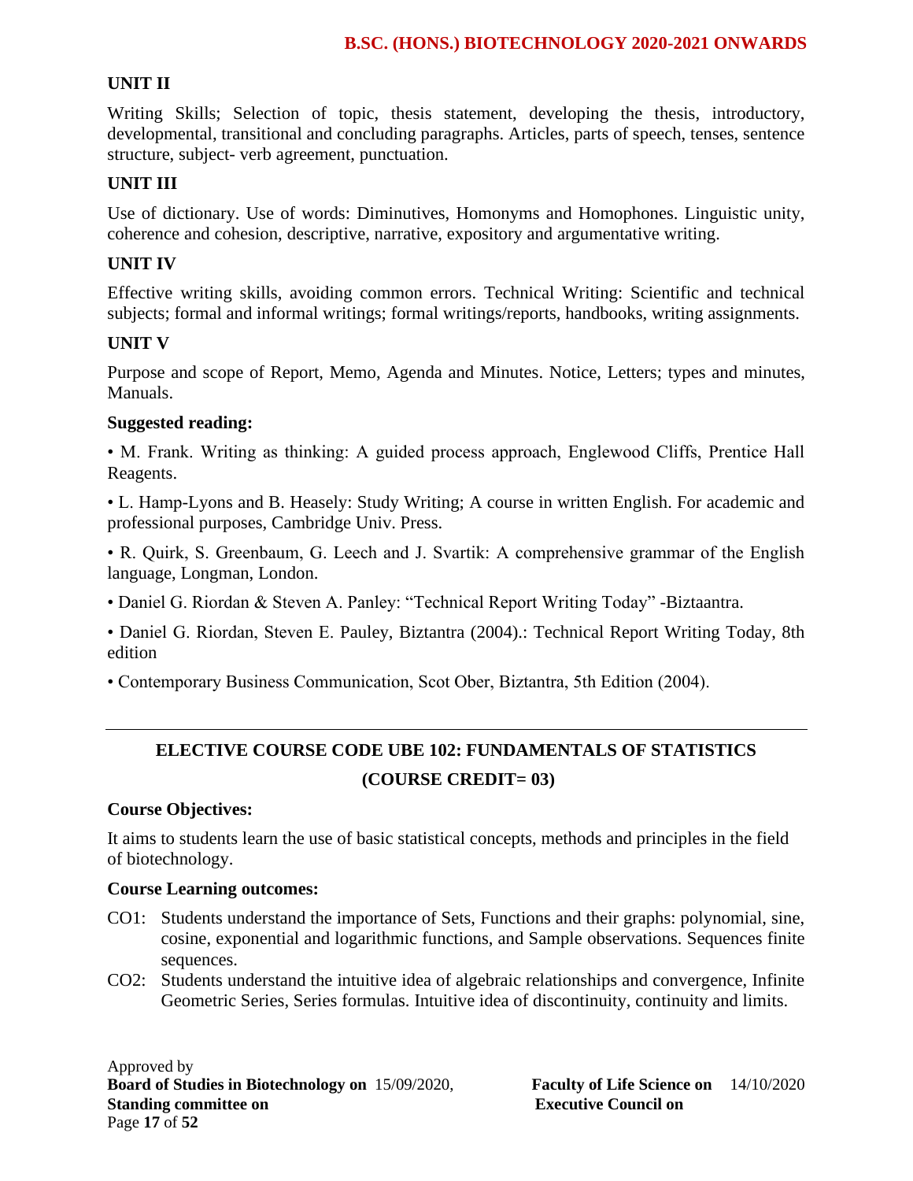### UNIT II

Writing Skills; Selection of topic, thesis statement, developing the thesis, introductory, developmental, transitional and concluding paragraphs. Articles, parts of speech, tenses, sentence structure, subject- verb agreement, punctuation.

### UNIT III

Use of dictionary. Use of words: Diminutives, Homonyms and Homophones. Linguistic unity, coherence and cohesion, descriptive, narrative, expository and argumentative writing.

### UNIT IV

Effective writing skills, avoiding common errors. Technical Writing: Scientific and technical subjects; formal and informal writings; formal writings/reports, handbooks, writing assignments.

### UNIT V

Purpose and scope of Report, Memo, Agenda and Minutes. Notice, Letters; types and minutes, Manuals.

**Suggested reading:**

• M. Frank. Writing as thinking: A guided process approach, Englewood Cliffs, Prentice Hall Reagents.

• L. Hamp-Lyons and B. Heasely: Study Writing; A course in written English. For academic and professional purposes, Cambridge Univ. Press.

• R. Quirk, S. Greenbaum, G. Leech and J. Svartik: A comprehensive grammar of the English language, Longman, London.

• Daniel G. Riordan & Steven A. Panley: "Technical Report Writing Today" -Biztaantra.

• Daniel G. Riordan, Steven E. Pauley, Biztantra (2004).: Technical Report Writing Today, 8th edition

• Contemporary Business Communication, Scot Ober, Biztantra, 5th Edition (2004).

---

## ELECTIVE COURSE CODE UBE 102: FUNDAMENTALS OF STATISTICS (COURSE CREDIT= 03)

**Course Objectives:**

It aims to students learn the use of basic statistical concepts, methods and principles in the field of biotechnology.

**Course Learning outcomes:**

CO1: Students understand the importance of Sets, Functions and their graphs: polynomial, sine, cosine, exponential and logarithmic functions, and Sample observations. Sequences finite sequences.

CO2: Students understand the intuitive idea of algebraic relationships and convergence, Infinite Geometric Series, Series formulas. Intuitive idea of discontinuity, continuity and limits.

Approved by
**Board of Studies in Biotechnology on** 15/09/2020, **Faculty of Life Science on** 14/10/2020
**Standing committee on** **Executive Council on**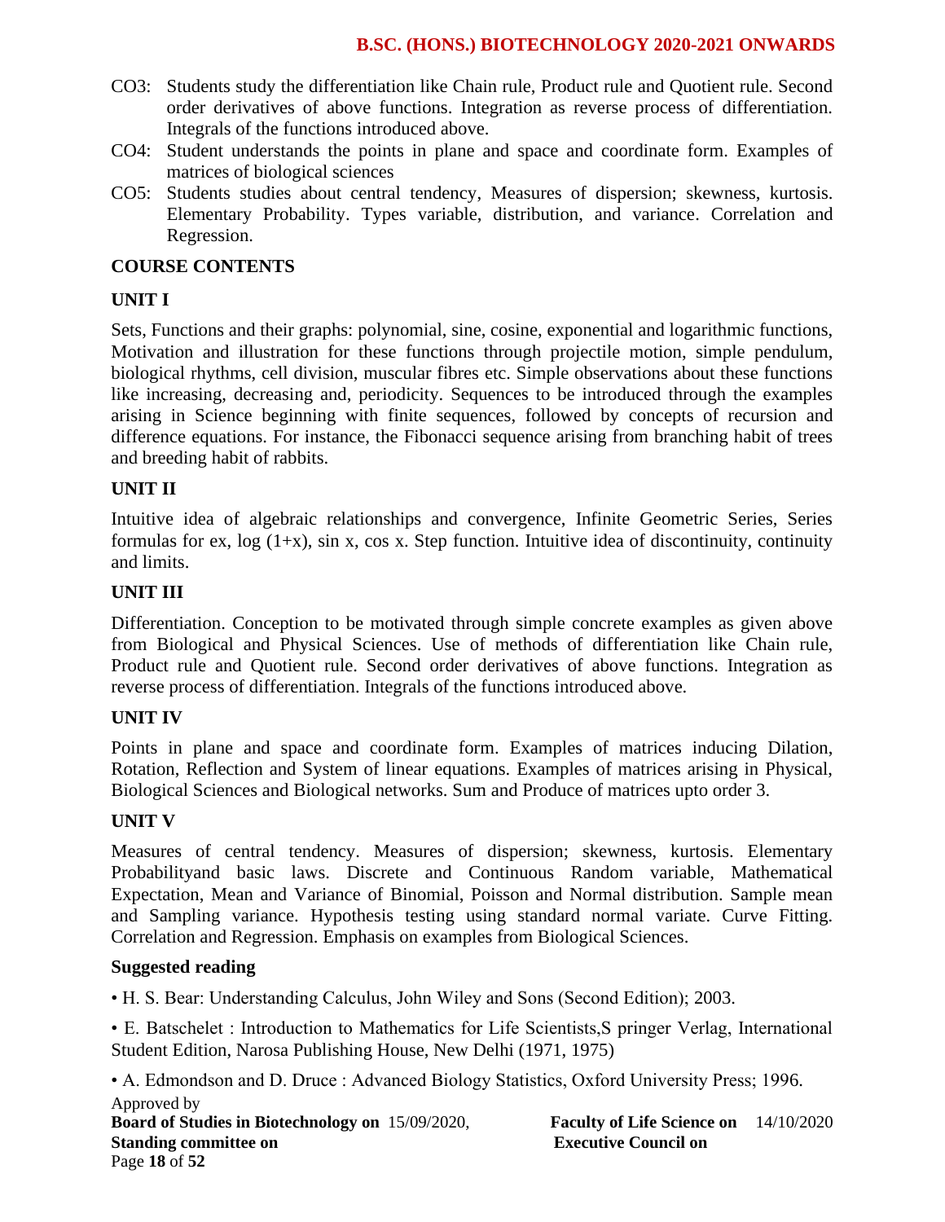CO3: Students study the differentiation like Chain rule, Product rule and Quotient rule. Second order derivatives of above functions. Integration as reverse process of differentiation. Integrals of the functions introduced above.

CO4: Student understands the points in plane and space and coordinate form. Examples of matrices of biological sciences

CO5: Students studies about central tendency, Measures of dispersion; skewness, kurtosis. Elementary Probability. Types variable, distribution, and variance. Correlation and Regression.

**COURSE CONTENTS**

**UNIT I**

Sets, Functions and their graphs: polynomial, sine, cosine, exponential and logarithmic functions, Motivation and illustration for these functions through projectile motion, simple pendulum, biological rhythms, cell division, muscular fibres etc. Simple observations about these functions like increasing, decreasing and, periodicity. Sequences to be introduced through the examples arising in Science beginning with finite sequences, followed by concepts of recursion and difference equations. For instance, the Fibonacci sequence arising from branching habit of trees and breeding habit of rabbits.

**UNIT II**

Intuitive idea of algebraic relationships and convergence, Infinite Geometric Series, Series formulas for ex, log (1+x), sin x, cos x. Step function. Intuitive idea of discontinuity, continuity and limits.

**UNIT III**

Differentiation. Conception to be motivated through simple concrete examples as given above from Biological and Physical Sciences. Use of methods of differentiation like Chain rule, Product rule and Quotient rule. Second order derivatives of above functions. Integration as reverse process of differentiation. Integrals of the functions introduced above.

**UNIT IV**

Points in plane and space and coordinate form. Examples of matrices inducing Dilation, Rotation, Reflection and System of linear equations. Examples of matrices arising in Physical, Biological Sciences and Biological networks. Sum and Produce of matrices upto order 3.

**UNIT V**

Measures of central tendency. Measures of dispersion; skewness, kurtosis. Elementary Probabilityand basic laws. Discrete and Continuous Random variable, Mathematical Expectation, Mean and Variance of Binomial, Poisson and Normal distribution. Sample mean and Sampling variance. Hypothesis testing using standard normal variate. Curve Fitting. Correlation and Regression. Emphasis on examples from Biological Sciences.

**Suggested reading**

- H. S. Bear: Understanding Calculus, John Wiley and Sons (Second Edition); 2003.
- E. Batschelet : Introduction to Mathematics for Life Scientists,S pringer Verlag, International Student Edition, Narosa Publishing House, New Delhi (1971, 1975)
- A. Edmondson and D. Druce : Advanced Biology Statistics, Oxford University Press; 1996.

Approved by
**Board of Studies in Biotechnology on** 15/09/2020, **Faculty of Life Science on** 14/10/2020
**Standing committee on** **Executive Council on**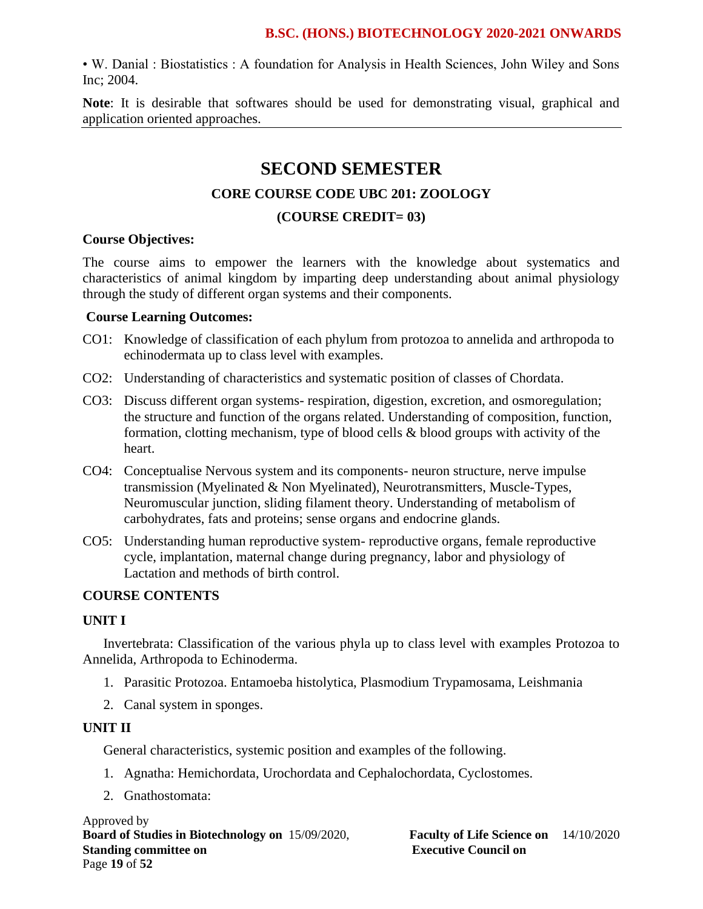• W. Danial : Biostatistics : A foundation for Analysis in Health Sciences, John Wiley and Sons Inc; 2004.

**Note**: It is desirable that softwares should be used for demonstrating visual, graphical and application oriented approaches.

---

# SECOND SEMESTER

## CORE COURSE CODE UBC 201: ZOOLOGY

## (COURSE CREDIT= 03)

**Course Objectives:**

The course aims to empower the learners with the knowledge about systematics and characteristics of animal kingdom by imparting deep understanding about animal physiology through the study of different organ systems and their components.

**Course Learning Outcomes:**

CO1: Knowledge of classification of each phylum from protozoa to annelida and arthropoda to echinodermata up to class level with examples.

CO2: Understanding of characteristics and systematic position of classes of Chordata.

CO3: Discuss different organ systems- respiration, digestion, excretion, and osmoregulation; the structure and function of the organs related. Understanding of composition, function, formation, clotting mechanism, type of blood cells & blood groups with activity of the heart.

CO4: Conceptualise Nervous system and its components- neuron structure, nerve impulse transmission (Myelinated & Non Myelinated), Neurotransmitters, Muscle-Types, Neuromuscular junction, sliding filament theory. Understanding of metabolism of carbohydrates, fats and proteins; sense organs and endocrine glands.

CO5: Understanding human reproductive system- reproductive organs, female reproductive cycle, implantation, maternal change during pregnancy, labor and physiology of Lactation and methods of birth control.

**COURSE CONTENTS**

**UNIT I**

Invertebrata: Classification of the various phyla up to class level with examples Protozoa to Annelida, Arthropoda to Echinoderma.

1. Parasitic Protozoa. Entamoeba histolytica, Plasmodium Trypamosama, Leishmania
2. Canal system in sponges.

**UNIT II**

General characteristics, systemic position and examples of the following.

1. Agnatha: Hemichordata, Urochordata and Cephalochordata, Cyclostomes.
2. Gnathostomata:

Approved by
**Board of Studies in Biotechnology on** 15/09/2020, **Faculty of Life Science on** 14/10/2020
**Standing committee on** **Executive Council on**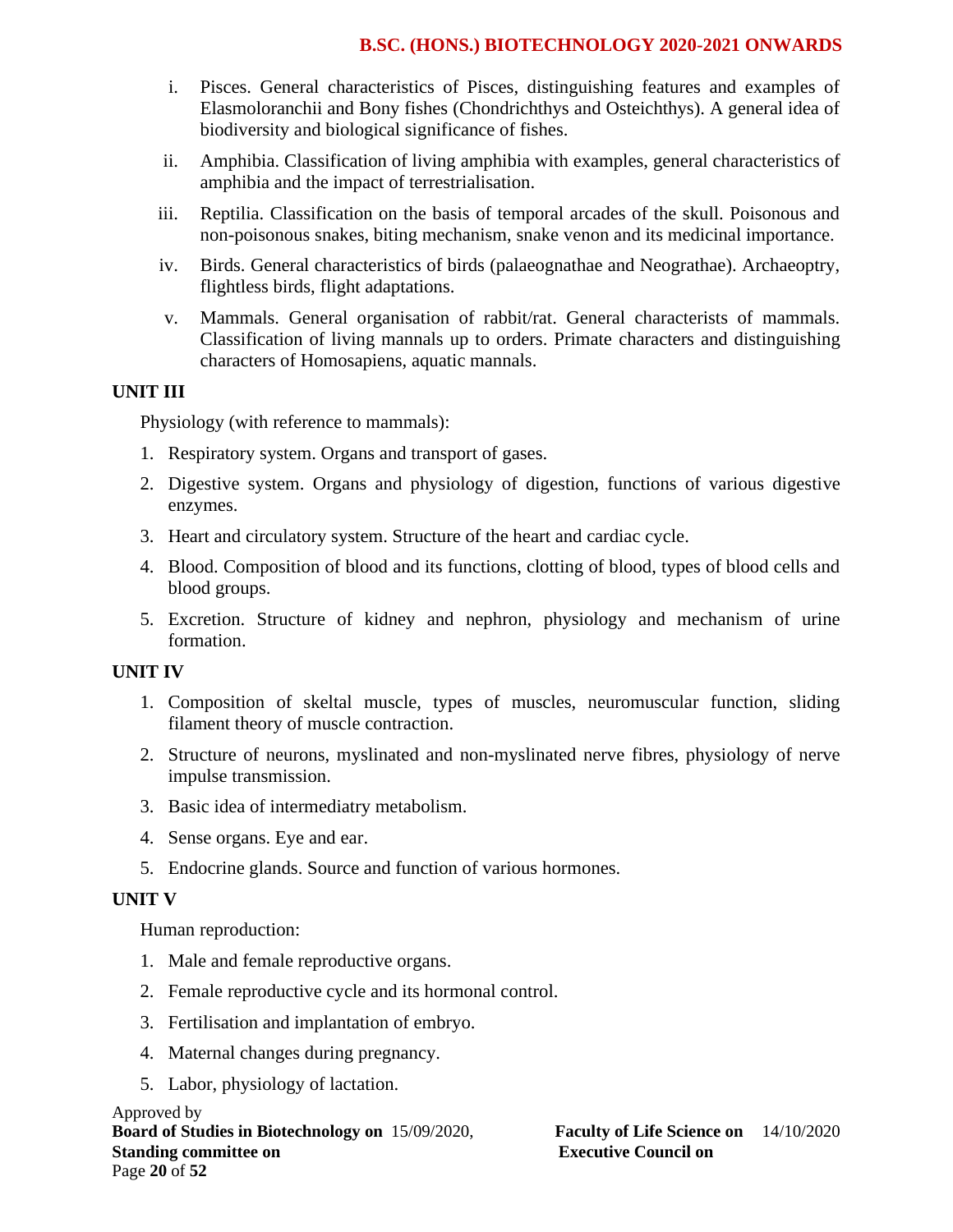i. Pisces. General characteristics of Pisces, distinguishing features and examples of Elasmoloranchii and Bony fishes (Chondrichthys and Osteichthys). A general idea of biodiversity and biological significance of fishes.

ii. Amphibia. Classification of living amphibia with examples, general characteristics of amphibia and the impact of terrestrialisation.

iii. Reptilia. Classification on the basis of temporal arcades of the skull. Poisonous and non-poisonous snakes, biting mechanism, snake venon and its medicinal importance.

iv. Birds. General characteristics of birds (palaeognathae and Neograthae). Archaeoptry, flightless birds, flight adaptations.

v. Mammals. General organisation of rabbit/rat. General characterists of mammals. Classification of living mannals up to orders. Primate characters and distinguishing characters of Homosapiens, aquatic mannals.

**UNIT III**

Physiology (with reference to mammals):

1. Respiratory system. Organs and transport of gases.
2. Digestive system. Organs and physiology of digestion, functions of various digestive enzymes.
3. Heart and circulatory system. Structure of the heart and cardiac cycle.
4. Blood. Composition of blood and its functions, clotting of blood, types of blood cells and blood groups.
5. Excretion. Structure of kidney and nephron, physiology and mechanism of urine formation.

**UNIT IV**

1. Composition of skeltal muscle, types of muscles, neuromuscular function, sliding filament theory of muscle contraction.
2. Structure of neurons, myslinated and non-myslinated nerve fibres, physiology of nerve impulse transmission.
3. Basic idea of intermediatry metabolism.
4. Sense organs. Eye and ear.
5. Endocrine glands. Source and function of various hormones.

**UNIT V**

Human reproduction:

1. Male and female reproductive organs.
2. Female reproductive cycle and its hormonal control.
3. Fertilisation and implantation of embryo.
4. Maternal changes during pregnancy.
5. Labor, physiology of lactation.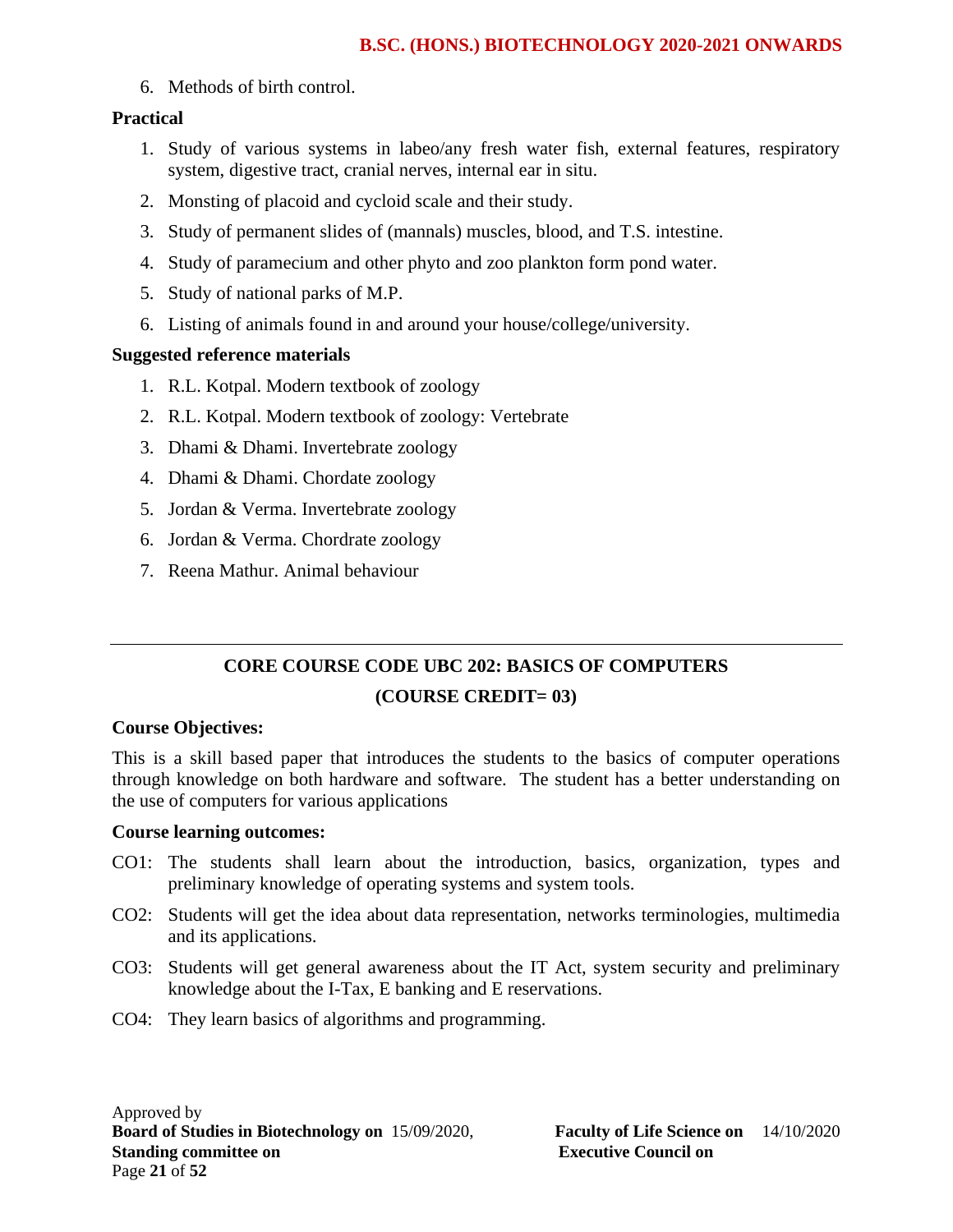6. Methods of birth control.

**Practical**

1. Study of various systems in labeo/any fresh water fish, external features, respiratory system, digestive tract, cranial nerves, internal ear in situ.
2. Monsting of placoid and cycloid scale and their study.
3. Study of permanent slides of (mannals) muscles, blood, and T.S. intestine.
4. Study of paramecium and other phyto and zoo plankton form pond water.
5. Study of national parks of M.P.
6. Listing of animals found in and around your house/college/university.

**Suggested reference materials**

1. R.L. Kotpal. Modern textbook of zoology
2. R.L. Kotpal. Modern textbook of zoology: Vertebrate
3. Dhami & Dhami. Invertebrate zoology
4. Dhami & Dhami. Chordate zoology
5. Jordan & Verma. Invertebrate zoology
6. Jordan & Verma. Chordrate zoology
7. Reena Mathur. Animal behaviour

---

## CORE COURSE CODE UBC 202: BASICS OF COMPUTERS

## (COURSE CREDIT= 03)

**Course Objectives:**

This is a skill based paper that introduces the students to the basics of computer operations through knowledge on both hardware and software. The student has a better understanding on the use of computers for various applications

**Course learning outcomes:**

CO1: The students shall learn about the introduction, basics, organization, types and preliminary knowledge of operating systems and system tools.

CO2: Students will get the idea about data representation, networks terminologies, multimedia and its applications.

CO3: Students will get general awareness about the IT Act, system security and preliminary knowledge about the I-Tax, E banking and E reservations.

CO4: They learn basics of algorithms and programming.

Approved by
**Board of Studies in Biotechnology on** 15/09/2020, **Faculty of Life Science on** 14/10/2020
**Standing committee on** **Executive Council on**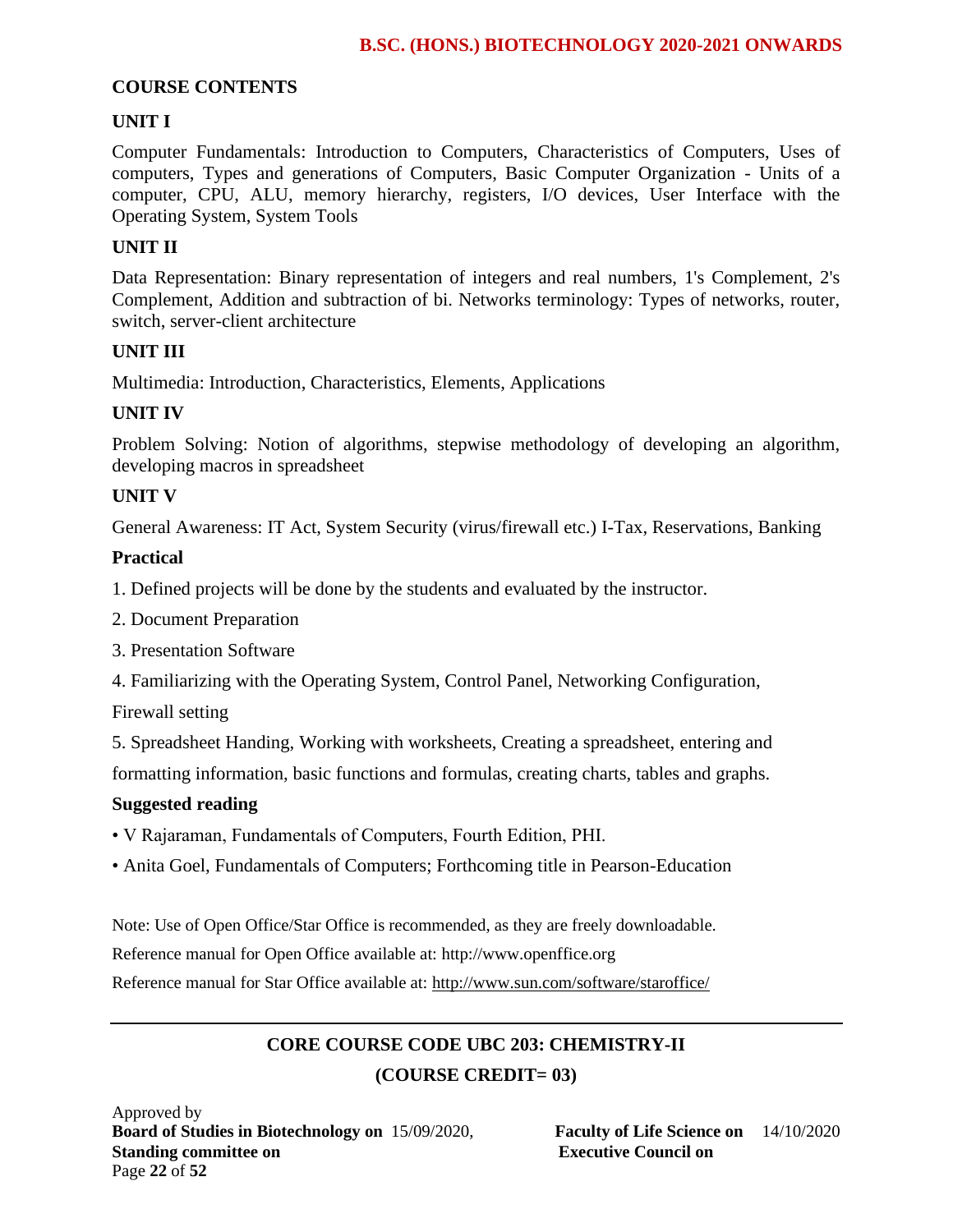## COURSE CONTENTS

### UNIT I

Computer Fundamentals: Introduction to Computers, Characteristics of Computers, Uses of computers, Types and generations of Computers, Basic Computer Organization - Units of a computer, CPU, ALU, memory hierarchy, registers, I/O devices, User Interface with the Operating System, System Tools

### UNIT II

Data Representation: Binary representation of integers and real numbers, 1's Complement, 2's Complement, Addition and subtraction of bi. Networks terminology: Types of networks, router, switch, server-client architecture

### UNIT III

Multimedia: Introduction, Characteristics, Elements, Applications

### UNIT IV

Problem Solving: Notion of algorithms, stepwise methodology of developing an algorithm, developing macros in spreadsheet

### UNIT V

General Awareness: IT Act, System Security (virus/firewall etc.) I-Tax, Reservations, Banking

### Practical

1. Defined projects will be done by the students and evaluated by the instructor.
2. Document Preparation
3. Presentation Software
4. Familiarizing with the Operating System, Control Panel, Networking Configuration,

Firewall setting

5. Spreadsheet Handing, Working with worksheets, Creating a spreadsheet, entering and

formatting information, basic functions and formulas, creating charts, tables and graphs.

### Suggested reading

- V Rajaraman, Fundamentals of Computers, Fourth Edition, PHI.
- Anita Goel, Fundamentals of Computers; Forthcoming title in Pearson-Education

Note: Use of Open Office/Star Office is recommended, as they are freely downloadable.

Reference manual for Open Office available at: http://www.openffice.org

Reference manual for Star Office available at: http://www.sun.com/software/staroffice/

---

## CORE COURSE CODE UBC 203: CHEMISTRY-II

**(COURSE CREDIT= 03)**

Approved by
**Board of Studies in Biotechnology on** 15/09/2020, **Faculty of Life Science on** 14/10/2020
**Standing committee on** **Executive Council on**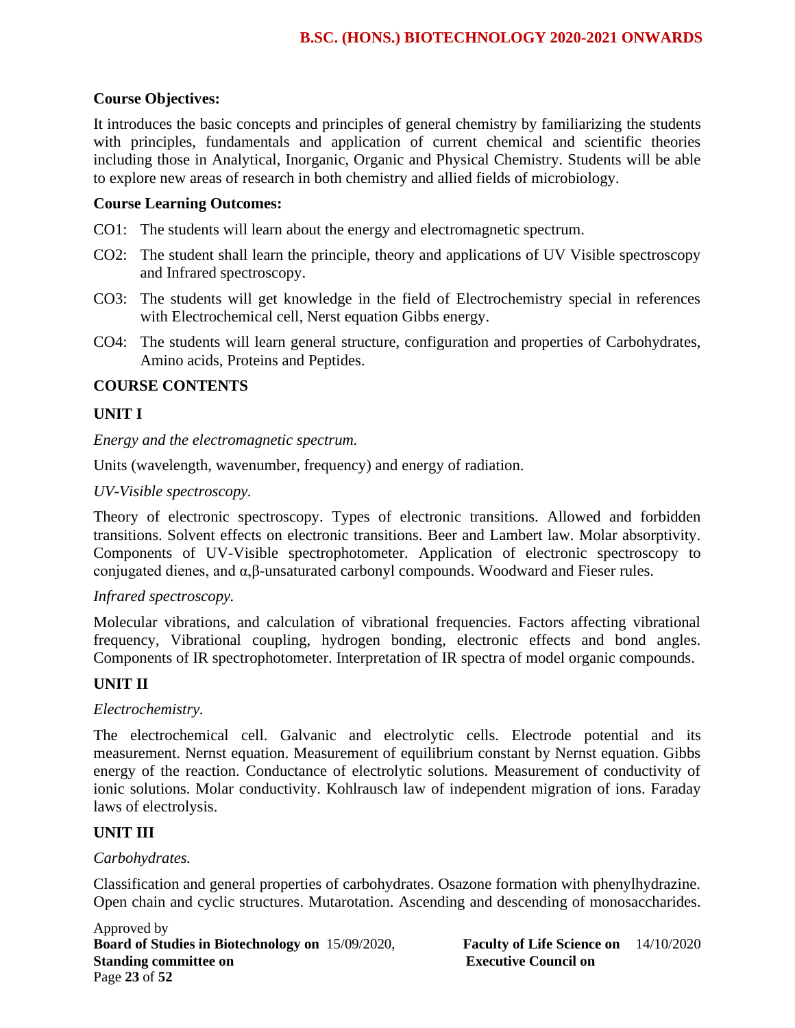**Course Objectives:**

It introduces the basic concepts and principles of general chemistry by familiarizing the students with principles, fundamentals and application of current chemical and scientific theories including those in Analytical, Inorganic, Organic and Physical Chemistry. Students will be able to explore new areas of research in both chemistry and allied fields of microbiology.

**Course Learning Outcomes:**

CO1: The students will learn about the energy and electromagnetic spectrum.

CO2: The student shall learn the principle, theory and applications of UV Visible spectroscopy and Infrared spectroscopy.

CO3: The students will get knowledge in the field of Electrochemistry special in references with Electrochemical cell, Nerst equation Gibbs energy.

CO4: The students will learn general structure, configuration and properties of Carbohydrates, Amino acids, Proteins and Peptides.

**COURSE CONTENTS**

**UNIT I**

*Energy and the electromagnetic spectrum.*

Units (wavelength, wavenumber, frequency) and energy of radiation.

*UV-Visible spectroscopy.*

Theory of electronic spectroscopy. Types of electronic transitions. Allowed and forbidden transitions. Solvent effects on electronic transitions. Beer and Lambert law. Molar absorptivity. Components of UV-Visible spectrophotometer. Application of electronic spectroscopy to conjugated dienes, and $\alpha,\beta$-unsaturated carbonyl compounds. Woodward and Fieser rules.

*Infrared spectroscopy.*

Molecular vibrations, and calculation of vibrational frequencies. Factors affecting vibrational frequency, Vibrational coupling, hydrogen bonding, electronic effects and bond angles. Components of IR spectrophotometer. Interpretation of IR spectra of model organic compounds.

**UNIT II**

*Electrochemistry.*

The electrochemical cell. Galvanic and electrolytic cells. Electrode potential and its measurement. Nernst equation. Measurement of equilibrium constant by Nernst equation. Gibbs energy of the reaction. Conductance of electrolytic solutions. Measurement of conductivity of ionic solutions. Molar conductivity. Kohlrausch law of independent migration of ions. Faraday laws of electrolysis.

**UNIT III**

*Carbohydrates.*

Classification and general properties of carbohydrates. Osazone formation with phenylhydrazine. Open chain and cyclic structures. Mutarotation. Ascending and descending of monosaccharides.

Approved by
**Board of Studies in Biotechnology on** 15/09/2020, **Faculty of Life Science on** 14/10/2020
**Standing committee on** **Executive Council on**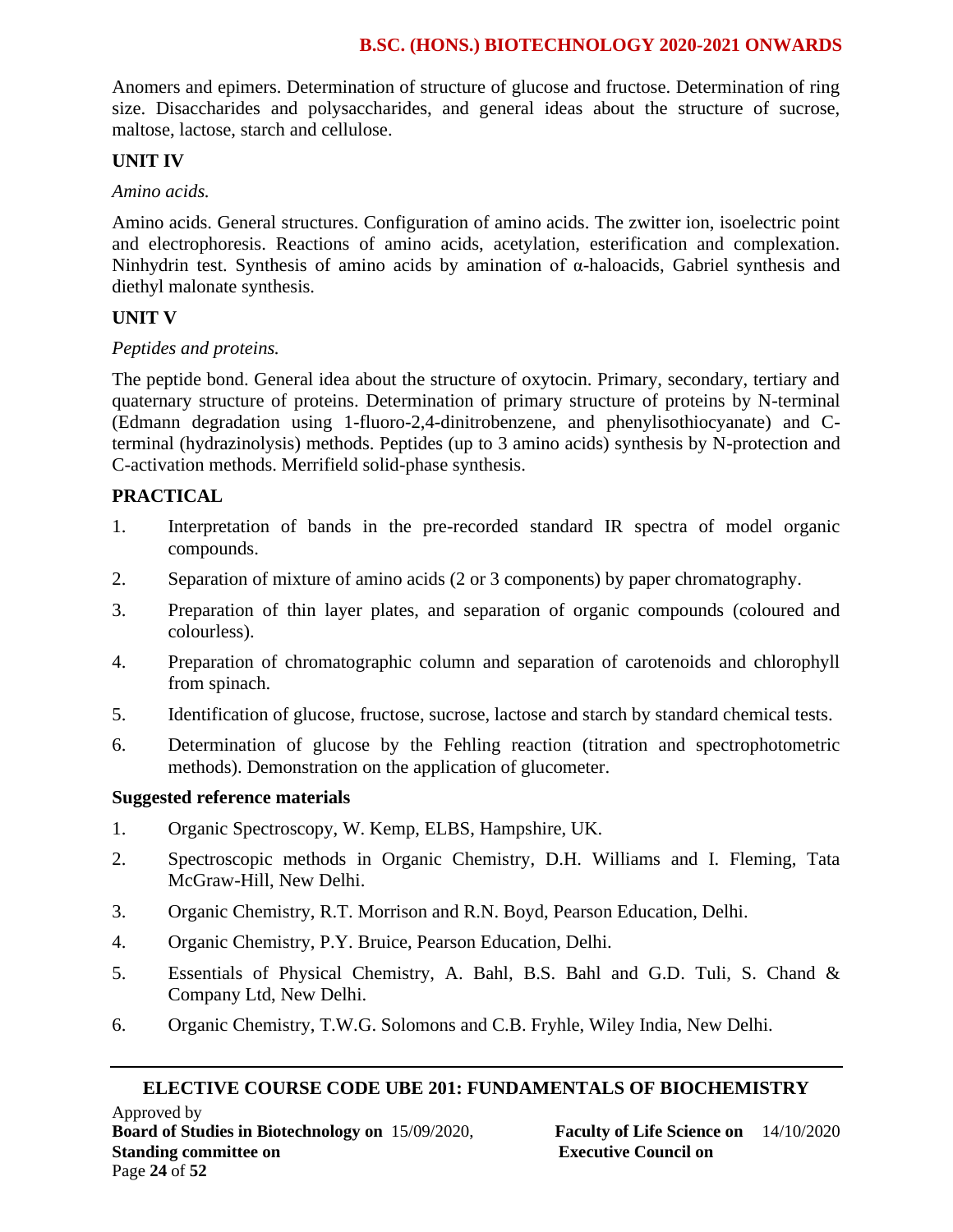Anomers and epimers. Determination of structure of glucose and fructose. Determination of ring size. Disaccharides and polysaccharides, and general ideas about the structure of sucrose, maltose, lactose, starch and cellulose.

**UNIT IV**

*Amino acids.*

Amino acids. General structures. Configuration of amino acids. The zwitter ion, isoelectric point and electrophoresis. Reactions of amino acids, acetylation, esterification and complexation. Ninhydrin test. Synthesis of amino acids by amination of α-haloacids, Gabriel synthesis and diethyl malonate synthesis.

**UNIT V**

*Peptides and proteins.*

The peptide bond. General idea about the structure of oxytocin. Primary, secondary, tertiary and quaternary structure of proteins. Determination of primary structure of proteins by N-terminal (Edmann degradation using 1-fluoro-2,4-dinitrobenzene, and phenylisothiocyanate) and C-terminal (hydrazinolysis) methods. Peptides (up to 3 amino acids) synthesis by N-protection and C-activation methods. Merrifield solid-phase synthesis.

**PRACTICAL**

1. Interpretation of bands in the pre-recorded standard IR spectra of model organic compounds.
2. Separation of mixture of amino acids (2 or 3 components) by paper chromatography.
3. Preparation of thin layer plates, and separation of organic compounds (coloured and colourless).
4. Preparation of chromatographic column and separation of carotenoids and chlorophyll from spinach.
5. Identification of glucose, fructose, sucrose, lactose and starch by standard chemical tests.
6. Determination of glucose by the Fehling reaction (titration and spectrophotometric methods). Demonstration on the application of glucometer.

**Suggested reference materials**

1. Organic Spectroscopy, W. Kemp, ELBS, Hampshire, UK.
2. Spectroscopic methods in Organic Chemistry, D.H. Williams and I. Fleming, Tata McGraw-Hill, New Delhi.
3. Organic Chemistry, R.T. Morrison and R.N. Boyd, Pearson Education, Delhi.
4. Organic Chemistry, P.Y. Bruice, Pearson Education, Delhi.
5. Essentials of Physical Chemistry, A. Bahl, B.S. Bahl and G.D. Tuli, S. Chand & Company Ltd, New Delhi.
6. Organic Chemistry, T.W.G. Solomons and C.B. Fryhle, Wiley India, New Delhi.

---

**ELECTIVE COURSE CODE UBE 201: FUNDAMENTALS OF BIOCHEMISTRY**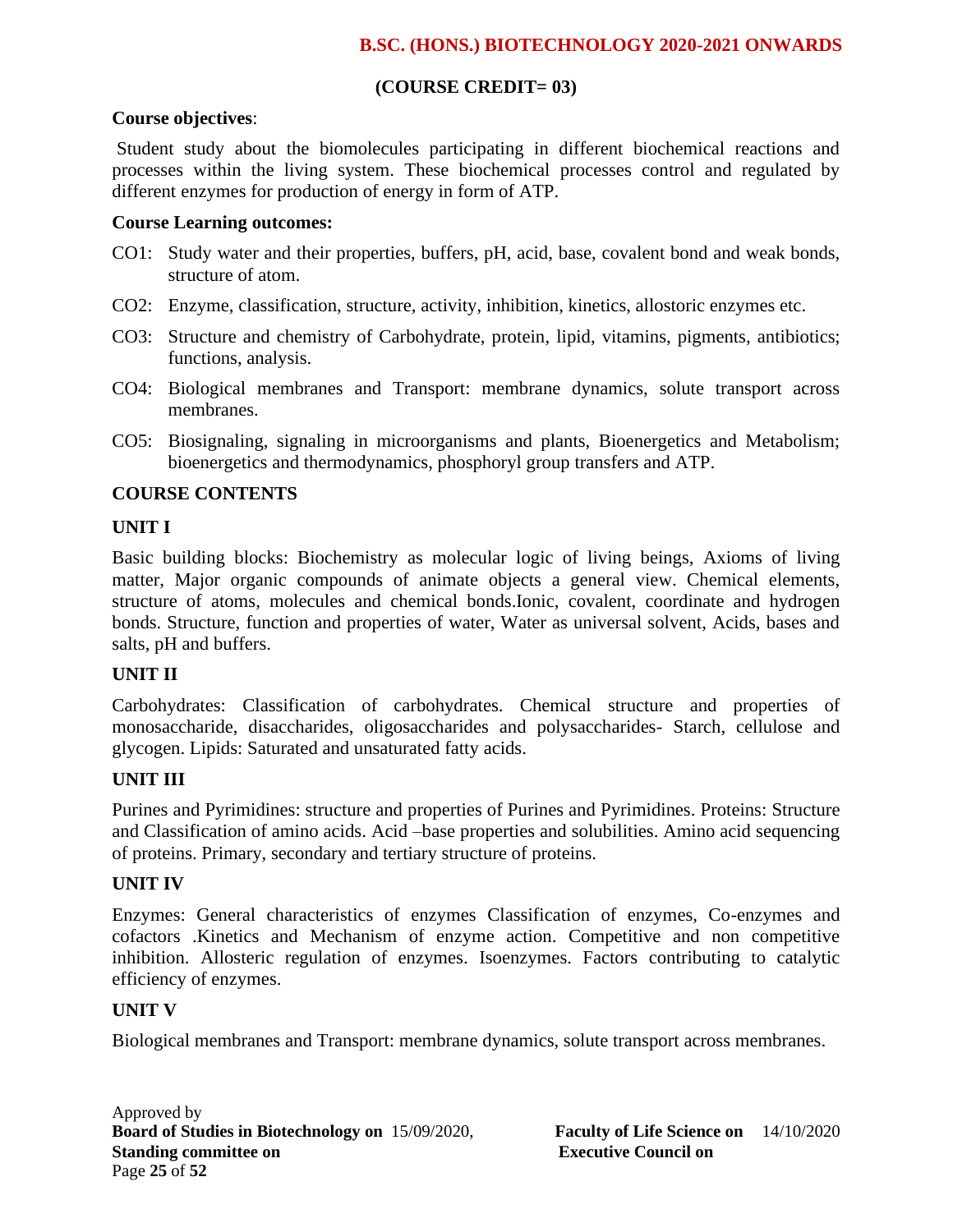**(COURSE CREDIT= 03)**

**Course objectives**:

Student study about the biomolecules participating in different biochemical reactions and processes within the living system. These biochemical processes control and regulated by different enzymes for production of energy in form of ATP.

**Course Learning outcomes:**

- CO1: Study water and their properties, buffers, pH, acid, base, covalent bond and weak bonds, structure of atom.
- CO2: Enzyme, classification, structure, activity, inhibition, kinetics, allostoric enzymes etc.
- CO3: Structure and chemistry of Carbohydrate, protein, lipid, vitamins, pigments, antibiotics; functions, analysis.
- CO4: Biological membranes and Transport: membrane dynamics, solute transport across membranes.
- CO5: Biosignaling, signaling in microorganisms and plants, Bioenergetics and Metabolism; bioenergetics and thermodynamics, phosphoryl group transfers and ATP.

## COURSE CONTENTS

### UNIT I

Basic building blocks: Biochemistry as molecular logic of living beings, Axioms of living matter, Major organic compounds of animate objects a general view. Chemical elements, structure of atoms, molecules and chemical bonds.Ionic, covalent, coordinate and hydrogen bonds. Structure, function and properties of water, Water as universal solvent, Acids, bases and salts, pH and buffers.

### UNIT II

Carbohydrates: Classification of carbohydrates. Chemical structure and properties of monosaccharide, disaccharides, oligosaccharides and polysaccharides- Starch, cellulose and glycogen. Lipids: Saturated and unsaturated fatty acids.

### UNIT III

Purines and Pyrimidines: structure and properties of Purines and Pyrimidines. Proteins: Structure and Classification of amino acids. Acid –base properties and solubilities. Amino acid sequencing of proteins. Primary, secondary and tertiary structure of proteins.

### UNIT IV

Enzymes: General characteristics of enzymes Classification of enzymes, Co-enzymes and cofactors .Kinetics and Mechanism of enzyme action. Competitive and non competitive inhibition. Allosteric regulation of enzymes. Isoenzymes. Factors contributing to catalytic efficiency of enzymes.

### UNIT V

Biological membranes and Transport: membrane dynamics, solute transport across membranes.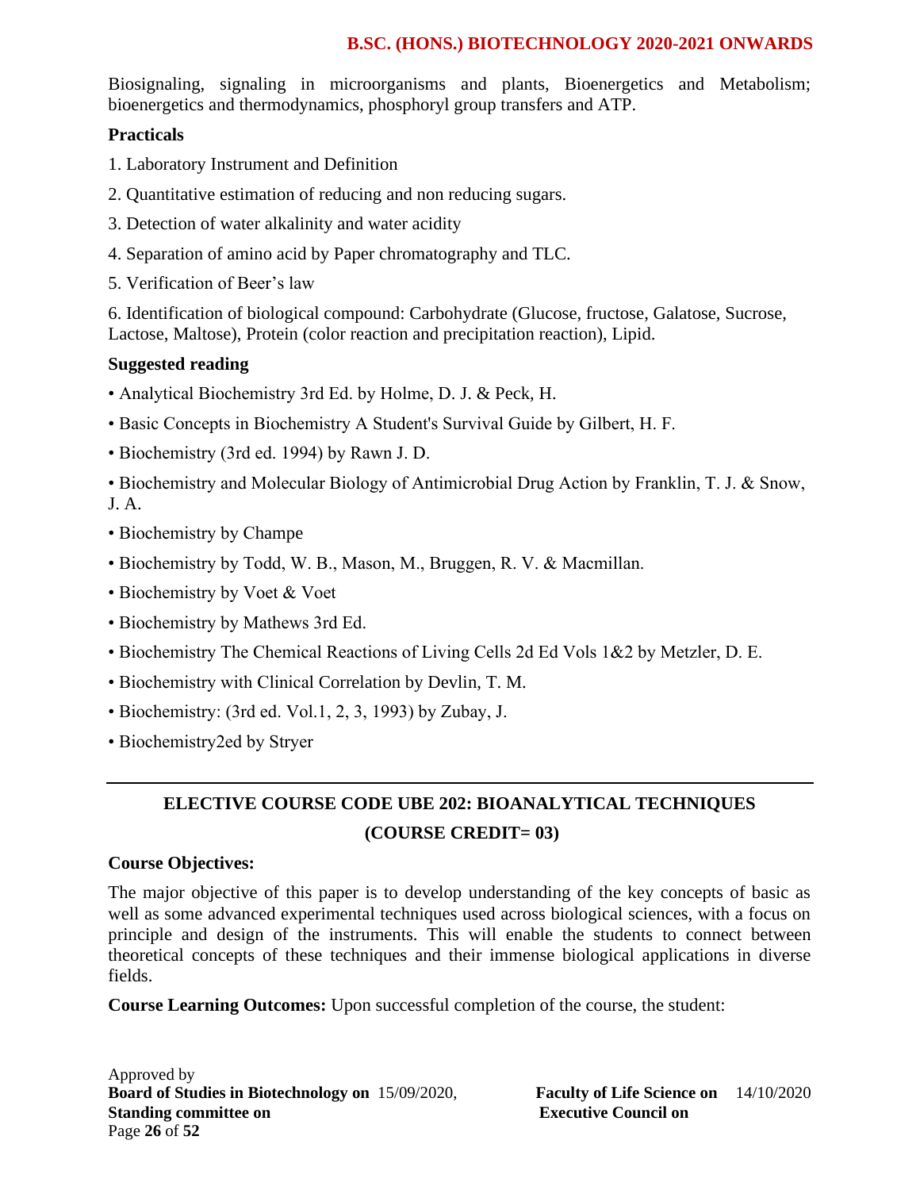Biosignaling, signaling in microorganisms and plants, Bioenergetics and Metabolism; bioenergetics and thermodynamics, phosphoryl group transfers and ATP.

**Practicals**

1. Laboratory Instrument and Definition
2. Quantitative estimation of reducing and non reducing sugars.
3. Detection of water alkalinity and water acidity
4. Separation of amino acid by Paper chromatography and TLC.
5. Verification of Beer's law
6. Identification of biological compound: Carbohydrate (Glucose, fructose, Galatose, Sucrose, Lactose, Maltose), Protein (color reaction and precipitation reaction), Lipid.

**Suggested reading**

- Analytical Biochemistry 3rd Ed. by Holme, D. J. & Peck, H.
- Basic Concepts in Biochemistry A Student's Survival Guide by Gilbert, H. F.
- Biochemistry (3rd ed. 1994) by Rawn J. D.
- Biochemistry and Molecular Biology of Antimicrobial Drug Action by Franklin, T. J. & Snow, J. A.
- Biochemistry by Champe
- Biochemistry by Todd, W. B., Mason, M., Bruggen, R. V. & Macmillan.
- Biochemistry by Voet & Voet
- Biochemistry by Mathews 3rd Ed.
- Biochemistry The Chemical Reactions of Living Cells 2d Ed Vols 1&2 by Metzler, D. E.
- Biochemistry with Clinical Correlation by Devlin, T. M.
- Biochemistry: (3rd ed. Vol.1, 2, 3, 1993) by Zubay, J.
- Biochemistry2ed by Stryer

---

## ELECTIVE COURSE CODE UBE 202: BIOANALYTICAL TECHNIQUES (COURSE CREDIT= 03)

**Course Objectives:**

The major objective of this paper is to develop understanding of the key concepts of basic as well as some advanced experimental techniques used across biological sciences, with a focus on principle and design of the instruments. This will enable the students to connect between theoretical concepts of these techniques and their immense biological applications in diverse fields.

**Course Learning Outcomes:** Upon successful completion of the course, the student: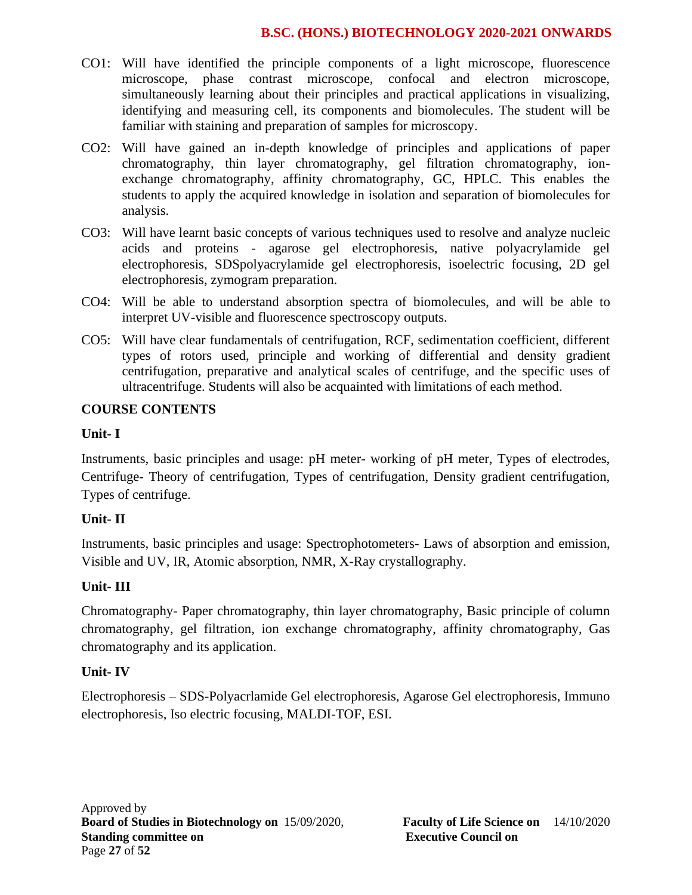CO1: Will have identified the principle components of a light microscope, fluorescence microscope, phase contrast microscope, confocal and electron microscope, simultaneously learning about their principles and practical applications in visualizing, identifying and measuring cell, its components and biomolecules. The student will be familiar with staining and preparation of samples for microscopy.

CO2: Will have gained an in-depth knowledge of principles and applications of paper chromatography, thin layer chromatography, gel filtration chromatography, ion-exchange chromatography, affinity chromatography, GC, HPLC. This enables the students to apply the acquired knowledge in isolation and separation of biomolecules for analysis.

CO3: Will have learnt basic concepts of various techniques used to resolve and analyze nucleic acids and proteins - agarose gel electrophoresis, native polyacrylamide gel electrophoresis, SDSpolyacrylamide gel electrophoresis, isoelectric focusing, 2D gel electrophoresis, zymogram preparation.

CO4: Will be able to understand absorption spectra of biomolecules, and will be able to interpret UV-visible and fluorescence spectroscopy outputs.

CO5: Will have clear fundamentals of centrifugation, RCF, sedimentation coefficient, different types of rotors used, principle and working of differential and density gradient centrifugation, preparative and analytical scales of centrifuge, and the specific uses of ultracentrifuge. Students will also be acquainted with limitations of each method.

**COURSE CONTENTS**

**Unit- I**

Instruments, basic principles and usage: pH meter- working of pH meter, Types of electrodes, Centrifuge- Theory of centrifugation, Types of centrifugation, Density gradient centrifugation, Types of centrifuge.

**Unit- II**

Instruments, basic principles and usage: Spectrophotometers- Laws of absorption and emission, Visible and UV, IR, Atomic absorption, NMR, X-Ray crystallography.

**Unit- III**

Chromatography- Paper chromatography, thin layer chromatography, Basic principle of column chromatography, gel filtration, ion exchange chromatography, affinity chromatography, Gas chromatography and its application.

**Unit- IV**

Electrophoresis – SDS-Polyacrlamide Gel electrophoresis, Agarose Gel electrophoresis, Immuno electrophoresis, Iso electric focusing, MALDI-TOF, ESI.

Approved by
**Board of Studies in Biotechnology on** 15/09/2020, **Faculty of Life Science on** 14/10/2020
**Standing committee on** **Executive Council on**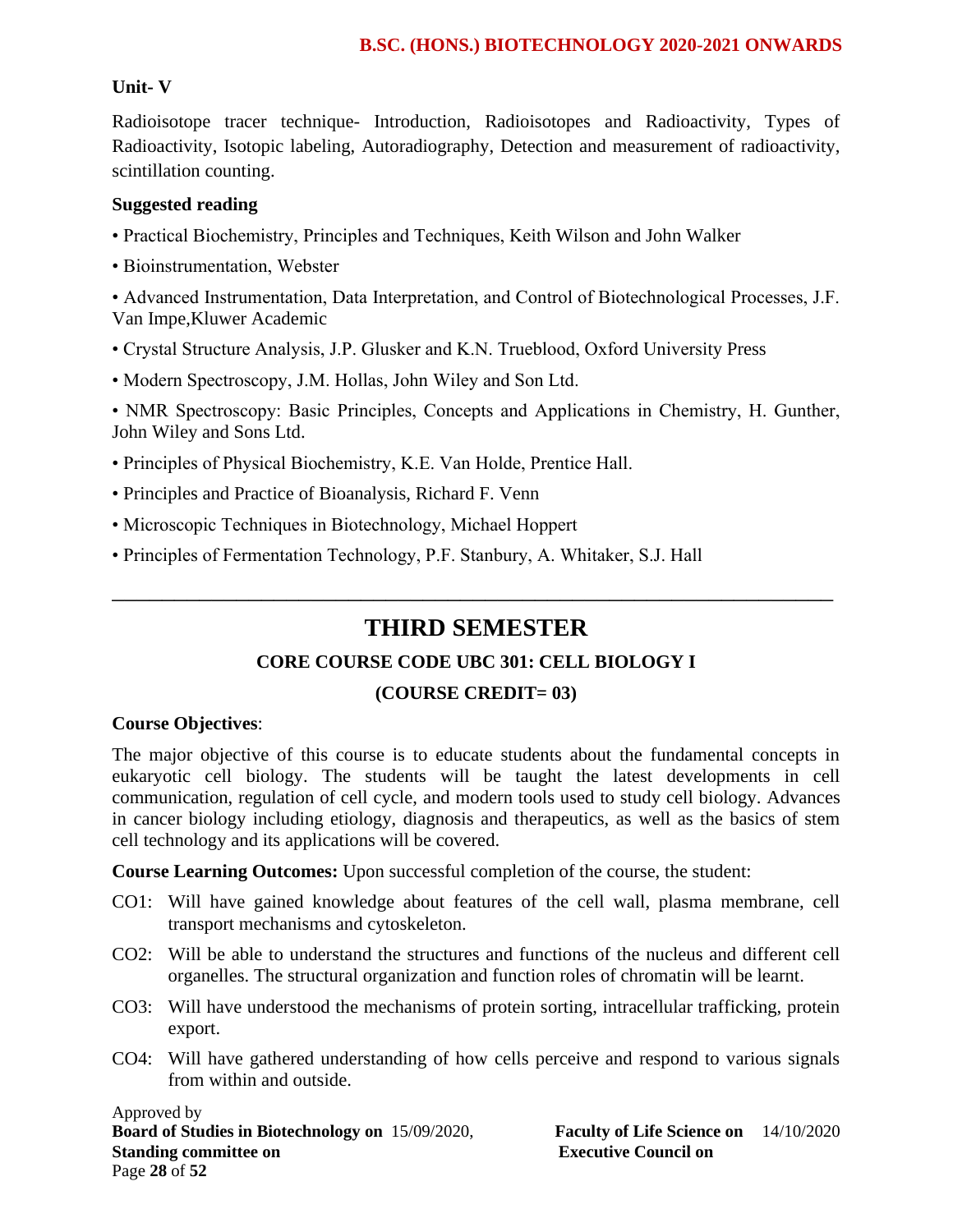**Unit- V**

Radioisotope tracer technique- Introduction, Radioisotopes and Radioactivity, Types of Radioactivity, Isotopic labeling, Autoradiography, Detection and measurement of radioactivity, scintillation counting.

**Suggested reading**

- Practical Biochemistry, Principles and Techniques, Keith Wilson and John Walker
- Bioinstrumentation, Webster
- Advanced Instrumentation, Data Interpretation, and Control of Biotechnological Processes, J.F. Van Impe,Kluwer Academic
- Crystal Structure Analysis, J.P. Glusker and K.N. Trueblood, Oxford University Press
- Modern Spectroscopy, J.M. Hollas, John Wiley and Son Ltd.
- NMR Spectroscopy: Basic Principles, Concepts and Applications in Chemistry, H. Gunther, John Wiley and Sons Ltd.
- Principles of Physical Biochemistry, K.E. Van Holde, Prentice Hall.
- Principles and Practice of Bioanalysis, Richard F. Venn
- Microscopic Techniques in Biotechnology, Michael Hoppert
- Principles of Fermentation Technology, P.F. Stanbury, A. Whitaker, S.J. Hall

---

# THIRD SEMESTER

## CORE COURSE CODE UBC 301: CELL BIOLOGY I

### (COURSE CREDIT= 03)

**Course Objectives**:

The major objective of this course is to educate students about the fundamental concepts in eukaryotic cell biology. The students will be taught the latest developments in cell communication, regulation of cell cycle, and modern tools used to study cell biology. Advances in cancer biology including etiology, diagnosis and therapeutics, as well as the basics of stem cell technology and its applications will be covered.

**Course Learning Outcomes:** Upon successful completion of the course, the student:

CO1: Will have gained knowledge about features of the cell wall, plasma membrane, cell transport mechanisms and cytoskeleton.

CO2: Will be able to understand the structures and functions of the nucleus and different cell organelles. The structural organization and function roles of chromatin will be learnt.

CO3: Will have understood the mechanisms of protein sorting, intracellular trafficking, protein export.

CO4: Will have gathered understanding of how cells perceive and respond to various signals from within and outside.

Approved by
**Board of Studies in Biotechnology on** 15/09/2020, **Faculty of Life Science on** 14/10/2020
**Standing committee on** **Executive Council on**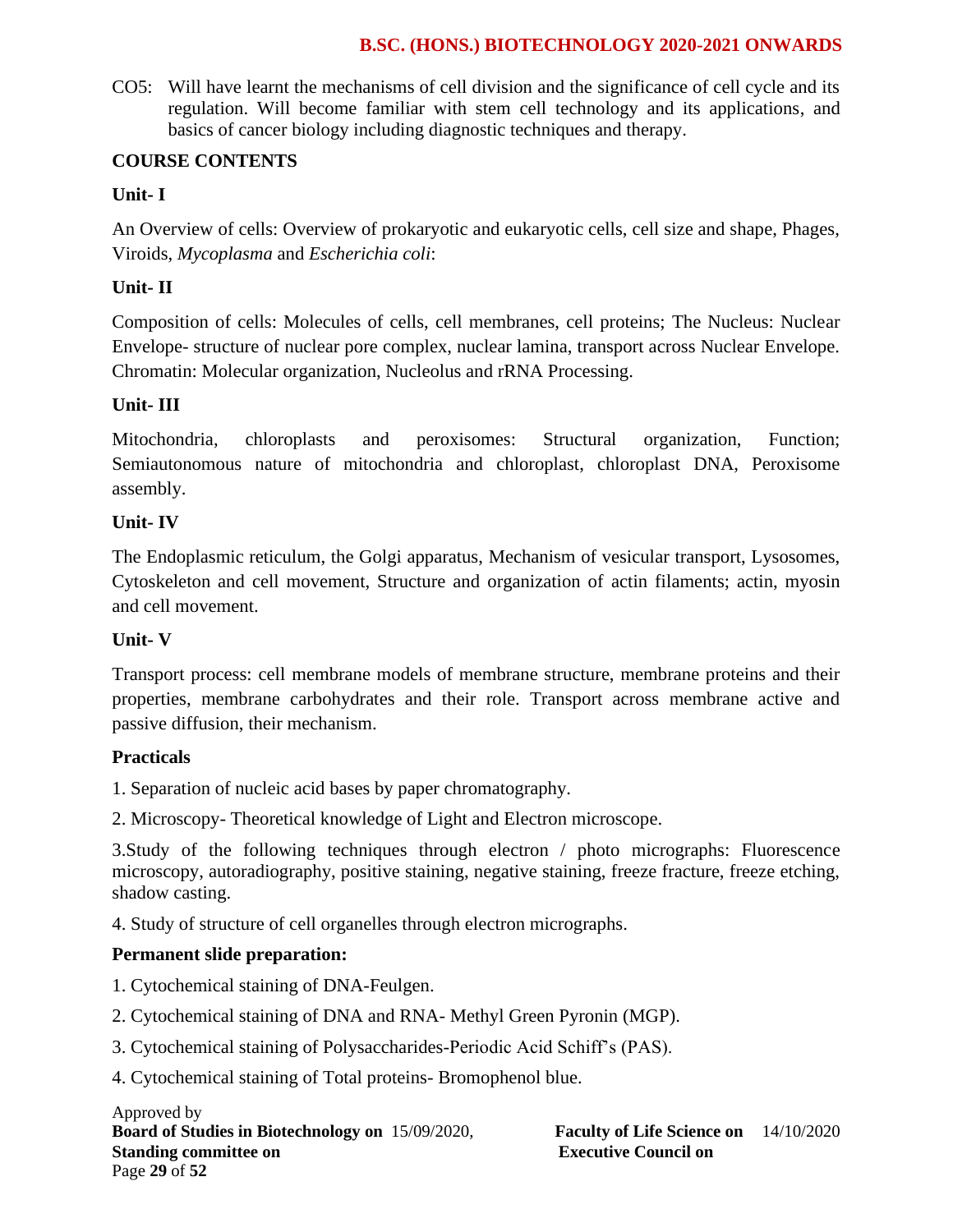CO5: Will have learnt the mechanisms of cell division and the significance of cell cycle and its regulation. Will become familiar with stem cell technology and its applications, and basics of cancer biology including diagnostic techniques and therapy.

**COURSE CONTENTS**

**Unit- I**

An Overview of cells: Overview of prokaryotic and eukaryotic cells, cell size and shape, Phages, Viroids, *Mycoplasma* and *Escherichia coli*:

**Unit- II**

Composition of cells: Molecules of cells, cell membranes, cell proteins; The Nucleus: Nuclear Envelope- structure of nuclear pore complex, nuclear lamina, transport across Nuclear Envelope. Chromatin: Molecular organization, Nucleolus and rRNA Processing.

**Unit- III**

Mitochondria, chloroplasts and peroxisomes: Structural organization, Function; Semiautonomous nature of mitochondria and chloroplast, chloroplast DNA, Peroxisome assembly.

**Unit- IV**

The Endoplasmic reticulum, the Golgi apparatus, Mechanism of vesicular transport, Lysosomes, Cytoskeleton and cell movement, Structure and organization of actin filaments; actin, myosin and cell movement.

**Unit- V**

Transport process: cell membrane models of membrane structure, membrane proteins and their properties, membrane carbohydrates and their role. Transport across membrane active and passive diffusion, their mechanism.

**Practicals**

1. Separation of nucleic acid bases by paper chromatography.

2. Microscopy- Theoretical knowledge of Light and Electron microscope.

3.Study of the following techniques through electron / photo micrographs: Fluorescence microscopy, autoradiography, positive staining, negative staining, freeze fracture, freeze etching, shadow casting.

4. Study of structure of cell organelles through electron micrographs.

**Permanent slide preparation:**

1. Cytochemical staining of DNA-Feulgen.

2. Cytochemical staining of DNA and RNA- Methyl Green Pyronin (MGP).

3. Cytochemical staining of Polysaccharides-Periodic Acid Schiff's (PAS).

4. Cytochemical staining of Total proteins- Bromophenol blue.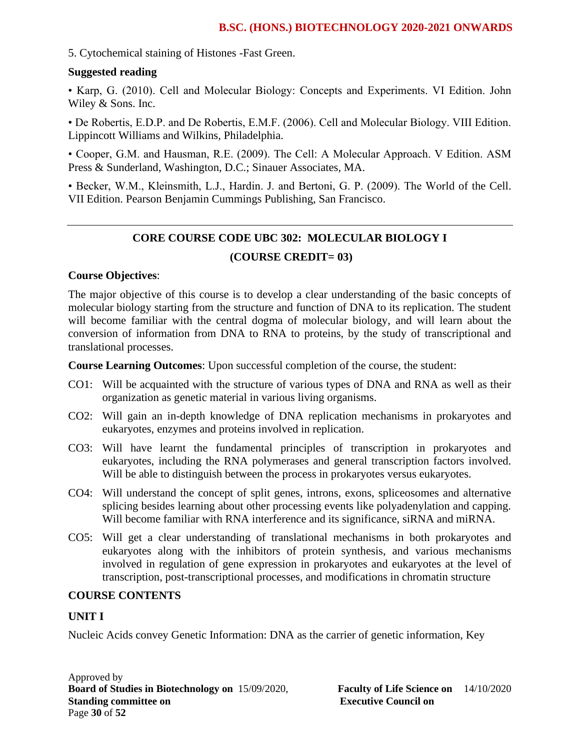5. Cytochemical staining of Histones -Fast Green.

**Suggested reading**

• Karp, G. (2010). Cell and Molecular Biology: Concepts and Experiments. VI Edition. John Wiley & Sons. Inc.

• De Robertis, E.D.P. and De Robertis, E.M.F. (2006). Cell and Molecular Biology. VIII Edition. Lippincott Williams and Wilkins, Philadelphia.

• Cooper, G.M. and Hausman, R.E. (2009). The Cell: A Molecular Approach. V Edition. ASM Press & Sunderland, Washington, D.C.; Sinauer Associates, MA.

• Becker, W.M., Kleinsmith, L.J., Hardin. J. and Bertoni, G. P. (2009). The World of the Cell. VII Edition. Pearson Benjamin Cummings Publishing, San Francisco.

---

## CORE COURSE CODE UBC 302: MOLECULAR BIOLOGY I

## (COURSE CREDIT= 03)

**Course Objectives**:

The major objective of this course is to develop a clear understanding of the basic concepts of molecular biology starting from the structure and function of DNA to its replication. The student will become familiar with the central dogma of molecular biology, and will learn about the conversion of information from DNA to RNA to proteins, by the study of transcriptional and translational processes.

**Course Learning Outcomes**: Upon successful completion of the course, the student:

CO1: Will be acquainted with the structure of various types of DNA and RNA as well as their organization as genetic material in various living organisms.

CO2: Will gain an in-depth knowledge of DNA replication mechanisms in prokaryotes and eukaryotes, enzymes and proteins involved in replication.

CO3: Will have learnt the fundamental principles of transcription in prokaryotes and eukaryotes, including the RNA polymerases and general transcription factors involved. Will be able to distinguish between the process in prokaryotes versus eukaryotes.

CO4: Will understand the concept of split genes, introns, exons, spliceosomes and alternative splicing besides learning about other processing events like polyadenylation and capping. Will become familiar with RNA interference and its significance, siRNA and miRNA.

CO5: Will get a clear understanding of translational mechanisms in both prokaryotes and eukaryotes along with the inhibitors of protein synthesis, and various mechanisms involved in regulation of gene expression in prokaryotes and eukaryotes at the level of transcription, post-transcriptional processes, and modifications in chromatin structure

**COURSE CONTENTS**

**UNIT I**

Nucleic Acids convey Genetic Information: DNA as the carrier of genetic information, Key

Approved by
**Board of Studies in Biotechnology on** 15/09/2020, **Faculty of Life Science on** 14/10/2020
**Standing committee on** **Executive Council on**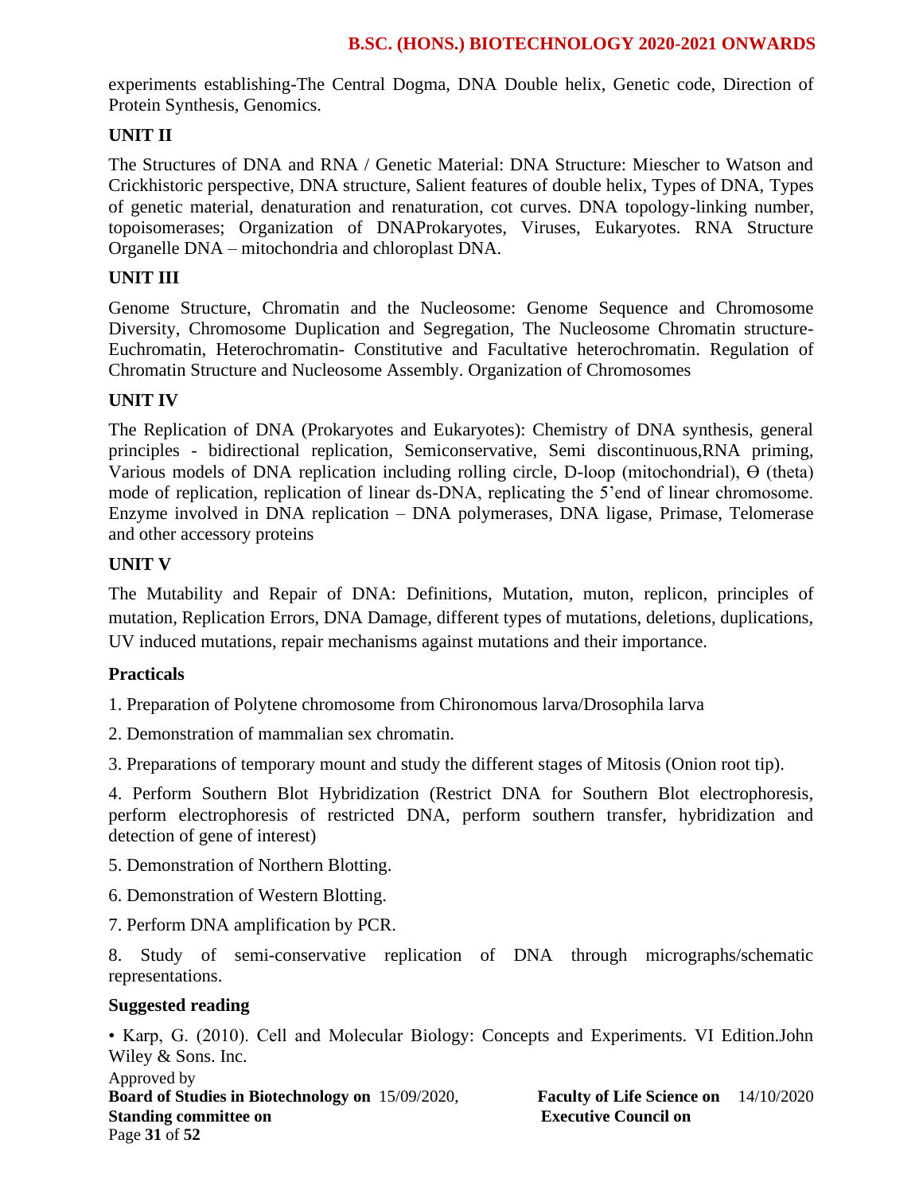experiments establishing-The Central Dogma, DNA Double helix, Genetic code, Direction of Protein Synthesis, Genomics.

**UNIT II**

The Structures of DNA and RNA / Genetic Material: DNA Structure: Miescher to Watson and Crickhistoric perspective, DNA structure, Salient features of double helix, Types of DNA, Types of genetic material, denaturation and renaturation, cot curves. DNA topology-linking number, topoisomerases; Organization of DNAProkaryotes, Viruses, Eukaryotes. RNA Structure Organelle DNA – mitochondria and chloroplast DNA.

**UNIT III**

Genome Structure, Chromatin and the Nucleosome: Genome Sequence and Chromosome Diversity, Chromosome Duplication and Segregation, The Nucleosome Chromatin structure-Euchromatin, Heterochromatin- Constitutive and Facultative heterochromatin. Regulation of Chromatin Structure and Nucleosome Assembly. Organization of Chromosomes

**UNIT IV**

The Replication of DNA (Prokaryotes and Eukaryotes): Chemistry of DNA synthesis, general principles - bidirectional replication, Semiconservative, Semi discontinuous,RNA priming, Various models of DNA replication including rolling circle, D-loop (mitochondrial), Ө (theta) mode of replication, replication of linear ds-DNA, replicating the 5'end of linear chromosome. Enzyme involved in DNA replication – DNA polymerases, DNA ligase, Primase, Telomerase and other accessory proteins

**UNIT V**

The Mutability and Repair of DNA: Definitions, Mutation, muton, replicon, principles of mutation, Replication Errors, DNA Damage, different types of mutations, deletions, duplications, UV induced mutations, repair mechanisms against mutations and their importance.

**Practicals**

1. Preparation of Polytene chromosome from Chironomous larva/Drosophila larva

2. Demonstration of mammalian sex chromatin.

3. Preparations of temporary mount and study the different stages of Mitosis (Onion root tip).

4. Perform Southern Blot Hybridization (Restrict DNA for Southern Blot electrophoresis, perform electrophoresis of restricted DNA, perform southern transfer, hybridization and detection of gene of interest)

5. Demonstration of Northern Blotting.

6. Demonstration of Western Blotting.

7. Perform DNA amplification by PCR.

8. Study of semi-conservative replication of DNA through micrographs/schematic representations.

**Suggested reading**

• Karp, G. (2010). Cell and Molecular Biology: Concepts and Experiments. VI Edition.John Wiley & Sons. Inc.

Approved by
**Board of Studies in Biotechnology on** 15/09/2020, **Faculty of Life Science on** 14/10/2020
**Standing committee on** **Executive Council on**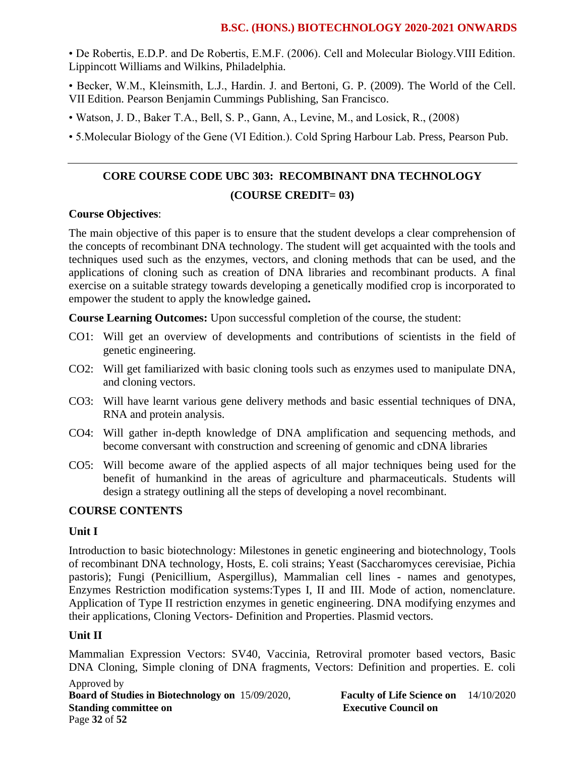• De Robertis, E.D.P. and De Robertis, E.M.F. (2006). Cell and Molecular Biology.VIII Edition. Lippincott Williams and Wilkins, Philadelphia.

• Becker, W.M., Kleinsmith, L.J., Hardin. J. and Bertoni, G. P. (2009). The World of the Cell. VII Edition. Pearson Benjamin Cummings Publishing, San Francisco.

• Watson, J. D., Baker T.A., Bell, S. P., Gann, A., Levine, M., and Losick, R., (2008)

• 5.Molecular Biology of the Gene (VI Edition.). Cold Spring Harbour Lab. Press, Pearson Pub.

---

## CORE COURSE CODE UBC 303: RECOMBINANT DNA TECHNOLOGY
## (COURSE CREDIT= 03)

**Course Objectives**:

The main objective of this paper is to ensure that the student develops a clear comprehension of the concepts of recombinant DNA technology. The student will get acquainted with the tools and techniques used such as the enzymes, vectors, and cloning methods that can be used, and the applications of cloning such as creation of DNA libraries and recombinant products. A final exercise on a suitable strategy towards developing a genetically modified crop is incorporated to empower the student to apply the knowledge gained**.**

**Course Learning Outcomes:** Upon successful completion of the course, the student:

CO1: Will get an overview of developments and contributions of scientists in the field of genetic engineering.

CO2: Will get familiarized with basic cloning tools such as enzymes used to manipulate DNA, and cloning vectors.

CO3: Will have learnt various gene delivery methods and basic essential techniques of DNA, RNA and protein analysis.

CO4: Will gather in-depth knowledge of DNA amplification and sequencing methods, and become conversant with construction and screening of genomic and cDNA libraries

CO5: Will become aware of the applied aspects of all major techniques being used for the benefit of humankind in the areas of agriculture and pharmaceuticals. Students will design a strategy outlining all the steps of developing a novel recombinant.

### COURSE CONTENTS

**Unit I**

Introduction to basic biotechnology: Milestones in genetic engineering and biotechnology, Tools of recombinant DNA technology, Hosts, E. coli strains; Yeast (Saccharomyces cerevisiae, Pichia pastoris); Fungi (Penicillium, Aspergillus), Mammalian cell lines - names and genotypes, Enzymes Restriction modification systems:Types I, II and III. Mode of action, nomenclature. Application of Type II restriction enzymes in genetic engineering. DNA modifying enzymes and their applications, Cloning Vectors- Definition and Properties. Plasmid vectors.

**Unit II**

Mammalian Expression Vectors: SV40, Vaccinia, Retroviral promoter based vectors, Basic DNA Cloning, Simple cloning of DNA fragments, Vectors: Definition and properties. E. coli

Approved by
**Board of Studies in Biotechnology on** 15/09/2020, **Faculty of Life Science on** 14/10/2020
**Standing committee on** **Executive Council on**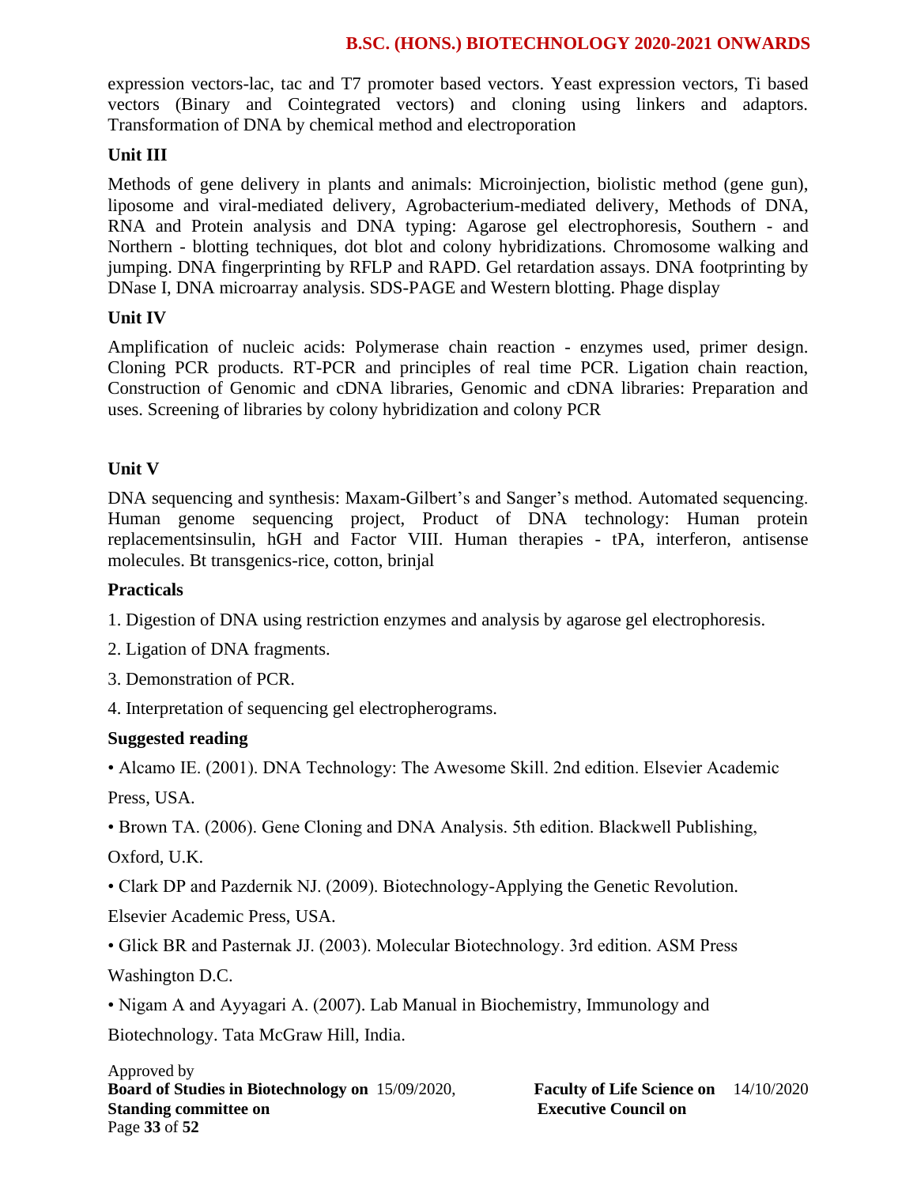expression vectors-lac, tac and T7 promoter based vectors. Yeast expression vectors, Ti based vectors (Binary and Cointegrated vectors) and cloning using linkers and adaptors. Transformation of DNA by chemical method and electroporation

**Unit III**

Methods of gene delivery in plants and animals: Microinjection, biolistic method (gene gun), liposome and viral-mediated delivery, Agrobacterium-mediated delivery, Methods of DNA, RNA and Protein analysis and DNA typing: Agarose gel electrophoresis, Southern - and Northern - blotting techniques, dot blot and colony hybridizations. Chromosome walking and jumping. DNA fingerprinting by RFLP and RAPD. Gel retardation assays. DNA footprinting by DNase I, DNA microarray analysis. SDS-PAGE and Western blotting. Phage display

**Unit IV**

Amplification of nucleic acids: Polymerase chain reaction - enzymes used, primer design. Cloning PCR products. RT-PCR and principles of real time PCR. Ligation chain reaction, Construction of Genomic and cDNA libraries, Genomic and cDNA libraries: Preparation and uses. Screening of libraries by colony hybridization and colony PCR

**Unit V**

DNA sequencing and synthesis: Maxam-Gilbert's and Sanger's method. Automated sequencing. Human genome sequencing project, Product of DNA technology: Human protein replacementsinsulin, hGH and Factor VIII. Human therapies - tPA, interferon, antisense molecules. Bt transgenics-rice, cotton, brinjal

**Practicals**

1. Digestion of DNA using restriction enzymes and analysis by agarose gel electrophoresis.
2. Ligation of DNA fragments.
3. Demonstration of PCR.
4. Interpretation of sequencing gel electropherograms.

**Suggested reading**

- Alcamo IE. (2001). DNA Technology: The Awesome Skill. 2nd edition. Elsevier Academic Press, USA.
- Brown TA. (2006). Gene Cloning and DNA Analysis. 5th edition. Blackwell Publishing, Oxford, U.K.
- Clark DP and Pazdernik NJ. (2009). Biotechnology-Applying the Genetic Revolution. Elsevier Academic Press, USA.
- Glick BR and Pasternak JJ. (2003). Molecular Biotechnology. 3rd edition. ASM Press Washington D.C.
- Nigam A and Ayyagari A. (2007). Lab Manual in Biochemistry, Immunology and Biotechnology. Tata McGraw Hill, India.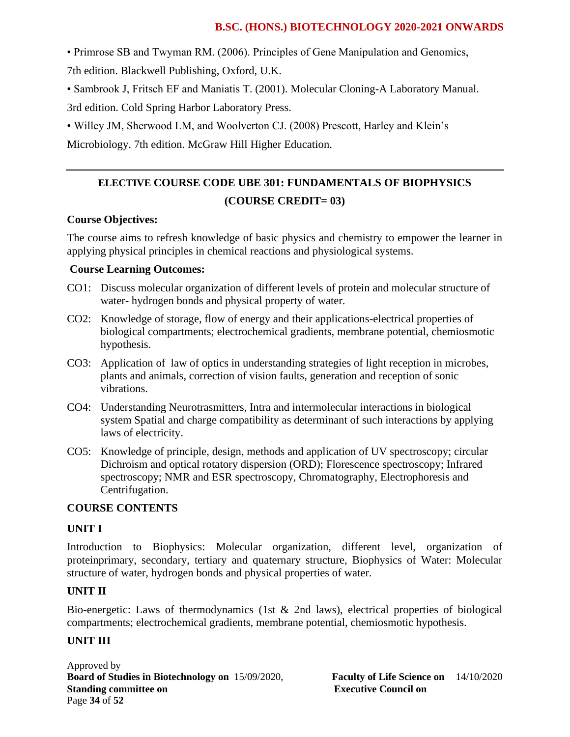• Primrose SB and Twyman RM. (2006). Principles of Gene Manipulation and Genomics, 7th edition. Blackwell Publishing, Oxford, U.K.

• Sambrook J, Fritsch EF and Maniatis T. (2001). Molecular Cloning-A Laboratory Manual. 3rd edition. Cold Spring Harbor Laboratory Press.

• Willey JM, Sherwood LM, and Woolverton CJ. (2008) Prescott, Harley and Klein's Microbiology. 7th edition. McGraw Hill Higher Education.

---

## ELECTIVE COURSE CODE UBE 301: FUNDAMENTALS OF BIOPHYSICS (COURSE CREDIT= 03)

**Course Objectives:**

The course aims to refresh knowledge of basic physics and chemistry to empower the learner in applying physical principles in chemical reactions and physiological systems.

**Course Learning Outcomes:**

CO1: Discuss molecular organization of different levels of protein and molecular structure of water- hydrogen bonds and physical property of water.

CO2: Knowledge of storage, flow of energy and their applications-electrical properties of biological compartments; electrochemical gradients, membrane potential, chemiosmotic hypothesis.

CO3: Application of law of optics in understanding strategies of light reception in microbes, plants and animals, correction of vision faults, generation and reception of sonic vibrations.

CO4: Understanding Neurotrasmitters, Intra and intermolecular interactions in biological system Spatial and charge compatibility as determinant of such interactions by applying laws of electricity.

CO5: Knowledge of principle, design, methods and application of UV spectroscopy; circular Dichroism and optical rotatory dispersion (ORD); Florescence spectroscopy; Infrared spectroscopy; NMR and ESR spectroscopy, Chromatography, Electrophoresis and Centrifugation.

**COURSE CONTENTS**

**UNIT I**

Introduction to Biophysics: Molecular organization, different level, organization of proteinprimary, secondary, tertiary and quaternary structure, Biophysics of Water: Molecular structure of water, hydrogen bonds and physical properties of water.

**UNIT II**

Bio-energetic: Laws of thermodynamics (1st & 2nd laws), electrical properties of biological compartments; electrochemical gradients, membrane potential, chemiosmotic hypothesis.

**UNIT III**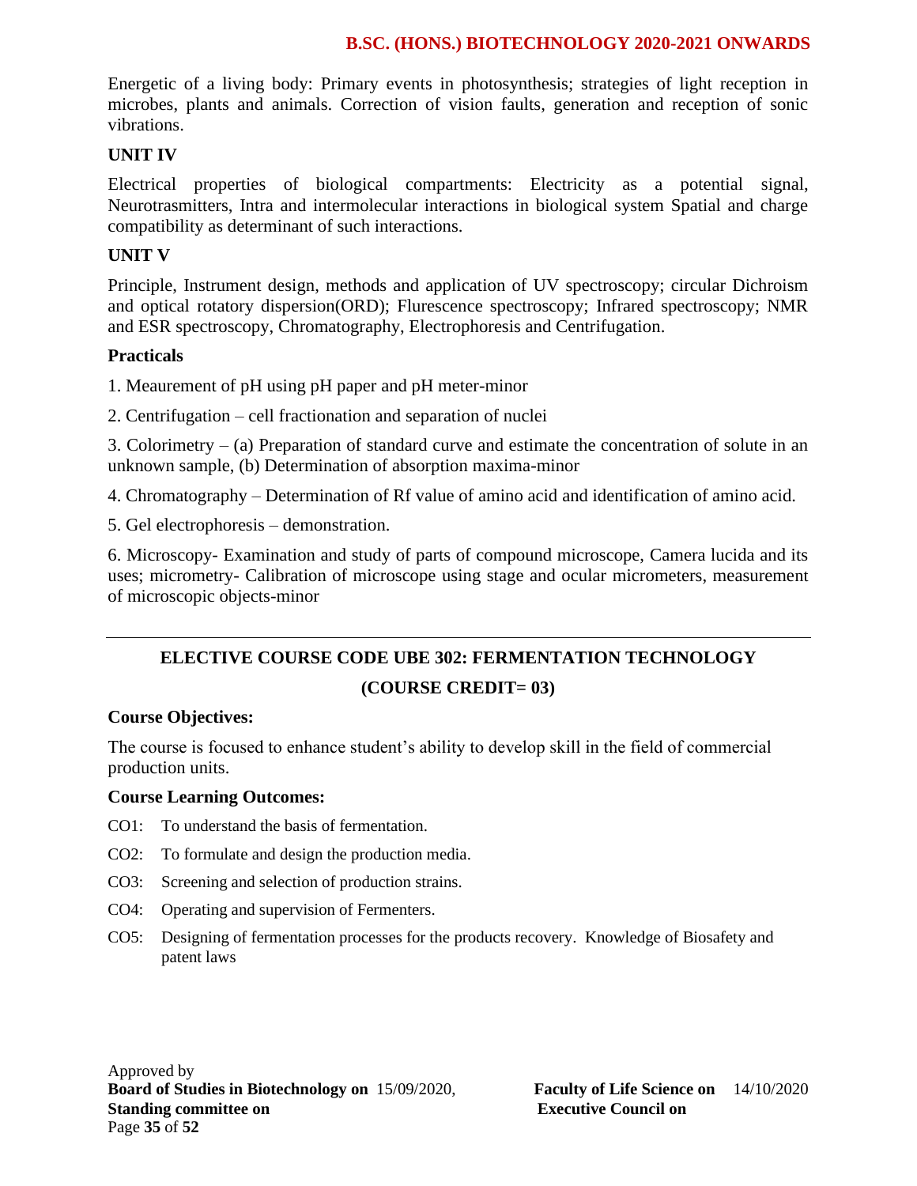Energetic of a living body: Primary events in photosynthesis; strategies of light reception in microbes, plants and animals. Correction of vision faults, generation and reception of sonic vibrations.

### UNIT IV

Electrical properties of biological compartments: Electricity as a potential signal, Neurotrasmitters, Intra and intermolecular interactions in biological system Spatial and charge compatibility as determinant of such interactions.

### UNIT V

Principle, Instrument design, methods and application of UV spectroscopy; circular Dichroism and optical rotatory dispersion(ORD); Flurescence spectroscopy; Infrared spectroscopy; NMR and ESR spectroscopy, Chromatography, Electrophoresis and Centrifugation.

### Practicals

1. Meaurement of pH using pH paper and pH meter-minor

2. Centrifugation – cell fractionation and separation of nuclei

3. Colorimetry – (a) Preparation of standard curve and estimate the concentration of solute in an unknown sample, (b) Determination of absorption maxima-minor

4. Chromatography – Determination of Rf value of amino acid and identification of amino acid.

5. Gel electrophoresis – demonstration.

6. Microscopy- Examination and study of parts of compound microscope, Camera lucida and its uses; micrometry- Calibration of microscope using stage and ocular micrometers, measurement of microscopic objects-minor

---

## ELECTIVE COURSE CODE UBE 302: FERMENTATION TECHNOLOGY

## (COURSE CREDIT= 03)

### Course Objectives:

The course is focused to enhance student's ability to develop skill in the field of commercial production units.

### Course Learning Outcomes:

CO1: To understand the basis of fermentation.

CO2: To formulate and design the production media.

CO3: Screening and selection of production strains.

CO4: Operating and supervision of Fermenters.

CO5: Designing of fermentation processes for the products recovery. Knowledge of Biosafety and patent laws

Approved by
**Board of Studies in Biotechnology on** 15/09/2020, **Faculty of Life Science on** 14/10/2020
**Standing committee on** **Executive Council on**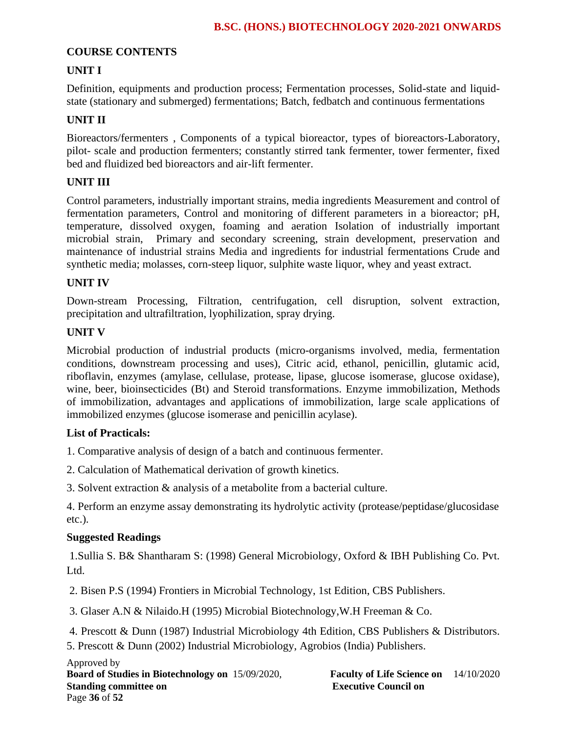## COURSE CONTENTS

### UNIT I

Definition, equipments and production process; Fermentation processes, Solid-state and liquid-state (stationary and submerged) fermentations; Batch, fedbatch and continuous fermentations

### UNIT II

Bioreactors/fermenters , Components of a typical bioreactor, types of bioreactors-Laboratory, pilot- scale and production fermenters; constantly stirred tank fermenter, tower fermenter, fixed bed and fluidized bed bioreactors and air-lift fermenter.

### UNIT III

Control parameters, industrially important strains, media ingredients Measurement and control of fermentation parameters, Control and monitoring of different parameters in a bioreactor; pH, temperature, dissolved oxygen, foaming and aeration Isolation of industrially important microbial strain, Primary and secondary screening, strain development, preservation and maintenance of industrial strains Media and ingredients for industrial fermentations Crude and synthetic media; molasses, corn-steep liquor, sulphite waste liquor, whey and yeast extract.

### UNIT IV

Down-stream Processing, Filtration, centrifugation, cell disruption, solvent extraction, precipitation and ultrafiltration, lyophilization, spray drying.

### UNIT V

Microbial production of industrial products (micro-organisms involved, media, fermentation conditions, downstream processing and uses), Citric acid, ethanol, penicillin, glutamic acid, riboflavin, enzymes (amylase, cellulase, protease, lipase, glucose isomerase, glucose oxidase), wine, beer, bioinsecticides (Bt) and Steroid transformations. Enzyme immobilization, Methods of immobilization, advantages and applications of immobilization, large scale applications of immobilized enzymes (glucose isomerase and penicillin acylase).

**List of Practicals:**

1. Comparative analysis of design of a batch and continuous fermenter.

2. Calculation of Mathematical derivation of growth kinetics.

3. Solvent extraction & analysis of a metabolite from a bacterial culture.

4. Perform an enzyme assay demonstrating its hydrolytic activity (protease/peptidase/glucosidase etc.).

**Suggested Readings**

1.Sullia S. B& Shantharam S: (1998) General Microbiology, Oxford & IBH Publishing Co. Pvt. Ltd.

2. Bisen P.S (1994) Frontiers in Microbial Technology, 1st Edition, CBS Publishers.

3. Glaser A.N & Nilaido.H (1995) Microbial Biotechnology,W.H Freeman & Co.

4. Prescott & Dunn (1987) Industrial Microbiology 4th Edition, CBS Publishers & Distributors.

5. Prescott & Dunn (2002) Industrial Microbiology, Agrobios (India) Publishers.

Approved by
**Board of Studies in Biotechnology on** 15/09/2020, **Faculty of Life Science on** 14/10/2020
**Standing committee on** **Executive Council on**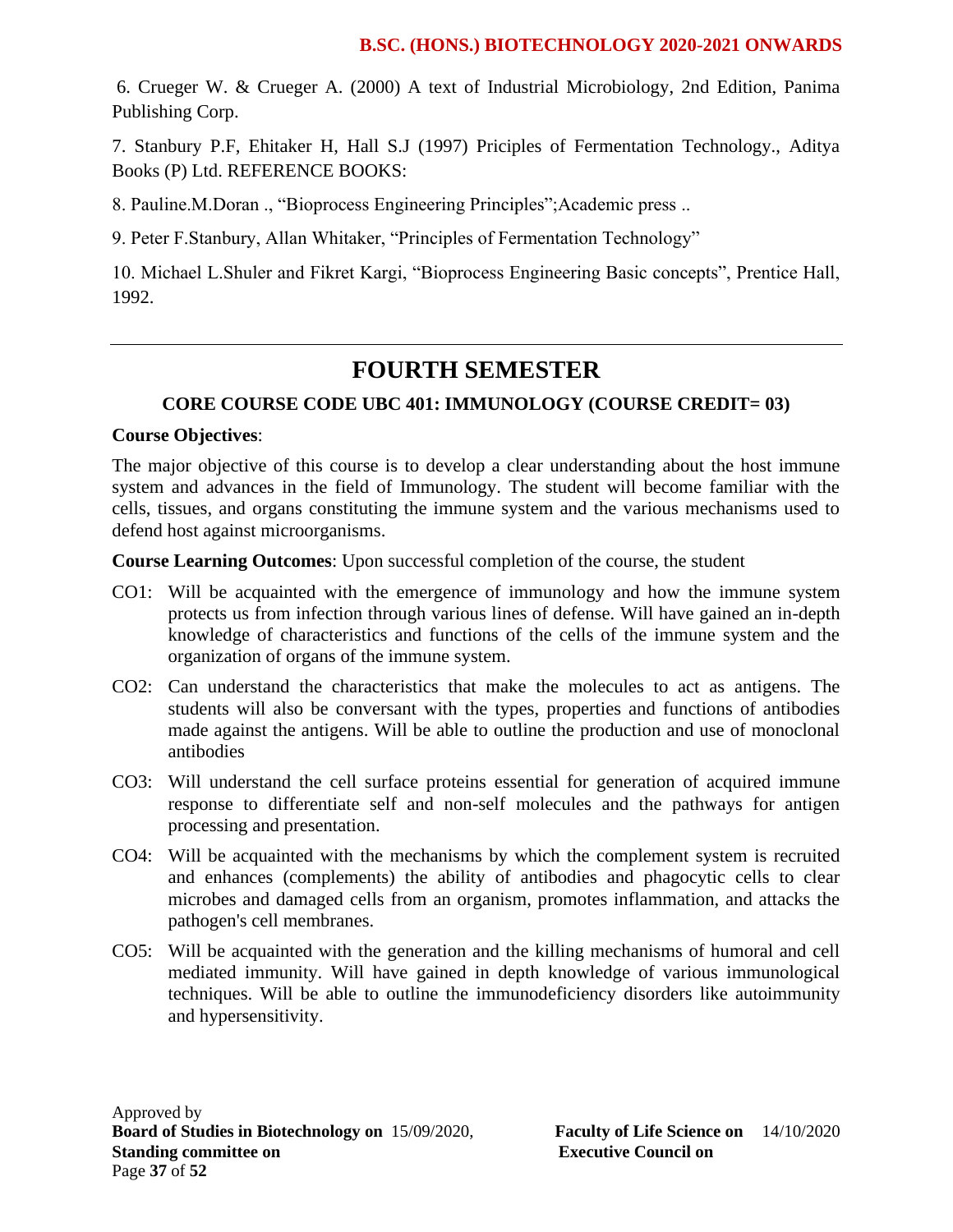6. Crueger W. & Crueger A. (2000) A text of Industrial Microbiology, 2nd Edition, Panima Publishing Corp.

7. Stanbury P.F, Ehitaker H, Hall S.J (1997) Priciples of Fermentation Technology., Aditya Books (P) Ltd. REFERENCE BOOKS:

8. Pauline.M.Doran ., "Bioprocess Engineering Principles";Academic press ..

9. Peter F.Stanbury, Allan Whitaker, "Principles of Fermentation Technology"

10. Michael L.Shuler and Fikret Kargi, "Bioprocess Engineering Basic concepts", Prentice Hall, 1992.

---

# FOURTH SEMESTER

## CORE COURSE CODE UBC 401: IMMUNOLOGY (COURSE CREDIT= 03)

**Course Objectives**:

The major objective of this course is to develop a clear understanding about the host immune system and advances in the field of Immunology. The student will become familiar with the cells, tissues, and organs constituting the immune system and the various mechanisms used to defend host against microorganisms.

**Course Learning Outcomes**: Upon successful completion of the course, the student

- CO1: Will be acquainted with the emergence of immunology and how the immune system protects us from infection through various lines of defense. Will have gained an in-depth knowledge of characteristics and functions of the cells of the immune system and the organization of organs of the immune system.
- CO2: Can understand the characteristics that make the molecules to act as antigens. The students will also be conversant with the types, properties and functions of antibodies made against the antigens. Will be able to outline the production and use of monoclonal antibodies
- CO3: Will understand the cell surface proteins essential for generation of acquired immune response to differentiate self and non-self molecules and the pathways for antigen processing and presentation.
- CO4: Will be acquainted with the mechanisms by which the complement system is recruited and enhances (complements) the ability of antibodies and phagocytic cells to clear microbes and damaged cells from an organism, promotes inflammation, and attacks the pathogen's cell membranes.
- CO5: Will be acquainted with the generation and the killing mechanisms of humoral and cell mediated immunity. Will have gained in depth knowledge of various immunological techniques. Will be able to outline the immunodeficiency disorders like autoimmunity and hypersensitivity.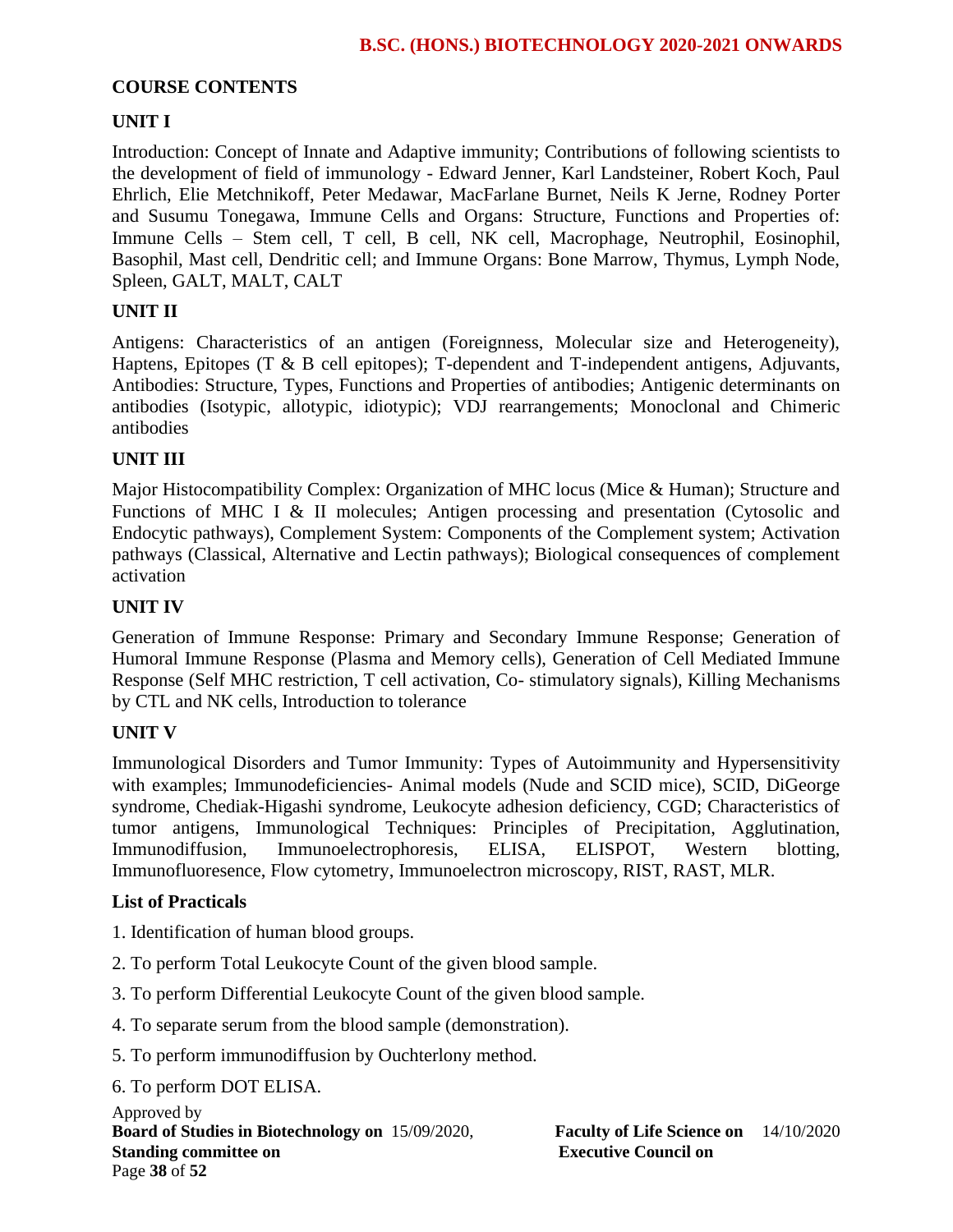## COURSE CONTENTS

### UNIT I

Introduction: Concept of Innate and Adaptive immunity; Contributions of following scientists to the development of field of immunology - Edward Jenner, Karl Landsteiner, Robert Koch, Paul Ehrlich, Elie Metchnikoff, Peter Medawar, MacFarlane Burnet, Neils K Jerne, Rodney Porter and Susumu Tonegawa, Immune Cells and Organs: Structure, Functions and Properties of: Immune Cells – Stem cell, T cell, B cell, NK cell, Macrophage, Neutrophil, Eosinophil, Basophil, Mast cell, Dendritic cell; and Immune Organs: Bone Marrow, Thymus, Lymph Node, Spleen, GALT, MALT, CALT

### UNIT II

Antigens: Characteristics of an antigen (Foreignness, Molecular size and Heterogeneity), Haptens, Epitopes (T & B cell epitopes); T-dependent and T-independent antigens, Adjuvants, Antibodies: Structure, Types, Functions and Properties of antibodies; Antigenic determinants on antibodies (Isotypic, allotypic, idiotypic); VDJ rearrangements; Monoclonal and Chimeric antibodies

### UNIT III

Major Histocompatibility Complex: Organization of MHC locus (Mice & Human); Structure and Functions of MHC I & II molecules; Antigen processing and presentation (Cytosolic and Endocytic pathways), Complement System: Components of the Complement system; Activation pathways (Classical, Alternative and Lectin pathways); Biological consequences of complement activation

### UNIT IV

Generation of Immune Response: Primary and Secondary Immune Response; Generation of Humoral Immune Response (Plasma and Memory cells), Generation of Cell Mediated Immune Response (Self MHC restriction, T cell activation, Co- stimulatory signals), Killing Mechanisms by CTL and NK cells, Introduction to tolerance

### UNIT V

Immunological Disorders and Tumor Immunity: Types of Autoimmunity and Hypersensitivity with examples; Immunodeficiencies- Animal models (Nude and SCID mice), SCID, DiGeorge syndrome, Chediak-Higashi syndrome, Leukocyte adhesion deficiency, CGD; Characteristics of tumor antigens, Immunological Techniques: Principles of Precipitation, Agglutination, Immunodiffusion, Immunoelectrophoresis, ELISA, ELISPOT, Western blotting, Immunofluoresence, Flow cytometry, Immunoelectron microscopy, RIST, RAST, MLR.

### List of Practicals

1. Identification of human blood groups.
2. To perform Total Leukocyte Count of the given blood sample.
3. To perform Differential Leukocyte Count of the given blood sample.
4. To separate serum from the blood sample (demonstration).
5. To perform immunodiffusion by Ouchterlony method.
6. To perform DOT ELISA.

Approved by
**Board of Studies in Biotechnology on** 15/09/2020, **Faculty of Life Science on** 14/10/2020
**Standing committee on** **Executive Council on**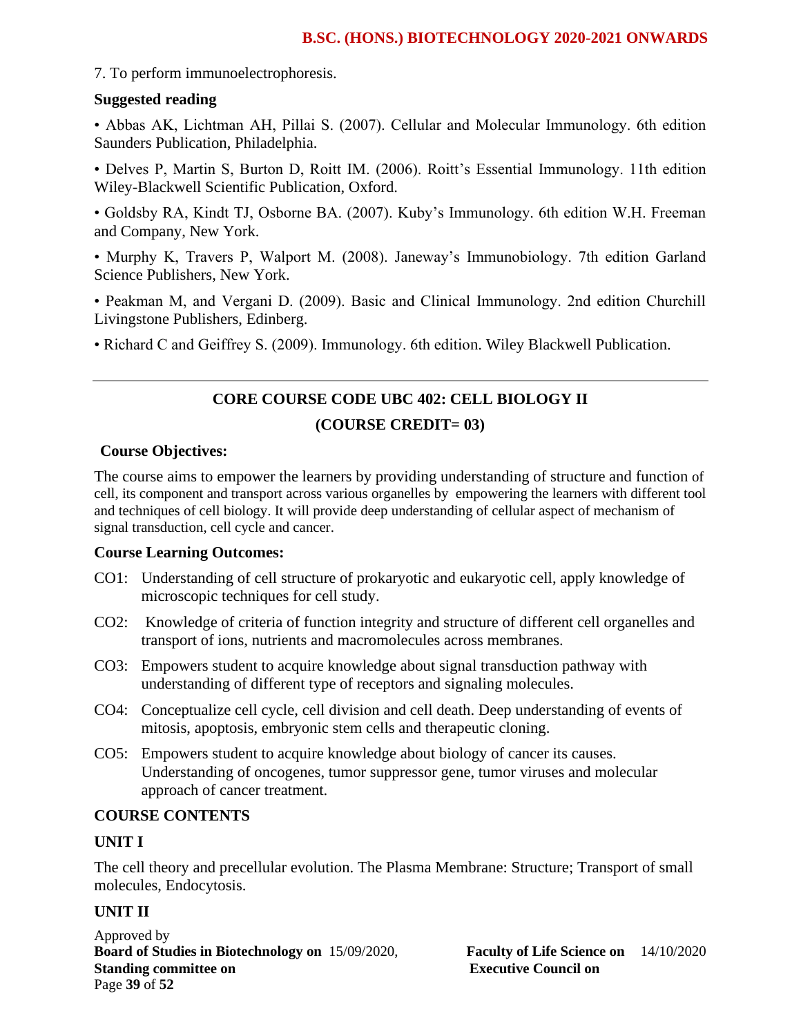7. To perform immunoelectrophoresis.

**Suggested reading**

- Abbas AK, Lichtman AH, Pillai S. (2007). Cellular and Molecular Immunology. 6th edition Saunders Publication, Philadelphia.
- Delves P, Martin S, Burton D, Roitt IM. (2006). Roitt's Essential Immunology. 11th edition Wiley-Blackwell Scientific Publication, Oxford.
- Goldsby RA, Kindt TJ, Osborne BA. (2007). Kuby's Immunology. 6th edition W.H. Freeman and Company, New York.
- Murphy K, Travers P, Walport M. (2008). Janeway's Immunobiology. 7th edition Garland Science Publishers, New York.
- Peakman M, and Vergani D. (2009). Basic and Clinical Immunology. 2nd edition Churchill Livingstone Publishers, Edinberg.
- Richard C and Geiffrey S. (2009). Immunology. 6th edition. Wiley Blackwell Publication.

---

## CORE COURSE CODE UBC 402: CELL BIOLOGY II

## (COURSE CREDIT= 03)

**Course Objectives:**

The course aims to empower the learners by providing understanding of structure and function of cell, its component and transport across various organelles by empowering the learners with different tool and techniques of cell biology. It will provide deep understanding of cellular aspect of mechanism of signal transduction, cell cycle and cancer.

**Course Learning Outcomes:**

CO1: Understanding of cell structure of prokaryotic and eukaryotic cell, apply knowledge of microscopic techniques for cell study.

CO2: Knowledge of criteria of function integrity and structure of different cell organelles and transport of ions, nutrients and macromolecules across membranes.

CO3: Empowers student to acquire knowledge about signal transduction pathway with understanding of different type of receptors and signaling molecules.

CO4: Conceptualize cell cycle, cell division and cell death. Deep understanding of events of mitosis, apoptosis, embryonic stem cells and therapeutic cloning.

CO5: Empowers student to acquire knowledge about biology of cancer its causes. Understanding of oncogenes, tumor suppressor gene, tumor viruses and molecular approach of cancer treatment.

**COURSE CONTENTS**

**UNIT I**

The cell theory and precellular evolution. The Plasma Membrane: Structure; Transport of small molecules, Endocytosis.

**UNIT II**

Approved by
**Board of Studies in Biotechnology on** 15/09/2020, **Faculty of Life Science on** 14/10/2020
**Standing committee on** **Executive Council on**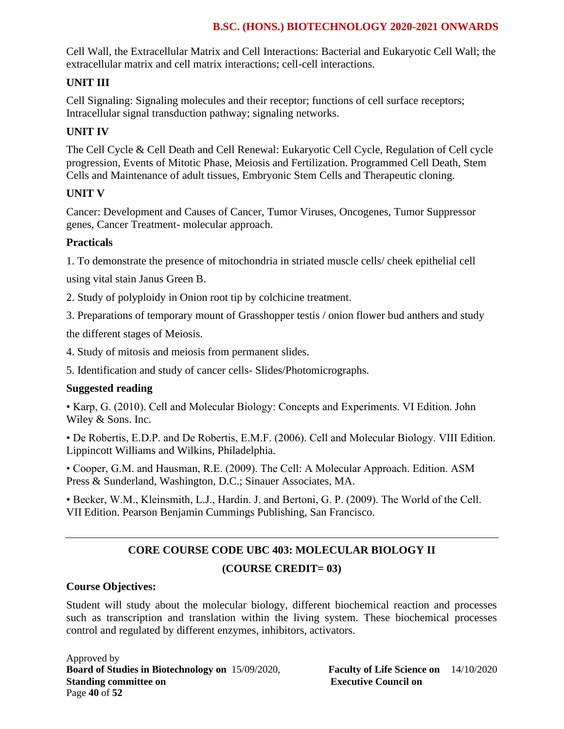Cell Wall, the Extracellular Matrix and Cell Interactions: Bacterial and Eukaryotic Cell Wall; the extracellular matrix and cell matrix interactions; cell-cell interactions.

**UNIT III**

Cell Signaling: Signaling molecules and their receptor; functions of cell surface receptors; Intracellular signal transduction pathway; signaling networks.

**UNIT IV**

The Cell Cycle & Cell Death and Cell Renewal: Eukaryotic Cell Cycle, Regulation of Cell cycle progression, Events of Mitotic Phase, Meiosis and Fertilization. Programmed Cell Death, Stem Cells and Maintenance of adult tissues, Embryonic Stem Cells and Therapeutic cloning.

**UNIT V**

Cancer: Development and Causes of Cancer, Tumor Viruses, Oncogenes, Tumor Suppressor genes, Cancer Treatment- molecular approach.

**Practicals**

1. To demonstrate the presence of mitochondria in striated muscle cells/ cheek epithelial cell using vital stain Janus Green B.
2. Study of polyploidy in Onion root tip by colchicine treatment.
3. Preparations of temporary mount of Grasshopper testis / onion flower bud anthers and study the different stages of Meiosis.
4. Study of mitosis and meiosis from permanent slides.
5. Identification and study of cancer cells- Slides/Photomicrographs.

**Suggested reading**

- Karp, G. (2010). Cell and Molecular Biology: Concepts and Experiments. VI Edition. John Wiley & Sons. Inc.
- De Robertis, E.D.P. and De Robertis, E.M.F. (2006). Cell and Molecular Biology. VIII Edition. Lippincott Williams and Wilkins, Philadelphia.
- Cooper, G.M. and Hausman, R.E. (2009). The Cell: A Molecular Approach. Edition. ASM Press & Sunderland, Washington, D.C.; Sinauer Associates, MA.
- Becker, W.M., Kleinsmith, L.J., Hardin. J. and Bertoni, G. P. (2009). The World of the Cell. VII Edition. Pearson Benjamin Cummings Publishing, San Francisco.

---

## CORE COURSE CODE UBC 403: MOLECULAR BIOLOGY II

### (COURSE CREDIT= 03)

**Course Objectives:**

Student will study about the molecular biology, different biochemical reaction and processes such as transcription and translation within the living system. These biochemical processes control and regulated by different enzymes, inhibitors, activators.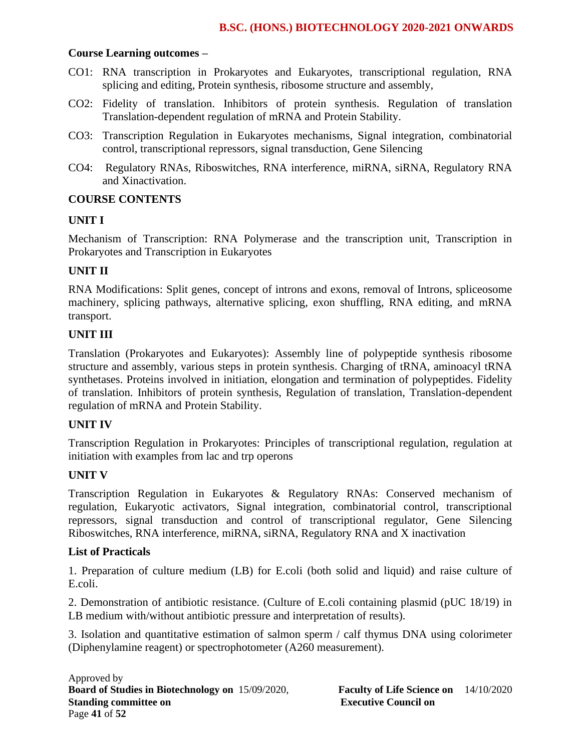**Course Learning outcomes –**

CO1: RNA transcription in Prokaryotes and Eukaryotes, transcriptional regulation, RNA splicing and editing, Protein synthesis, ribosome structure and assembly,

CO2: Fidelity of translation. Inhibitors of protein synthesis. Regulation of translation Translation-dependent regulation of mRNA and Protein Stability.

CO3: Transcription Regulation in Eukaryotes mechanisms, Signal integration, combinatorial control, transcriptional repressors, signal transduction, Gene Silencing

CO4: Regulatory RNAs, Riboswitches, RNA interference, miRNA, siRNA, Regulatory RNA and Xinactivation.

**COURSE CONTENTS**

**UNIT I**

Mechanism of Transcription: RNA Polymerase and the transcription unit, Transcription in Prokaryotes and Transcription in Eukaryotes

**UNIT II**

RNA Modifications: Split genes, concept of introns and exons, removal of Introns, spliceosome machinery, splicing pathways, alternative splicing, exon shuffling, RNA editing, and mRNA transport.

**UNIT III**

Translation (Prokaryotes and Eukaryotes): Assembly line of polypeptide synthesis ribosome structure and assembly, various steps in protein synthesis. Charging of tRNA, aminoacyl tRNA synthetases. Proteins involved in initiation, elongation and termination of polypeptides. Fidelity of translation. Inhibitors of protein synthesis, Regulation of translation, Translation-dependent regulation of mRNA and Protein Stability.

**UNIT IV**

Transcription Regulation in Prokaryotes: Principles of transcriptional regulation, regulation at initiation with examples from lac and trp operons

**UNIT V**

Transcription Regulation in Eukaryotes & Regulatory RNAs: Conserved mechanism of regulation, Eukaryotic activators, Signal integration, combinatorial control, transcriptional repressors, signal transduction and control of transcriptional regulator, Gene Silencing Riboswitches, RNA interference, miRNA, siRNA, Regulatory RNA and X inactivation

**List of Practicals**

1. Preparation of culture medium (LB) for E.coli (both solid and liquid) and raise culture of E.coli.

2. Demonstration of antibiotic resistance. (Culture of E.coli containing plasmid (pUC 18/19) in LB medium with/without antibiotic pressure and interpretation of results).

3. Isolation and quantitative estimation of salmon sperm / calf thymus DNA using colorimeter (Diphenylamine reagent) or spectrophotometer (A260 measurement).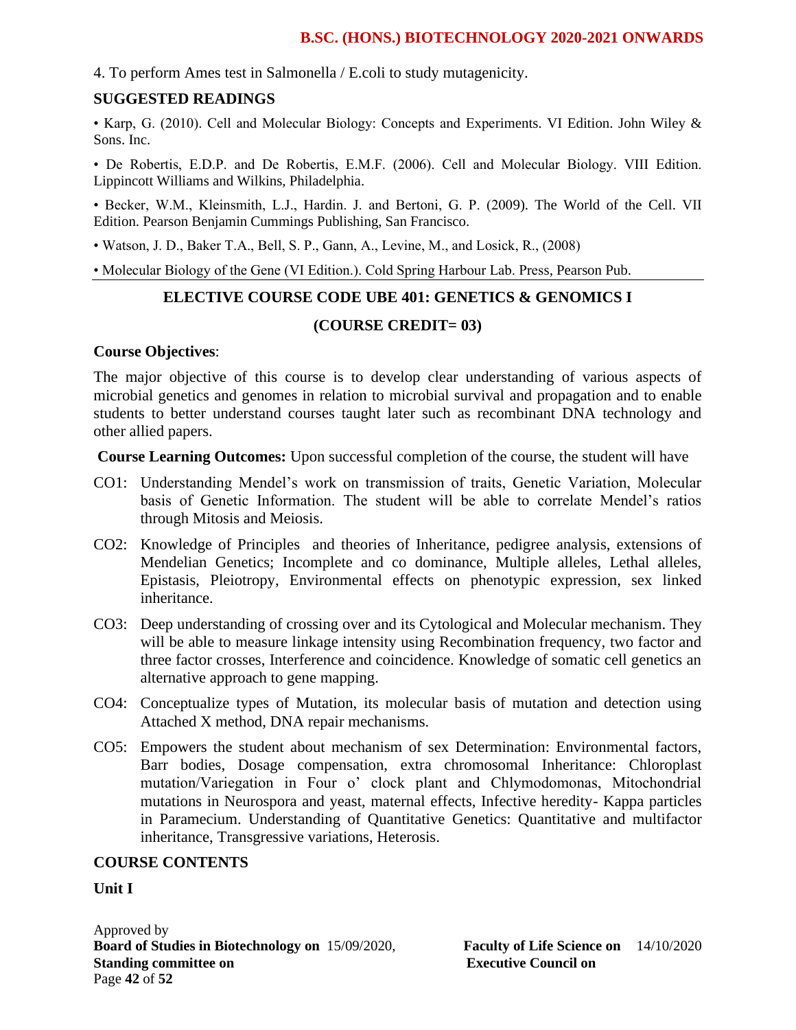4. To perform Ames test in Salmonella / E.coli to study mutagenicity.

## SUGGESTED READINGS

- Karp, G. (2010). Cell and Molecular Biology: Concepts and Experiments. VI Edition. John Wiley & Sons. Inc.
- De Robertis, E.D.P. and De Robertis, E.M.F. (2006). Cell and Molecular Biology. VIII Edition. Lippincott Williams and Wilkins, Philadelphia.
- Becker, W.M., Kleinsmith, L.J., Hardin. J. and Bertoni, G. P. (2009). The World of the Cell. VII Edition. Pearson Benjamin Cummings Publishing, San Francisco.
- Watson, J. D., Baker T.A., Bell, S. P., Gann, A., Levine, M., and Losick, R., (2008)
- Molecular Biology of the Gene (VI Edition.). Cold Spring Harbour Lab. Press, Pearson Pub.

---

## ELECTIVE COURSE CODE UBE 401: GENETICS & GENOMICS I

### (COURSE CREDIT= 03)

**Course Objectives**:

The major objective of this course is to develop clear understanding of various aspects of microbial genetics and genomes in relation to microbial survival and propagation and to enable students to better understand courses taught later such as recombinant DNA technology and other allied papers.

**Course Learning Outcomes:** Upon successful completion of the course, the student will have

CO1: Understanding Mendel's work on transmission of traits, Genetic Variation, Molecular basis of Genetic Information. The student will be able to correlate Mendel's ratios through Mitosis and Meiosis.

CO2: Knowledge of Principles and theories of Inheritance, pedigree analysis, extensions of Mendelian Genetics; Incomplete and co dominance, Multiple alleles, Lethal alleles, Epistasis, Pleiotropy, Environmental effects on phenotypic expression, sex linked inheritance.

CO3: Deep understanding of crossing over and its Cytological and Molecular mechanism. They will be able to measure linkage intensity using Recombination frequency, two factor and three factor crosses, Interference and coincidence. Knowledge of somatic cell genetics an alternative approach to gene mapping.

CO4: Conceptualize types of Mutation, its molecular basis of mutation and detection using Attached X method, DNA repair mechanisms.

CO5: Empowers the student about mechanism of sex Determination: Environmental factors, Barr bodies, Dosage compensation, extra chromosomal Inheritance: Chloroplast mutation/Variegation in Four o' clock plant and Chlymodomonas, Mitochondrial mutations in Neurospora and yeast, maternal effects, Infective heredity- Kappa particles in Paramecium. Understanding of Quantitative Genetics: Quantitative and multifactor inheritance, Transgressive variations, Heterosis.

## COURSE CONTENTS

### Unit I

Approved by
**Board of Studies in Biotechnology on** 15/09/2020, **Faculty of Life Science on** 14/10/2020
**Standing committee on** **Executive Council on**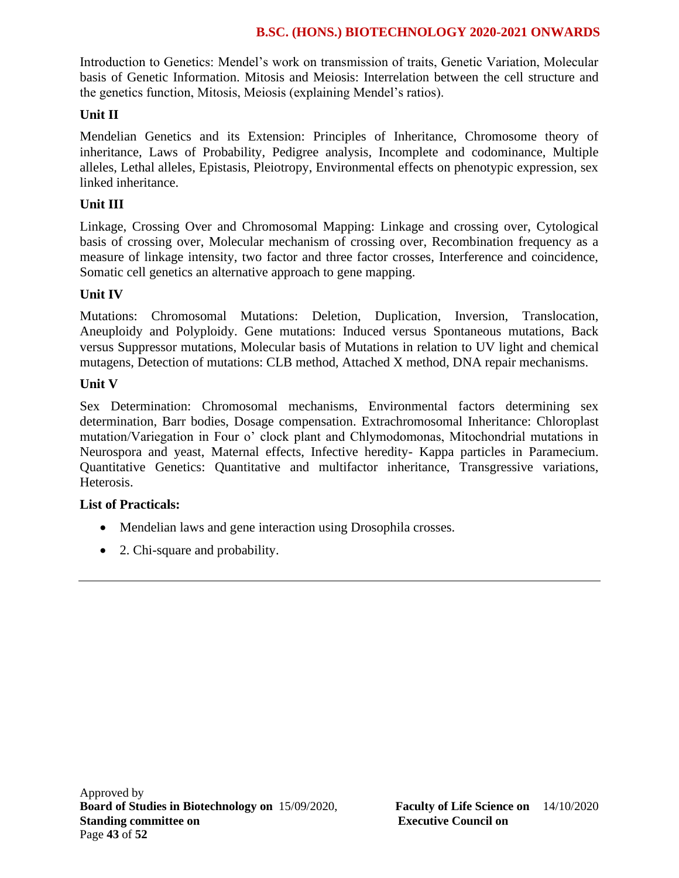Introduction to Genetics: Mendel's work on transmission of traits, Genetic Variation, Molecular basis of Genetic Information. Mitosis and Meiosis: Interrelation between the cell structure and the genetics function, Mitosis, Meiosis (explaining Mendel's ratios).

**Unit II**

Mendelian Genetics and its Extension: Principles of Inheritance, Chromosome theory of inheritance, Laws of Probability, Pedigree analysis, Incomplete and codominance, Multiple alleles, Lethal alleles, Epistasis, Pleiotropy, Environmental effects on phenotypic expression, sex linked inheritance.

**Unit III**

Linkage, Crossing Over and Chromosomal Mapping: Linkage and crossing over, Cytological basis of crossing over, Molecular mechanism of crossing over, Recombination frequency as a measure of linkage intensity, two factor and three factor crosses, Interference and coincidence, Somatic cell genetics an alternative approach to gene mapping.

**Unit IV**

Mutations: Chromosomal Mutations: Deletion, Duplication, Inversion, Translocation, Aneuploidy and Polyploidy. Gene mutations: Induced versus Spontaneous mutations, Back versus Suppressor mutations, Molecular basis of Mutations in relation to UV light and chemical mutagens, Detection of mutations: CLB method, Attached X method, DNA repair mechanisms.

**Unit V**

Sex Determination: Chromosomal mechanisms, Environmental factors determining sex determination, Barr bodies, Dosage compensation. Extrachromosomal Inheritance: Chloroplast mutation/Variegation in Four o' clock plant and Chlymodomonas, Mitochondrial mutations in Neurospora and yeast, Maternal effects, Infective heredity- Kappa particles in Paramecium. Quantitative Genetics: Quantitative and multifactor inheritance, Transgressive variations, Heterosis.

**List of Practicals:**

- Mendelian laws and gene interaction using Drosophila crosses.
- 2. Chi-square and probability.

---

Approved by
**Board of Studies in Biotechnology on** 15/09/2020, **Faculty of Life Science on** 14/10/2020
**Standing committee on** **Executive Council on**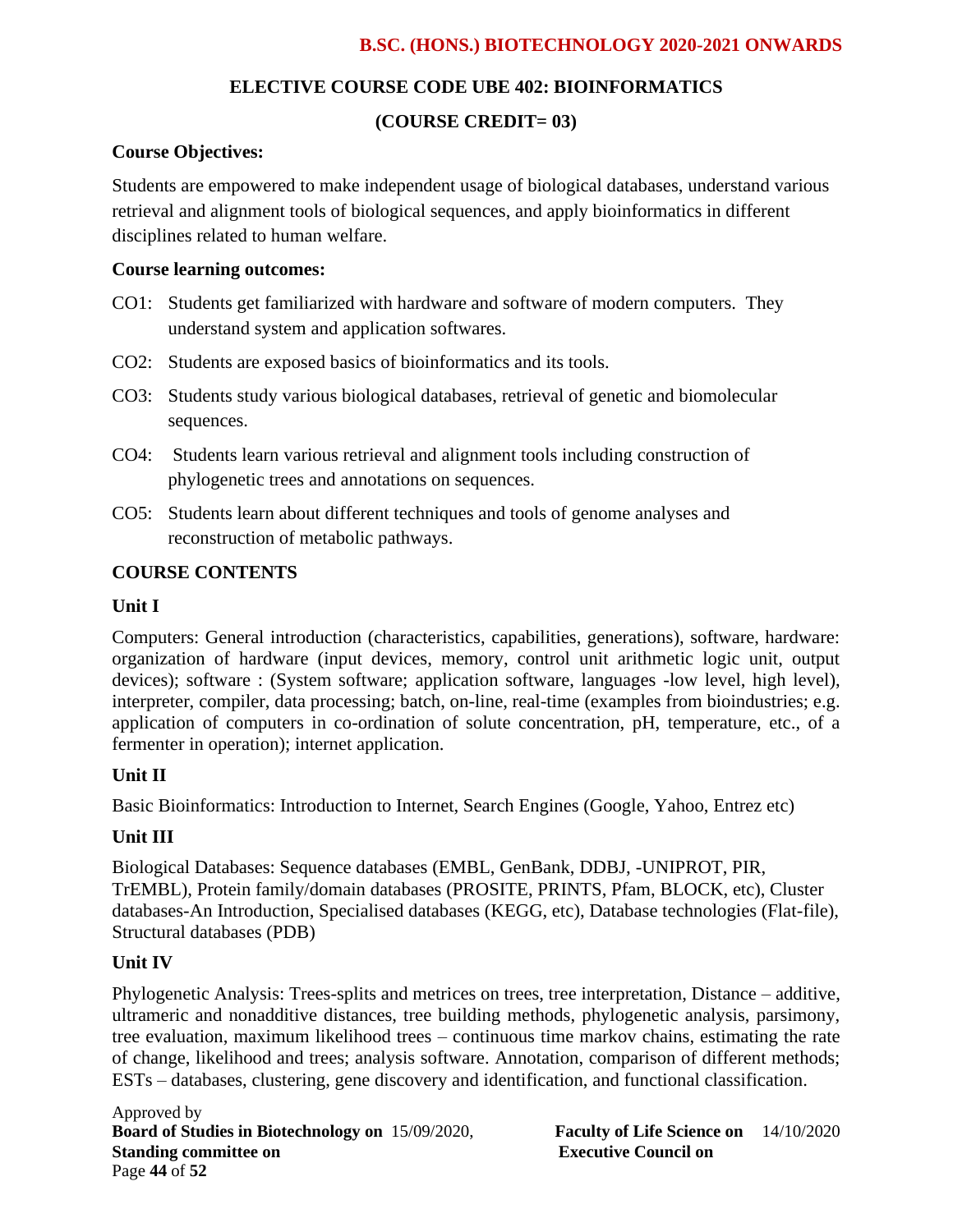## ELECTIVE COURSE CODE UBE 402: BIOINFORMATICS

### (COURSE CREDIT= 03)

**Course Objectives:**

Students are empowered to make independent usage of biological databases, understand various retrieval and alignment tools of biological sequences, and apply bioinformatics in different disciplines related to human welfare.

**Course learning outcomes:**

- CO1: Students get familiarized with hardware and software of modern computers. They understand system and application softwares.
- CO2: Students are exposed basics of bioinformatics and its tools.
- CO3: Students study various biological databases, retrieval of genetic and biomolecular sequences.
- CO4: Students learn various retrieval and alignment tools including construction of phylogenetic trees and annotations on sequences.
- CO5: Students learn about different techniques and tools of genome analyses and reconstruction of metabolic pathways.

**COURSE CONTENTS**

**Unit I**

Computers: General introduction (characteristics, capabilities, generations), software, hardware: organization of hardware (input devices, memory, control unit arithmetic logic unit, output devices); software : (System software; application software, languages -low level, high level), interpreter, compiler, data processing; batch, on-line, real-time (examples from bioindustries; e.g. application of computers in co-ordination of solute concentration, pH, temperature, etc., of a fermenter in operation); internet application.

**Unit II**

Basic Bioinformatics: Introduction to Internet, Search Engines (Google, Yahoo, Entrez etc)

**Unit III**

Biological Databases: Sequence databases (EMBL, GenBank, DDBJ, -UNIPROT, PIR, TrEMBL), Protein family/domain databases (PROSITE, PRINTS, Pfam, BLOCK, etc), Cluster databases-An Introduction, Specialised databases (KEGG, etc), Database technologies (Flat-file), Structural databases (PDB)

**Unit IV**

Phylogenetic Analysis: Trees-splits and metrices on trees, tree interpretation, Distance – additive, ultrameric and nonadditive distances, tree building methods, phylogenetic analysis, parsimony, tree evaluation, maximum likelihood trees – continuous time markov chains, estimating the rate of change, likelihood and trees; analysis software. Annotation, comparison of different methods; ESTs – databases, clustering, gene discovery and identification, and functional classification.

Approved by
**Board of Studies in Biotechnology on** 15/09/2020, **Faculty of Life Science on** 14/10/2020
**Standing committee on** **Executive Council on**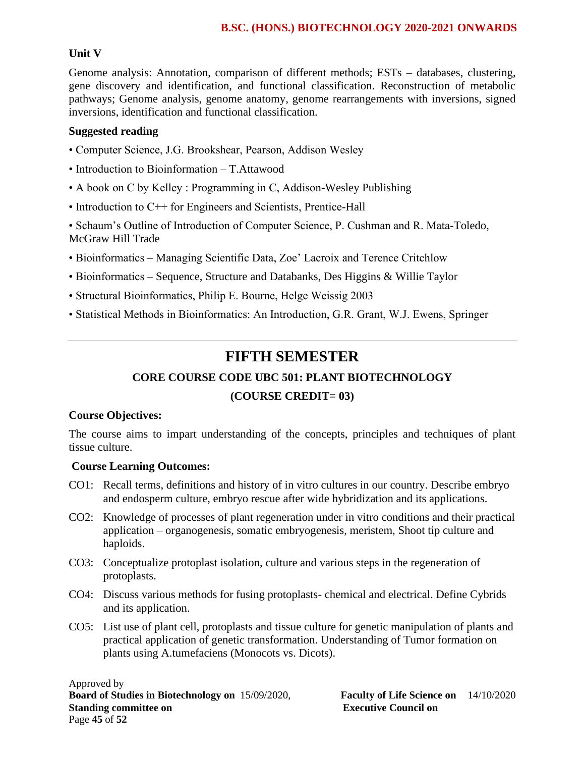**Unit V**

Genome analysis: Annotation, comparison of different methods; ESTs – databases, clustering, gene discovery and identification, and functional classification. Reconstruction of metabolic pathways; Genome analysis, genome anatomy, genome rearrangements with inversions, signed inversions, identification and functional classification.

**Suggested reading**

- Computer Science, J.G. Brookshear, Pearson, Addison Wesley
- Introduction to Bioinformation – T.Attawood
- A book on C by Kelley : Programming in C, Addison-Wesley Publishing
- Introduction to C++ for Engineers and Scientists, Prentice-Hall
- Schaum's Outline of Introduction of Computer Science, P. Cushman and R. Mata-Toledo, McGraw Hill Trade
- Bioinformatics – Managing Scientific Data, Zoe' Lacroix and Terence Critchlow
- Bioinformatics – Sequence, Structure and Databanks, Des Higgins & Willie Taylor
- Structural Bioinformatics, Philip E. Bourne, Helge Weissig 2003
- Statistical Methods in Bioinformatics: An Introduction, G.R. Grant, W.J. Ewens, Springer

---

# FIFTH SEMESTER

## CORE COURSE CODE UBC 501: PLANT BIOTECHNOLOGY

## (COURSE CREDIT= 03)

**Course Objectives:**

The course aims to impart understanding of the concepts, principles and techniques of plant tissue culture.

**Course Learning Outcomes:**

CO1: Recall terms, definitions and history of in vitro cultures in our country. Describe embryo and endosperm culture, embryo rescue after wide hybridization and its applications.

CO2: Knowledge of processes of plant regeneration under in vitro conditions and their practical application – organogenesis, somatic embryogenesis, meristem, Shoot tip culture and haploids.

CO3: Conceptualize protoplast isolation, culture and various steps in the regeneration of protoplasts.

CO4: Discuss various methods for fusing protoplasts- chemical and electrical. Define Cybrids and its application.

CO5: List use of plant cell, protoplasts and tissue culture for genetic manipulation of plants and practical application of genetic transformation. Understanding of Tumor formation on plants using A.tumefaciens (Monocots vs. Dicots).

Approved by
**Board of Studies in Biotechnology on** 15/09/2020, **Faculty of Life Science on** 14/10/2020
**Standing committee on** **Executive Council on**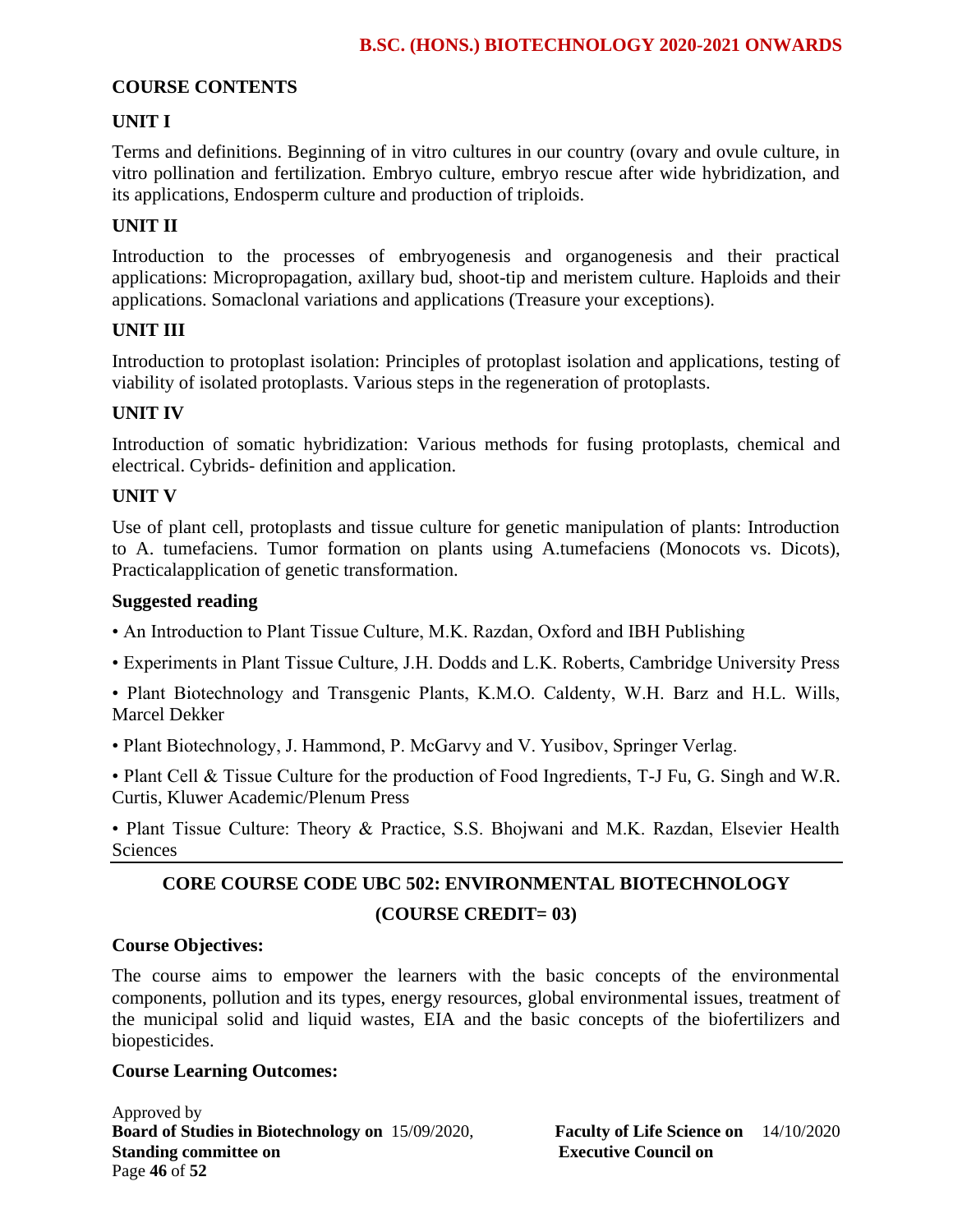## COURSE CONTENTS

### UNIT I

Terms and definitions. Beginning of in vitro cultures in our country (ovary and ovule culture, in vitro pollination and fertilization. Embryo culture, embryo rescue after wide hybridization, and its applications, Endosperm culture and production of triploids.

### UNIT II

Introduction to the processes of embryogenesis and organogenesis and their practical applications: Micropropagation, axillary bud, shoot-tip and meristem culture. Haploids and their applications. Somaclonal variations and applications (Treasure your exceptions).

### UNIT III

Introduction to protoplast isolation: Principles of protoplast isolation and applications, testing of viability of isolated protoplasts. Various steps in the regeneration of protoplasts.

### UNIT IV

Introduction of somatic hybridization: Various methods for fusing protoplasts, chemical and electrical. Cybrids- definition and application.

### UNIT V

Use of plant cell, protoplasts and tissue culture for genetic manipulation of plants: Introduction to A. tumefaciens. Tumor formation on plants using A.tumefaciens (Monocots vs. Dicots), Practicalapplication of genetic transformation.

### Suggested reading

- An Introduction to Plant Tissue Culture, M.K. Razdan, Oxford and IBH Publishing
- Experiments in Plant Tissue Culture, J.H. Dodds and L.K. Roberts, Cambridge University Press
- Plant Biotechnology and Transgenic Plants, K.M.O. Caldenty, W.H. Barz and H.L. Wills, Marcel Dekker
- Plant Biotechnology, J. Hammond, P. McGarvy and V. Yusibov, Springer Verlag.
- Plant Cell & Tissue Culture for the production of Food Ingredients, T-J Fu, G. Singh and W.R. Curtis, Kluwer Academic/Plenum Press
- Plant Tissue Culture: Theory & Practice, S.S. Bhojwani and M.K. Razdan, Elsevier Health Sciences

---

## CORE COURSE CODE UBC 502: ENVIRONMENTAL BIOTECHNOLOGY

## (COURSE CREDIT= 03)

### Course Objectives:

The course aims to empower the learners with the basic concepts of the environmental components, pollution and its types, energy resources, global environmental issues, treatment of the municipal solid and liquid wastes, EIA and the basic concepts of the biofertilizers and biopesticides.

### Course Learning Outcomes:

Approved by
**Board of Studies in Biotechnology on** 15/09/2020, **Faculty of Life Science on** 14/10/2020
**Standing committee on** **Executive Council on**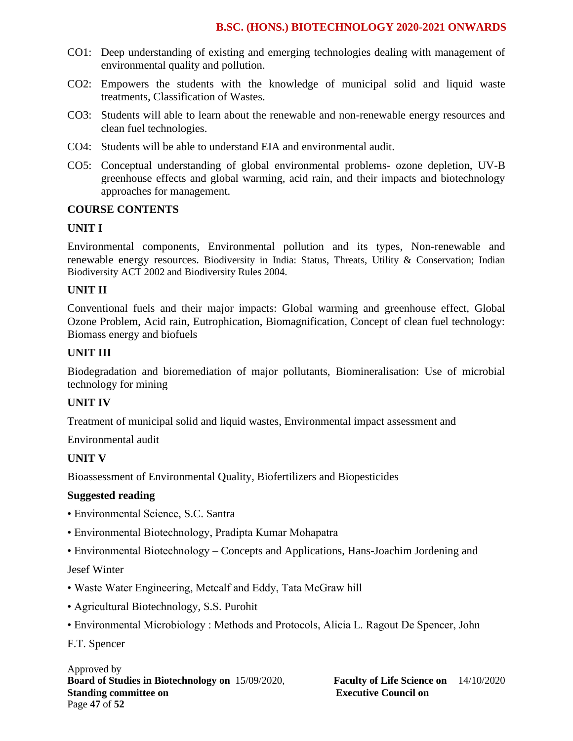CO1: Deep understanding of existing and emerging technologies dealing with management of environmental quality and pollution.

CO2: Empowers the students with the knowledge of municipal solid and liquid waste treatments, Classification of Wastes.

CO3: Students will able to learn about the renewable and non-renewable energy resources and clean fuel technologies.

CO4: Students will be able to understand EIA and environmental audit.

CO5: Conceptual understanding of global environmental problems- ozone depletion, UV-B greenhouse effects and global warming, acid rain, and their impacts and biotechnology approaches for management.

**COURSE CONTENTS**

**UNIT I**

Environmental components, Environmental pollution and its types, Non-renewable and renewable energy resources. Biodiversity in India: Status, Threats, Utility & Conservation; Indian Biodiversity ACT 2002 and Biodiversity Rules 2004.

**UNIT II**

Conventional fuels and their major impacts: Global warming and greenhouse effect, Global Ozone Problem, Acid rain, Eutrophication, Biomagnification, Concept of clean fuel technology: Biomass energy and biofuels

**UNIT III**

Biodegradation and bioremediation of major pollutants, Biomineralisation: Use of microbial technology for mining

**UNIT IV**

Treatment of municipal solid and liquid wastes, Environmental impact assessment and

Environmental audit

**UNIT V**

Bioassessment of Environmental Quality, Biofertilizers and Biopesticides

**Suggested reading**

- Environmental Science, S.C. Santra
- Environmental Biotechnology, Pradipta Kumar Mohapatra
- Environmental Biotechnology – Concepts and Applications, Hans-Joachim Jordening and Jesef Winter
- Waste Water Engineering, Metcalf and Eddy, Tata McGraw hill
- Agricultural Biotechnology, S.S. Purohit
- Environmental Microbiology : Methods and Protocols, Alicia L. Ragout De Spencer, John F.T. Spencer

Approved by
**Board of Studies in Biotechnology on** 15/09/2020, **Faculty of Life Science on** 14/10/2020
**Standing committee on** **Executive Council on**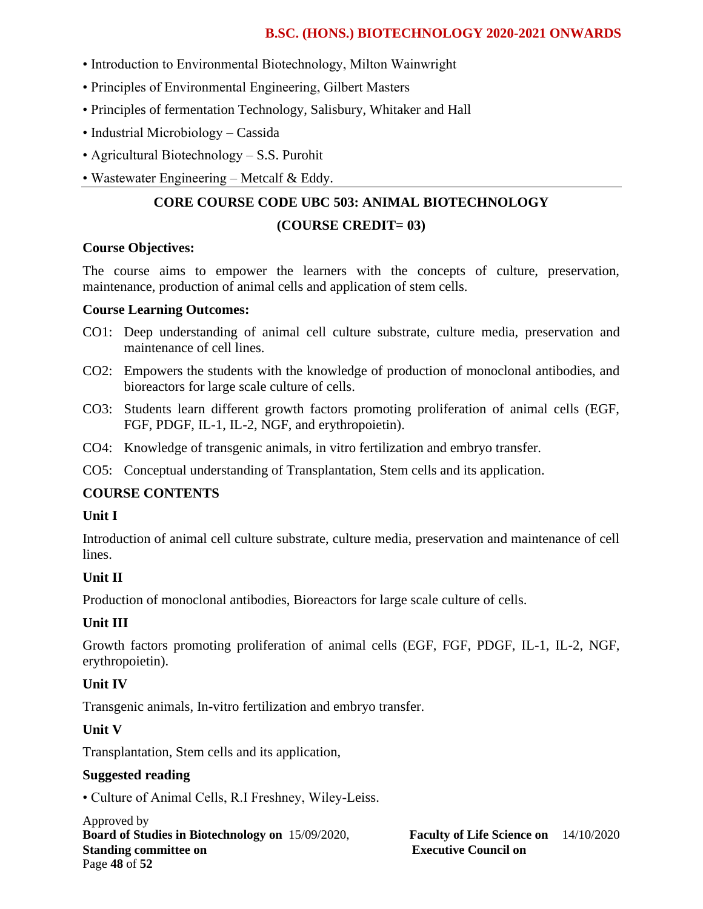- Introduction to Environmental Biotechnology, Milton Wainwright
- Principles of Environmental Engineering, Gilbert Masters
- Principles of fermentation Technology, Salisbury, Whitaker and Hall
- Industrial Microbiology – Cassida
- Agricultural Biotechnology – S.S. Purohit
- Wastewater Engineering – Metcalf & Eddy.

---

## CORE COURSE CODE UBC 503: ANIMAL BIOTECHNOLOGY

### (COURSE CREDIT= 03)

**Course Objectives:**

The course aims to empower the learners with the concepts of culture, preservation, maintenance, production of animal cells and application of stem cells.

**Course Learning Outcomes:**

CO1: Deep understanding of animal cell culture substrate, culture media, preservation and maintenance of cell lines.

CO2: Empowers the students with the knowledge of production of monoclonal antibodies, and bioreactors for large scale culture of cells.

CO3: Students learn different growth factors promoting proliferation of animal cells (EGF, FGF, PDGF, IL-1, IL-2, NGF, and erythropoietin).

CO4: Knowledge of transgenic animals, in vitro fertilization and embryo transfer.

CO5: Conceptual understanding of Transplantation, Stem cells and its application.

**COURSE CONTENTS**

**Unit I**

Introduction of animal cell culture substrate, culture media, preservation and maintenance of cell lines.

**Unit II**

Production of monoclonal antibodies, Bioreactors for large scale culture of cells.

**Unit III**

Growth factors promoting proliferation of animal cells (EGF, FGF, PDGF, IL-1, IL-2, NGF, erythropoietin).

**Unit IV**

Transgenic animals, In-vitro fertilization and embryo transfer.

**Unit V**

Transplantation, Stem cells and its application,

**Suggested reading**

- Culture of Animal Cells, R.I Freshney, Wiley-Leiss.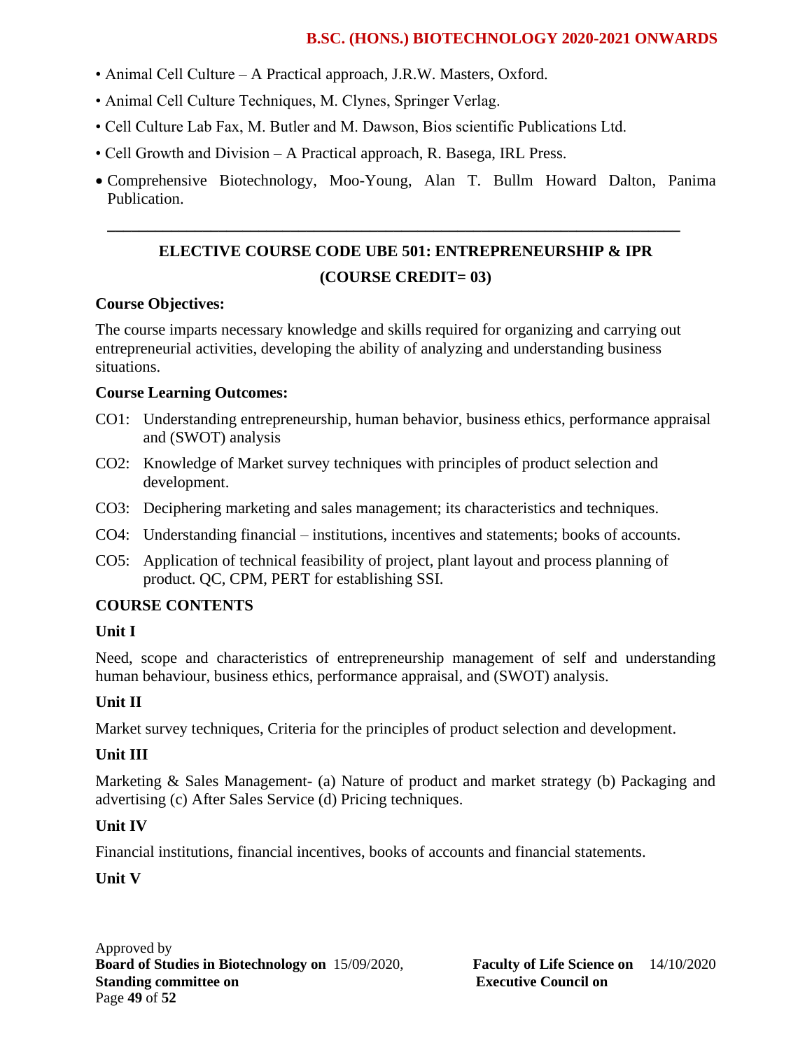- Animal Cell Culture – A Practical approach, J.R.W. Masters, Oxford.
- Animal Cell Culture Techniques, M. Clynes, Springer Verlag.
- Cell Culture Lab Fax, M. Butler and M. Dawson, Bios scientific Publications Ltd.
- Cell Growth and Division – A Practical approach, R. Basega, IRL Press.
- Comprehensive Biotechnology, Moo-Young, Alan T. Bullm Howard Dalton, Panima Publication.

---

## ELECTIVE COURSE CODE UBE 501: ENTREPRENEURSHIP & IPR
## (COURSE CREDIT= 03)

**Course Objectives:**

The course imparts necessary knowledge and skills required for organizing and carrying out entrepreneurial activities, developing the ability of analyzing and understanding business situations.

**Course Learning Outcomes:**

CO1: Understanding entrepreneurship, human behavior, business ethics, performance appraisal and (SWOT) analysis

CO2: Knowledge of Market survey techniques with principles of product selection and development.

CO3: Deciphering marketing and sales management; its characteristics and techniques.

CO4: Understanding financial – institutions, incentives and statements; books of accounts.

CO5: Application of technical feasibility of project, plant layout and process planning of product. QC, CPM, PERT for establishing SSI.

**COURSE CONTENTS**

**Unit I**

Need, scope and characteristics of entrepreneurship management of self and understanding human behaviour, business ethics, performance appraisal, and (SWOT) analysis.

**Unit II**

Market survey techniques, Criteria for the principles of product selection and development.

**Unit III**

Marketing & Sales Management- (a) Nature of product and market strategy (b) Packaging and advertising (c) After Sales Service (d) Pricing techniques.

**Unit IV**

Financial institutions, financial incentives, books of accounts and financial statements.

**Unit V**

Approved by
**Board of Studies in Biotechnology on** 15/09/2020, **Faculty of Life Science on** 14/10/2020
**Standing committee on** **Executive Council on**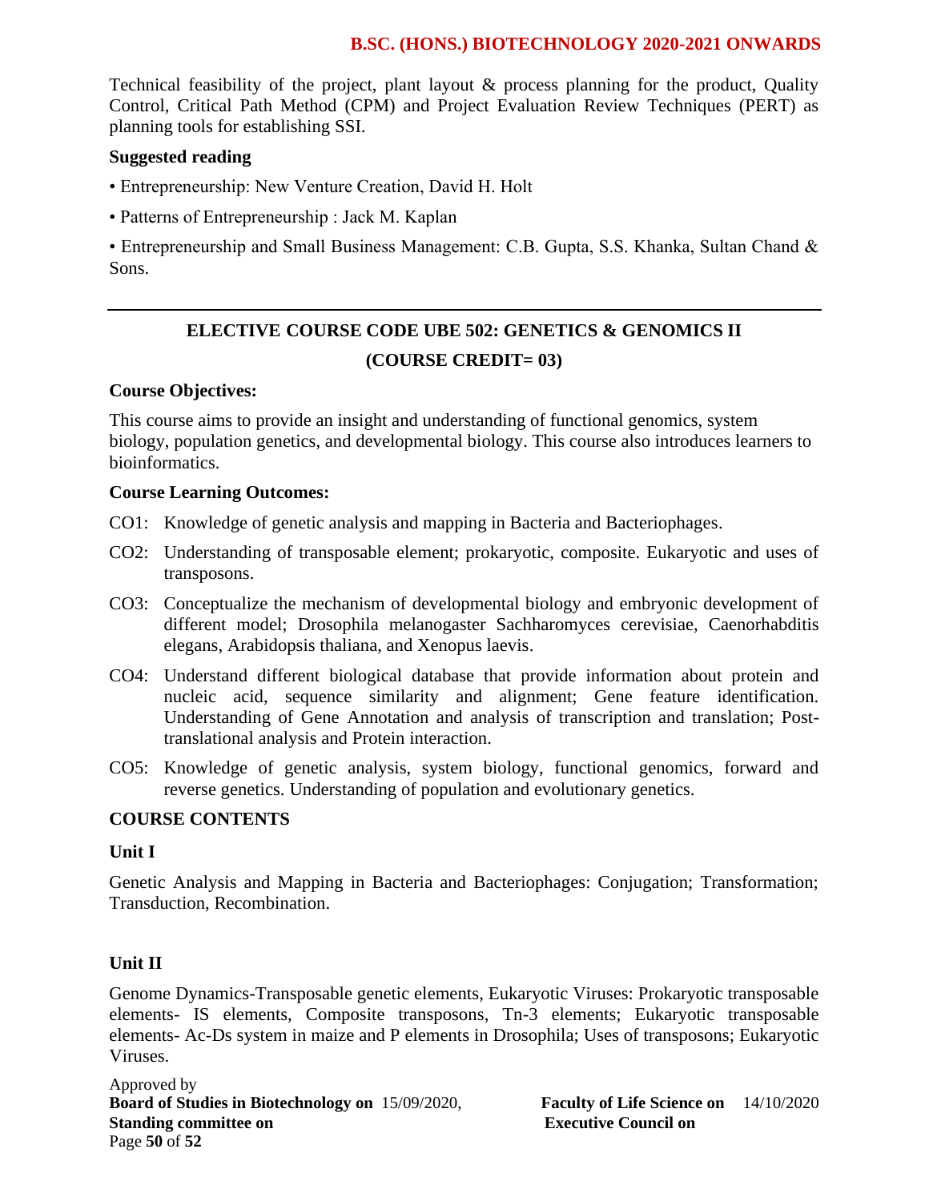Technical feasibility of the project, plant layout & process planning for the product, Quality Control, Critical Path Method (CPM) and Project Evaluation Review Techniques (PERT) as planning tools for establishing SSI.

**Suggested reading**

- Entrepreneurship: New Venture Creation, David H. Holt
- Patterns of Entrepreneurship : Jack M. Kaplan
- Entrepreneurship and Small Business Management: C.B. Gupta, S.S. Khanka, Sultan Chand & Sons.

---

## ELECTIVE COURSE CODE UBE 502: GENETICS & GENOMICS II

### (COURSE CREDIT= 03)

**Course Objectives:**

This course aims to provide an insight and understanding of functional genomics, system biology, population genetics, and developmental biology. This course also introduces learners to bioinformatics.

**Course Learning Outcomes:**

CO1: Knowledge of genetic analysis and mapping in Bacteria and Bacteriophages.

CO2: Understanding of transposable element; prokaryotic, composite. Eukaryotic and uses of transposons.

CO3: Conceptualize the mechanism of developmental biology and embryonic development of different model; Drosophila melanogaster Sachharomyces cerevisiae, Caenorhabditis elegans, Arabidopsis thaliana, and Xenopus laevis.

CO4: Understand different biological database that provide information about protein and nucleic acid, sequence similarity and alignment; Gene feature identification. Understanding of Gene Annotation and analysis of transcription and translation; Post-translational analysis and Protein interaction.

CO5: Knowledge of genetic analysis, system biology, functional genomics, forward and reverse genetics. Understanding of population and evolutionary genetics.

**COURSE CONTENTS**

**Unit I**

Genetic Analysis and Mapping in Bacteria and Bacteriophages: Conjugation; Transformation; Transduction, Recombination.

**Unit II**

Genome Dynamics-Transposable genetic elements, Eukaryotic Viruses: Prokaryotic transposable elements- IS elements, Composite transposons, Tn-3 elements; Eukaryotic transposable elements- Ac-Ds system in maize and P elements in Drosophila; Uses of transposons; Eukaryotic Viruses.

Approved by
**Board of Studies in Biotechnology on** 15/09/2020, **Faculty of Life Science on** 14/10/2020
**Standing committee on** **Executive Council on**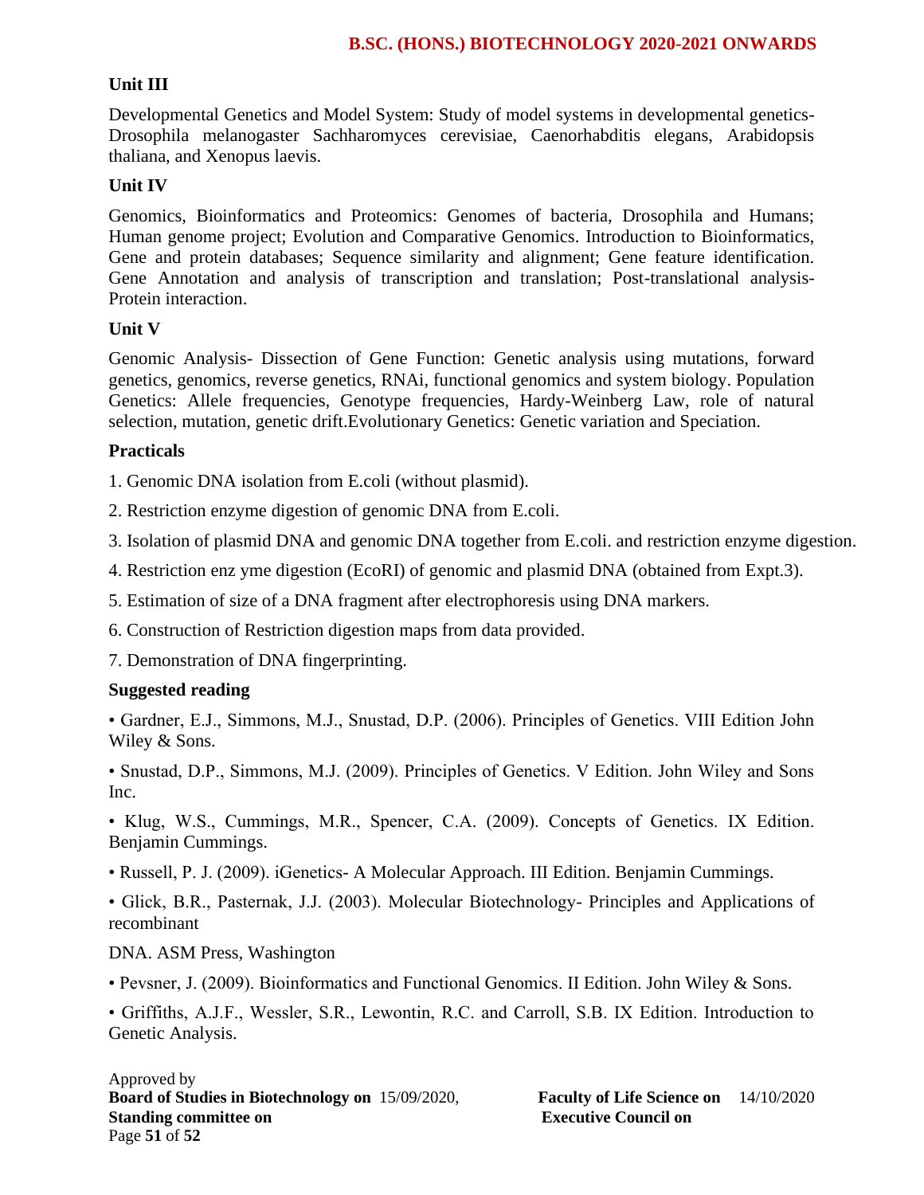## Unit III

Developmental Genetics and Model System: Study of model systems in developmental genetics- Drosophila melanogaster Sachharomyces cerevisiae, Caenorhabditis elegans, Arabidopsis thaliana, and Xenopus laevis.

## Unit IV

Genomics, Bioinformatics and Proteomics: Genomes of bacteria, Drosophila and Humans; Human genome project; Evolution and Comparative Genomics. Introduction to Bioinformatics, Gene and protein databases; Sequence similarity and alignment; Gene feature identification. Gene Annotation and analysis of transcription and translation; Post-translational analysis- Protein interaction.

## Unit V

Genomic Analysis- Dissection of Gene Function: Genetic analysis using mutations, forward genetics, genomics, reverse genetics, RNAi, functional genomics and system biology. Population Genetics: Allele frequencies, Genotype frequencies, Hardy-Weinberg Law, role of natural selection, mutation, genetic drift.Evolutionary Genetics: Genetic variation and Speciation.

## Practicals

1. Genomic DNA isolation from E.coli (without plasmid).
2. Restriction enzyme digestion of genomic DNA from E.coli.
3. Isolation of plasmid DNA and genomic DNA together from E.coli. and restriction enzyme digestion.
4. Restriction enz yme digestion (EcoRI) of genomic and plasmid DNA (obtained from Expt.3).
5. Estimation of size of a DNA fragment after electrophoresis using DNA markers.
6. Construction of Restriction digestion maps from data provided.
7. Demonstration of DNA fingerprinting.

## Suggested reading

- Gardner, E.J., Simmons, M.J., Snustad, D.P. (2006). Principles of Genetics. VIII Edition John Wiley & Sons.
- Snustad, D.P., Simmons, M.J. (2009). Principles of Genetics. V Edition. John Wiley and Sons Inc.
- Klug, W.S., Cummings, M.R., Spencer, C.A. (2009). Concepts of Genetics. IX Edition. Benjamin Cummings.
- Russell, P. J. (2009). iGenetics- A Molecular Approach. III Edition. Benjamin Cummings.
- Glick, B.R., Pasternak, J.J. (2003). Molecular Biotechnology- Principles and Applications of recombinant

DNA. ASM Press, Washington

- Pevsner, J. (2009). Bioinformatics and Functional Genomics. II Edition. John Wiley & Sons.
- Griffiths, A.J.F., Wessler, S.R., Lewontin, R.C. and Carroll, S.B. IX Edition. Introduction to Genetic Analysis.

Approved by
**Board of Studies in Biotechnology on** 15/09/2020, **Faculty of Life Science on** 14/10/2020
**Standing committee on** **Executive Council on**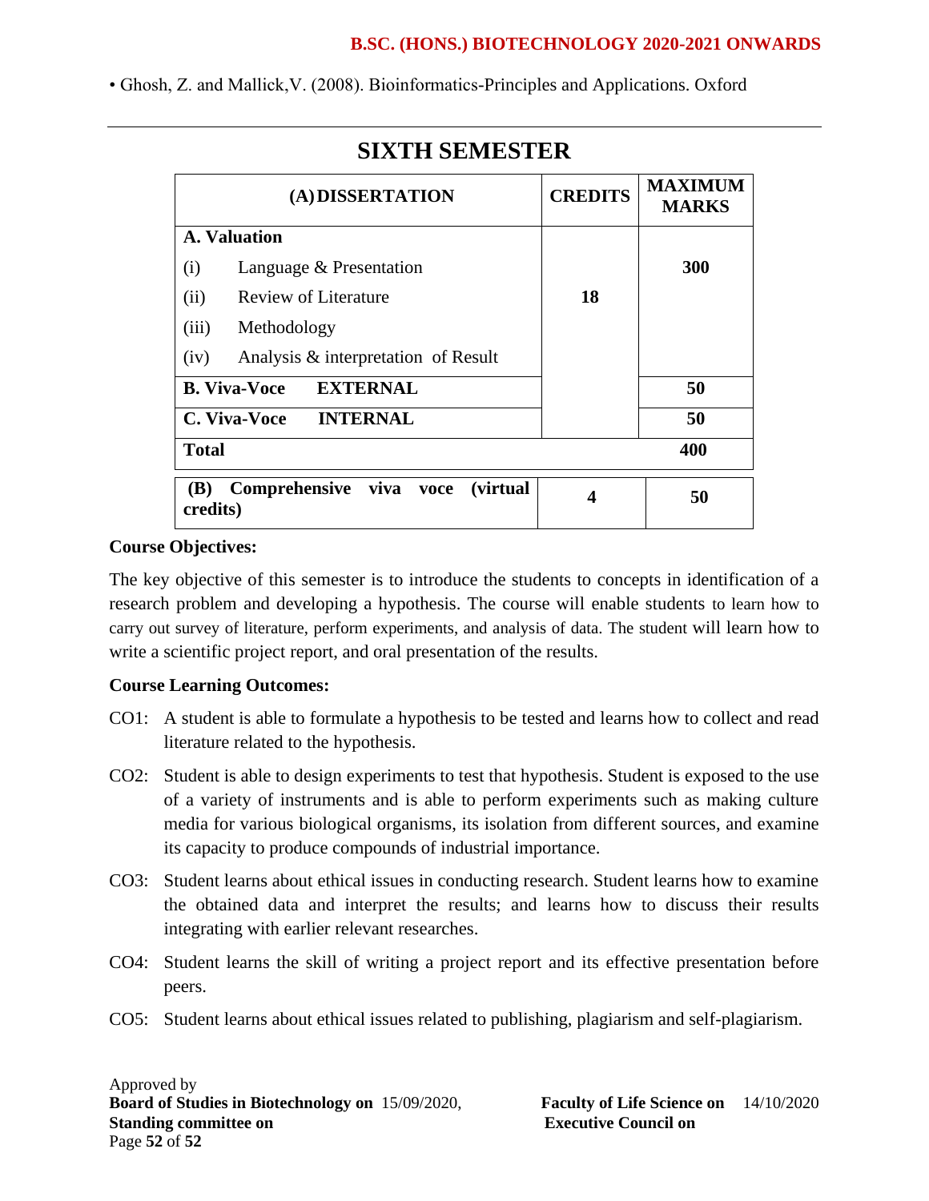• Ghosh, Z. and Mallick,V. (2008). Bioinformatics-Principles and Applications. Oxford

---

# SIXTH SEMESTER

| (A) DISSERTATION | CREDITS | MAXIMUM MARKS |
|---|---|---|
| **A. Valuation** | | |
| (i) Language & Presentation | | 300 |
| (ii) Review of Literature | 18 | |
| (iii) Methodology | | |
| (iv) Analysis & interpretation of Result | | |
| **B. Viva-Voce EXTERNAL** | | 50 |
| **C. Viva-Voce INTERNAL** | | 50 |
| **Total** | | **400** |

| | | |
|---|---|---|
| **(B) Comprehensive viva voce (virtual credits)** | **4** | **50** |

**Course Objectives:**

The key objective of this semester is to introduce the students to concepts in identification of a research problem and developing a hypothesis. The course will enable students to learn how to carry out survey of literature, perform experiments, and analysis of data. The student will learn how to write a scientific project report, and oral presentation of the results.

**Course Learning Outcomes:**

- CO1: A student is able to formulate a hypothesis to be tested and learns how to collect and read literature related to the hypothesis.
- CO2: Student is able to design experiments to test that hypothesis. Student is exposed to the use of a variety of instruments and is able to perform experiments such as making culture media for various biological organisms, its isolation from different sources, and examine its capacity to produce compounds of industrial importance.
- CO3: Student learns about ethical issues in conducting research. Student learns how to examine the obtained data and interpret the results; and learns how to discuss their results integrating with earlier relevant researches.
- CO4: Student learns the skill of writing a project report and its effective presentation before peers.
- CO5: Student learns about ethical issues related to publishing, plagiarism and self-plagiarism.

Approved by
**Board of Studies in Biotechnology on** 15/09/2020, **Faculty of Life Science on** 14/10/2020
**Standing committee on** **Executive Council on**